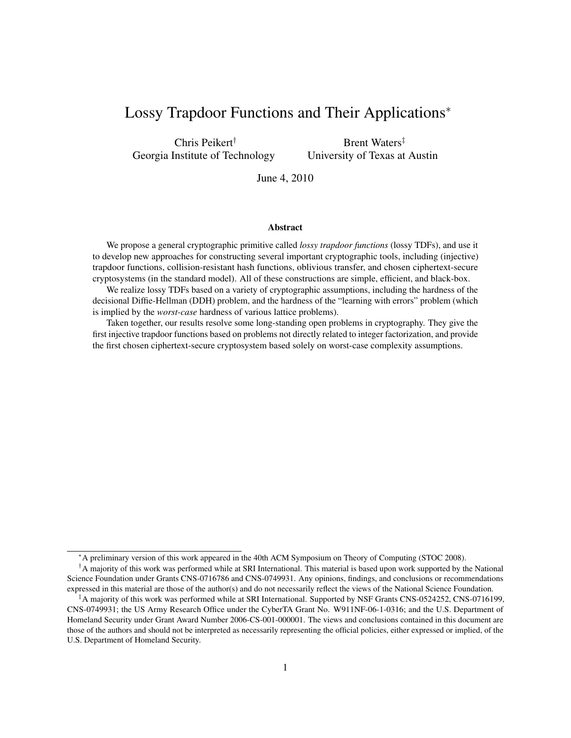# Lossy Trapdoor Functions and Their Applications[*]

Chris Peikert[†]
Georgia Institute of Technology

Brent Waters[‡]
University of Texas at Austin

June 4, 2010

## Abstract

We propose a general cryptographic primitive called *lossy trapdoor functions* (lossy TDFs), and use it to develop new approaches for constructing several important cryptographic tools, including (injective) trapdoor functions, collision-resistant hash functions, oblivious transfer, and chosen ciphertext-secure cryptosystems (in the standard model). All of these constructions are simple, efficient, and black-box.

We realize lossy TDFs based on a variety of cryptographic assumptions, including the hardness of the decisional Diffie-Hellman (DDH) problem, and the hardness of the "learning with errors" problem (which is implied by the *worst-case* hardness of various lattice problems).

Taken together, our results resolve some long-standing open problems in cryptography. They give the first injective trapdoor functions based on problems not directly related to integer factorization, and provide the first chosen ciphertext-secure cryptosystem based solely on worst-case complexity assumptions.

---

[*]A preliminary version of this work appeared in the 40th ACM Symposium on Theory of Computing (STOC 2008).

[†]A majority of this work was performed while at SRI International. This material is based upon work supported by the National Science Foundation under Grants CNS-0716786 and CNS-0749931. Any opinions, findings, and conclusions or recommendations expressed in this material are those of the author(s) and do not necessarily reflect the views of the National Science Foundation.

[‡]A majority of this work was performed while at SRI International. Supported by NSF Grants CNS-0524252, CNS-0716199, CNS-0749931; the US Army Research Office under the CyberTA Grant No. W911NF-06-1-0316; and the U.S. Department of Homeland Security under Grant Award Number 2006-CS-001-000001. The views and conclusions contained in this document are those of the authors and should not be interpreted as necessarily representing the official policies, either expressed or implied, of the U.S. Department of Homeland Security.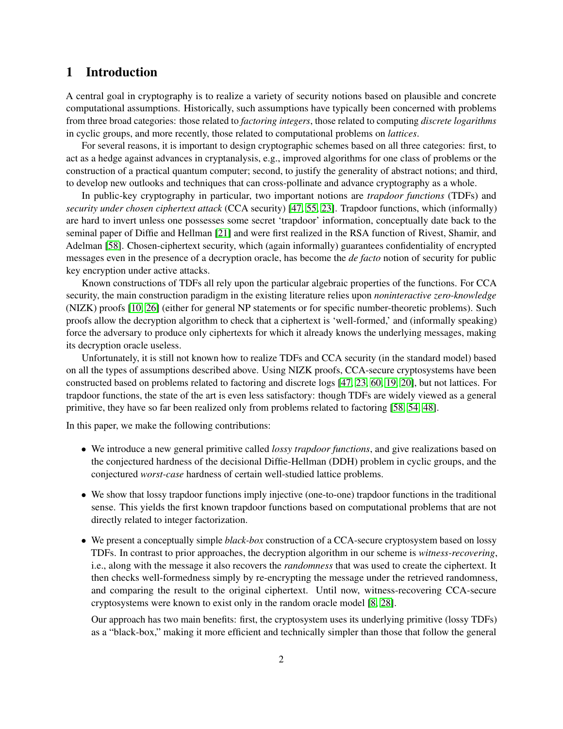# 1 Introduction

A central goal in cryptography is to realize a variety of security notions based on plausible and concrete computational assumptions. Historically, such assumptions have typically been concerned with problems from three broad categories: those related to *factoring integers*, those related to computing *discrete logarithms* in cyclic groups, and more recently, those related to computational problems on *lattices*.

For several reasons, it is important to design cryptographic schemes based on all three categories: first, to act as a hedge against advances in cryptanalysis, e.g., improved algorithms for one class of problems or the construction of a practical quantum computer; second, to justify the generality of abstract notions; and third, to develop new outlooks and techniques that can cross-pollinate and advance cryptography as a whole.

In public-key cryptography in particular, two important notions are *trapdoor functions* (TDFs) and *security under chosen ciphertext attack* (CCA security) [47, 55, 23]. Trapdoor functions, which (informally) are hard to invert unless one possesses some secret 'trapdoor' information, conceptually date back to the seminal paper of Diffie and Hellman [21] and were first realized in the RSA function of Rivest, Shamir, and Adelman [58]. Chosen-ciphertext security, which (again informally) guarantees confidentiality of encrypted messages even in the presence of a decryption oracle, has become the *de facto* notion of security for public key encryption under active attacks.

Known constructions of TDFs all rely upon the particular algebraic properties of the functions. For CCA security, the main construction paradigm in the existing literature relies upon *noninteractive zero-knowledge* (NIZK) proofs [10, 26] (either for general NP statements or for specific number-theoretic problems). Such proofs allow the decryption algorithm to check that a ciphertext is 'well-formed,' and (informally speaking) force the adversary to produce only ciphertexts for which it already knows the underlying messages, making its decryption oracle useless.

Unfortunately, it is still not known how to realize TDFs and CCA security (in the standard model) based on all the types of assumptions described above. Using NIZK proofs, CCA-secure cryptosystems have been constructed based on problems related to factoring and discrete logs [47, 23, 60, 19, 20], but not lattices. For trapdoor functions, the state of the art is even less satisfactory: though TDFs are widely viewed as a general primitive, they have so far been realized only from problems related to factoring [58, 54, 48].

In this paper, we make the following contributions:

- We introduce a new general primitive called *lossy trapdoor functions*, and give realizations based on the conjectured hardness of the decisional Diffie-Hellman (DDH) problem in cyclic groups, and the conjectured *worst-case* hardness of certain well-studied lattice problems.
- We show that lossy trapdoor functions imply injective (one-to-one) trapdoor functions in the traditional sense. This yields the first known trapdoor functions based on computational problems that are not directly related to integer factorization.
- We present a conceptually simple *black-box* construction of a CCA-secure cryptosystem based on lossy TDFs. In contrast to prior approaches, the decryption algorithm in our scheme is *witness-recovering*, i.e., along with the message it also recovers the *randomness* that was used to create the ciphertext. It then checks well-formedness simply by re-encrypting the message under the retrieved randomness, and comparing the result to the original ciphertext. Until now, witness-recovering CCA-secure cryptosystems were known to exist only in the random oracle model [8, 28].

  Our approach has two main benefits: first, the cryptosystem uses its underlying primitive (lossy TDFs) as a "black-box," making it more efficient and technically simpler than those that follow the general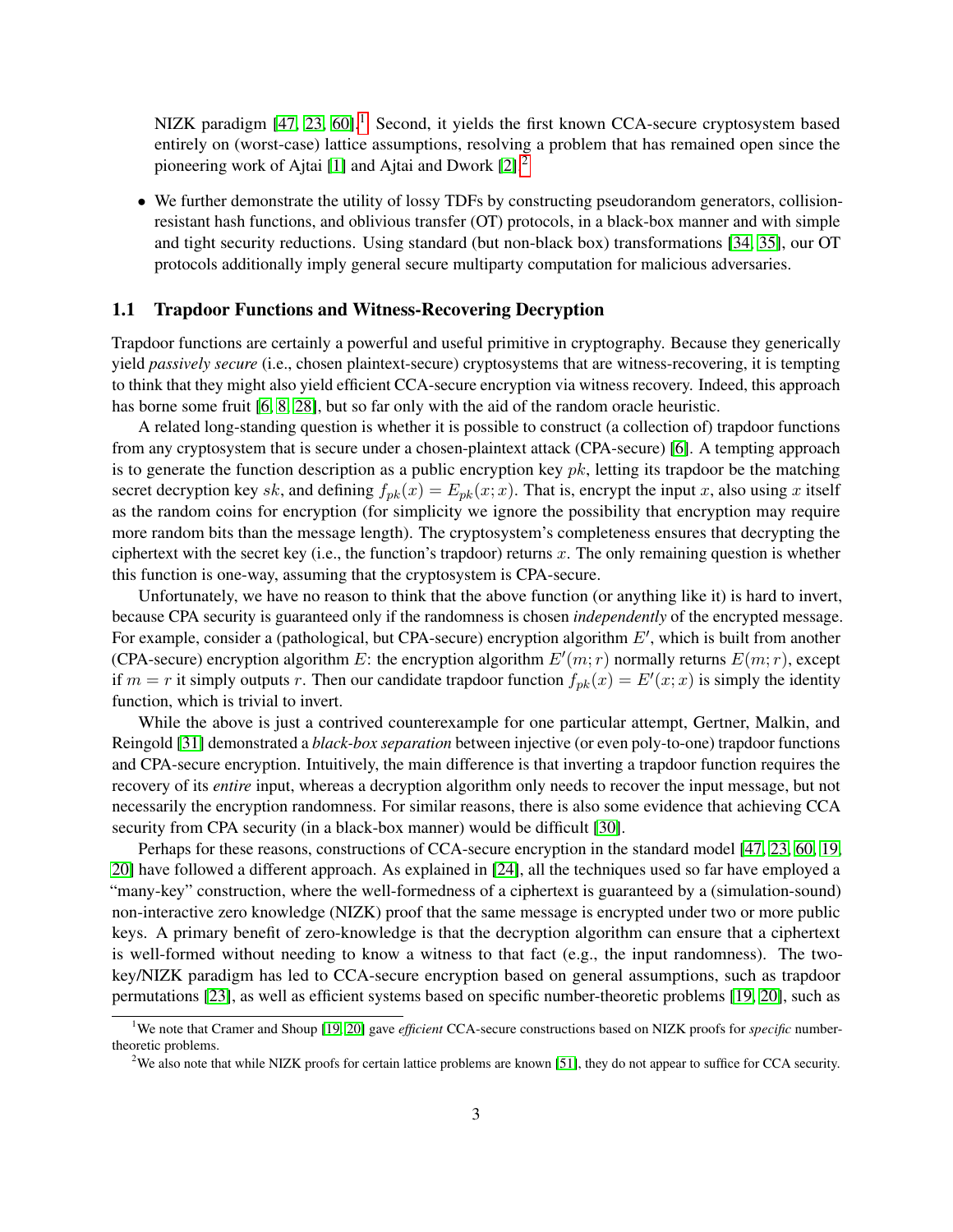NIZK paradigm [47, 23, 60].[1] Second, it yields the first known CCA-secure cryptosystem based entirely on (worst-case) lattice assumptions, resolving a problem that has remained open since the pioneering work of Ajtai [1] and Ajtai and Dwork [2].[2]

- We further demonstrate the utility of lossy TDFs by constructing pseudorandom generators, collision-resistant hash functions, and oblivious transfer (OT) protocols, in a black-box manner and with simple and tight security reductions. Using standard (but non-black box) transformations [34, 35], our OT protocols additionally imply general secure multiparty computation for malicious adversaries.

## 1.1 Trapdoor Functions and Witness-Recovering Decryption

Trapdoor functions are certainly a powerful and useful primitive in cryptography. Because they generically yield *passively secure* (i.e., chosen plaintext-secure) cryptosystems that are witness-recovering, it is tempting to think that they might also yield efficient CCA-secure encryption via witness recovery. Indeed, this approach has borne some fruit [6, 8, 28], but so far only with the aid of the random oracle heuristic.

A related long-standing question is whether it is possible to construct (a collection of) trapdoor functions from any cryptosystem that is secure under a chosen-plaintext attack (CPA-secure) [6]. A tempting approach is to generate the function description as a public encryption key $pk$, letting its trapdoor be the matching secret decryption key $sk$, and defining $f_{pk}(x) = E_{pk}(x; x)$. That is, encrypt the input $x$, also using $x$ itself as the random coins for encryption (for simplicity we ignore the possibility that encryption may require more random bits than the message length). The cryptosystem's completeness ensures that decrypting the ciphertext with the secret key (i.e., the function's trapdoor) returns $x$. The only remaining question is whether this function is one-way, assuming that the cryptosystem is CPA-secure.

Unfortunately, we have no reason to think that the above function (or anything like it) is hard to invert, because CPA security is guaranteed only if the randomness is chosen *independently* of the encrypted message. For example, consider a (pathological, but CPA-secure) encryption algorithm $E'$, which is built from another (CPA-secure) encryption algorithm $E$: the encryption algorithm $E'(m; r)$ normally returns $E(m; r)$, except if $m = r$ it simply outputs $r$. Then our candidate trapdoor function $f_{pk}(x) = E'(x; x)$ is simply the identity function, which is trivial to invert.

While the above is just a contrived counterexample for one particular attempt, Gertner, Malkin, and Reingold [31] demonstrated a *black-box separation* between injective (or even poly-to-one) trapdoor functions and CPA-secure encryption. Intuitively, the main difference is that inverting a trapdoor function requires the recovery of its *entire* input, whereas a decryption algorithm only needs to recover the input message, but not necessarily the encryption randomness. For similar reasons, there is also some evidence that achieving CCA security from CPA security (in a black-box manner) would be difficult [30].

Perhaps for these reasons, constructions of CCA-secure encryption in the standard model [47, 23, 60, 19, 20] have followed a different approach. As explained in [24], all the techniques used so far have employed a "many-key" construction, where the well-formedness of a ciphertext is guaranteed by a (simulation-sound) non-interactive zero knowledge (NIZK) proof that the same message is encrypted under two or more public keys. A primary benefit of zero-knowledge is that the decryption algorithm can ensure that a ciphertext is well-formed without needing to know a witness to that fact (e.g., the input randomness). The two-key/NIZK paradigm has led to CCA-secure encryption based on general assumptions, such as trapdoor permutations [23], as well as efficient systems based on specific number-theoretic problems [19, 20], such as

[1] We note that Cramer and Shoup [19, 20] gave *efficient* CCA-secure constructions based on NIZK proofs for *specific* number-theoretic problems.

[2] We also note that while NIZK proofs for certain lattice problems are known [51], they do not appear to suffice for CCA security.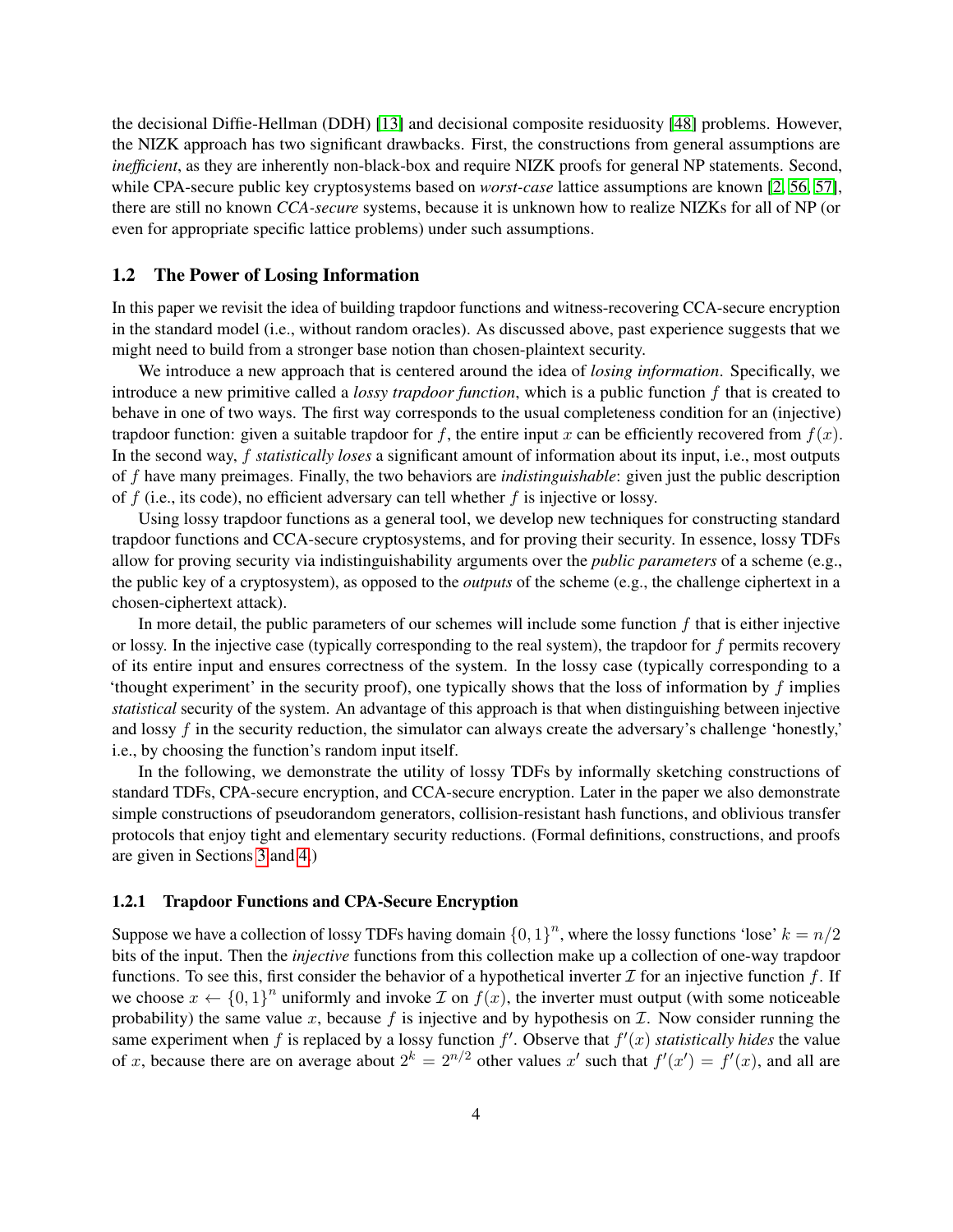the decisional Diffie-Hellman (DDH) [13] and decisional composite residuosity [48] problems. However, the NIZK approach has two significant drawbacks. First, the constructions from general assumptions are *inefficient*, as they are inherently non-black-box and require NIZK proofs for general NP statements. Second, while CPA-secure public key cryptosystems based on *worst-case* lattice assumptions are known [2, 56, 57], there are still no known *CCA-secure* systems, because it is unknown how to realize NIZKs for all of NP (or even for appropriate specific lattice problems) under such assumptions.

## 1.2 The Power of Losing Information

In this paper we revisit the idea of building trapdoor functions and witness-recovering CCA-secure encryption in the standard model (i.e., without random oracles). As discussed above, past experience suggests that we might need to build from a stronger base notion than chosen-plaintext security.

We introduce a new approach that is centered around the idea of *losing information*. Specifically, we introduce a new primitive called a *lossy trapdoor function*, which is a public function $f$ that is created to behave in one of two ways. The first way corresponds to the usual completeness condition for an (injective) trapdoor function: given a suitable trapdoor for $f$, the entire input $x$ can be efficiently recovered from $f(x)$. In the second way, $f$ *statistically loses* a significant amount of information about its input, i.e., most outputs of $f$ have many preimages. Finally, the two behaviors are *indistinguishable*: given just the public description of $f$ (i.e., its code), no efficient adversary can tell whether $f$ is injective or lossy.

Using lossy trapdoor functions as a general tool, we develop new techniques for constructing standard trapdoor functions and CCA-secure cryptosystems, and for proving their security. In essence, lossy TDFs allow for proving security via indistinguishability arguments over the *public parameters* of a scheme (e.g., the public key of a cryptosystem), as opposed to the *outputs* of the scheme (e.g., the challenge ciphertext in a chosen-ciphertext attack).

In more detail, the public parameters of our schemes will include some function $f$ that is either injective or lossy. In the injective case (typically corresponding to the real system), the trapdoor for $f$ permits recovery of its entire input and ensures correctness of the system. In the lossy case (typically corresponding to a 'thought experiment' in the security proof), one typically shows that the loss of information by $f$ implies *statistical* security of the system. An advantage of this approach is that when distinguishing between injective and lossy $f$ in the security reduction, the simulator can always create the adversary's challenge 'honestly,' i.e., by choosing the function's random input itself.

In the following, we demonstrate the utility of lossy TDFs by informally sketching constructions of standard TDFs, CPA-secure encryption, and CCA-secure encryption. Later in the paper we also demonstrate simple constructions of pseudorandom generators, collision-resistant hash functions, and oblivious transfer protocols that enjoy tight and elementary security reductions. (Formal definitions, constructions, and proofs are given in Sections 3 and 4.)

### 1.2.1 Trapdoor Functions and CPA-Secure Encryption

Suppose we have a collection of lossy TDFs having domain $\{0,1\}^n$, where the lossy functions 'lose' $k = n/2$ bits of the input. Then the *injective* functions from this collection make up a collection of one-way trapdoor functions. To see this, first consider the behavior of a hypothetical inverter $\mathcal{I}$ for an injective function $f$. If we choose $x \leftarrow \{0,1\}^n$ uniformly and invoke $\mathcal{I}$ on $f(x)$, the inverter must output (with some noticeable probability) the same value $x$, because $f$ is injective and by hypothesis on $\mathcal{I}$. Now consider running the same experiment when $f$ is replaced by a lossy function $f'$. Observe that $f'(x)$ *statistically hides* the value of $x$, because there are on average about $2^k = 2^{n/2}$ other values $x'$ such that $f'(x') = f'(x)$, and all are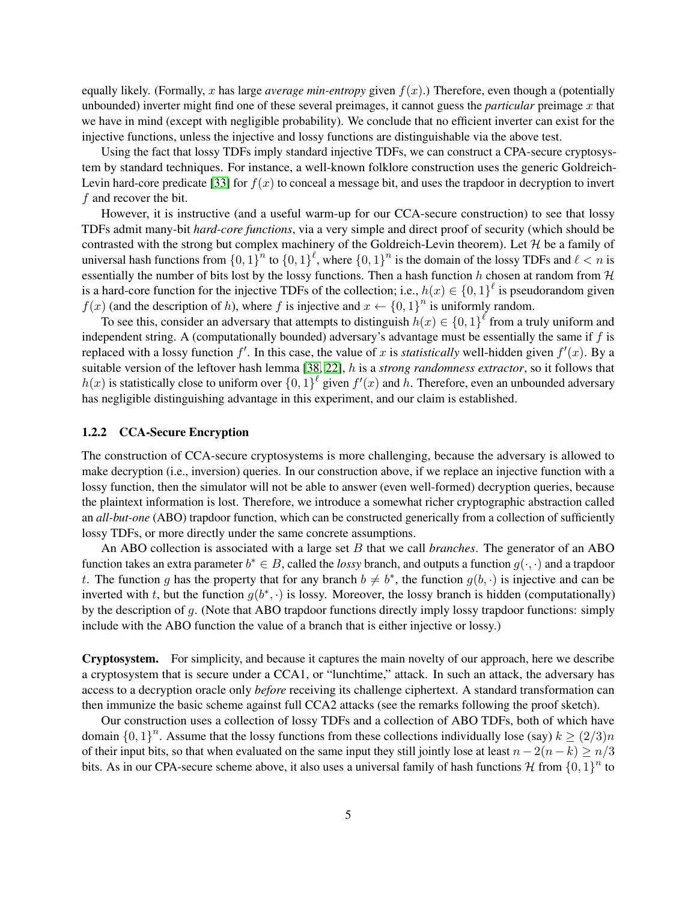equally likely. (Formally, $x$ has large *average min-entropy* given $f(x)$.) Therefore, even though a (potentially unbounded) inverter might find one of these several preimages, it cannot guess the *particular* preimage $x$ that we have in mind (except with negligible probability). We conclude that no efficient inverter can exist for the injective functions, unless the injective and lossy functions are distinguishable via the above test.

Using the fact that lossy TDFs imply standard injective TDFs, we can construct a CPA-secure cryptosystem by standard techniques. For instance, a well-known folklore construction uses the generic Goldreich-Levin hard-core predicate [33] for $f(x)$ to conceal a message bit, and uses the trapdoor in decryption to invert $f$ and recover the bit.

However, it is instructive (and a useful warm-up for our CCA-secure construction) to see that lossy TDFs admit many-bit *hard-core functions*, via a very simple and direct proof of security (which should be contrasted with the strong but complex machinery of the Goldreich-Levin theorem). Let $\mathcal{H}$ be a family of universal hash functions from $\{0,1\}^n$ to $\{0,1\}^\ell$, where $\{0,1\}^n$ is the domain of the lossy TDFs and $\ell < n$ is essentially the number of bits lost by the lossy functions. Then a hash function $h$ chosen at random from $\mathcal{H}$ is a hard-core function for the injective TDFs of the collection; i.e., $h(x) \in \{0,1\}^\ell$ is pseudorandom given $f(x)$ (and the description of $h$), where $f$ is injective and $x \leftarrow \{0,1\}^n$ is uniformly random.

To see this, consider an adversary that attempts to distinguish $h(x) \in \{0,1\}^\ell$ from a truly uniform and independent string. A (computationally bounded) adversary's advantage must be essentially the same if $f$ is replaced with a lossy function $f'$. In this case, the value of $x$ is *statistically* well-hidden given $f'(x)$. By a suitable version of the leftover hash lemma [38, 22], $h$ is a *strong randomness extractor*, so it follows that $h(x)$ is statistically close to uniform over $\{0,1\}^\ell$ given $f'(x)$ and $h$. Therefore, even an unbounded adversary has negligible distinguishing advantage in this experiment, and our claim is established.

### 1.2.2 CCA-Secure Encryption

The construction of CCA-secure cryptosystems is more challenging, because the adversary is allowed to make decryption (i.e., inversion) queries. In our construction above, if we replace an injective function with a lossy function, then the simulator will not be able to answer (even well-formed) decryption queries, because the plaintext information is lost. Therefore, we introduce a somewhat richer cryptographic abstraction called an *all-but-one* (ABO) trapdoor function, which can be constructed generically from a collection of sufficiently lossy TDFs, or more directly under the same concrete assumptions.

An ABO collection is associated with a large set $B$ that we call *branches*. The generator of an ABO function takes an extra parameter $b^* \in B$, called the *lossy* branch, and outputs a function $g(\cdot,\cdot)$ and a trapdoor $t$. The function $g$ has the property that for any branch $b \neq b^*$, the function $g(b,\cdot)$ is injective and can be inverted with $t$, but the function $g(b^*,\cdot)$ is lossy. Moreover, the lossy branch is hidden (computationally) by the description of $g$. (Note that ABO trapdoor functions directly imply lossy trapdoor functions: simply include with the ABO function the value of a branch that is either injective or lossy.)

**Cryptosystem.** For simplicity, and because it captures the main novelty of our approach, here we describe a cryptosystem that is secure under a CCA1, or "lunchtime," attack. In such an attack, the adversary has access to a decryption oracle only *before* receiving its challenge ciphertext. A standard transformation can then immunize the basic scheme against full CCA2 attacks (see the remarks following the proof sketch).

Our construction uses a collection of lossy TDFs and a collection of ABO TDFs, both of which have domain $\{0,1\}^n$. Assume that the lossy functions from these collections individually lose (say) $k \geq (2/3)n$ of their input bits, so that when evaluated on the same input they still jointly lose at least $n - 2(n-k) \geq n/3$ bits. As in our CPA-secure scheme above, it also uses a universal family of hash functions $\mathcal{H}$ from $\{0,1\}^n$ to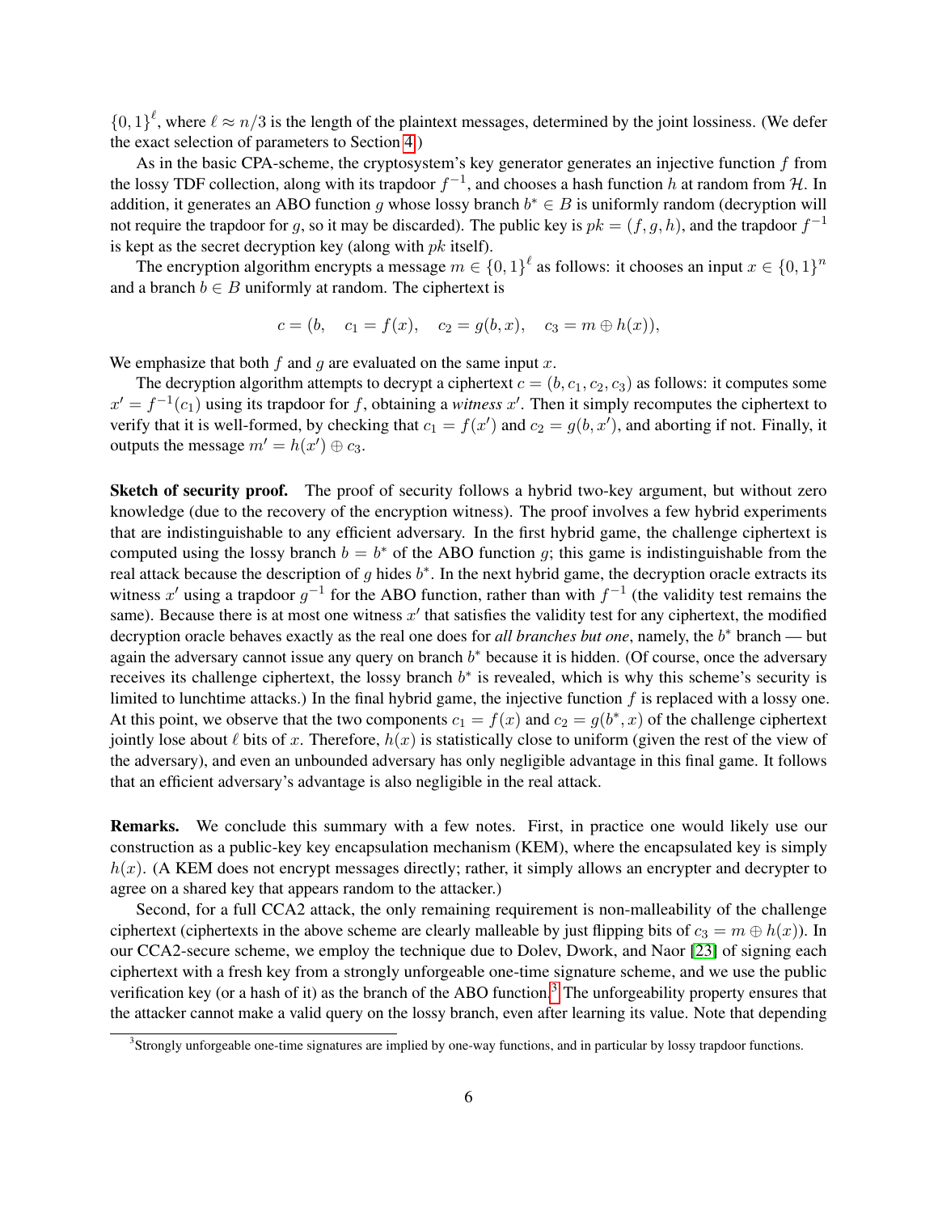$\{0,1\}^\ell$, where $\ell \approx n/3$ is the length of the plaintext messages, determined by the joint lossiness. (We defer the exact selection of parameters to Section 4.)

As in the basic CPA-scheme, the cryptosystem's key generator generates an injective function $f$ from the lossy TDF collection, along with its trapdoor $f^{-1}$, and chooses a hash function $h$ at random from $\mathcal{H}$. In addition, it generates an ABO function $g$ whose lossy branch $b^* \in B$ is uniformly random (decryption will not require the trapdoor for $g$, so it may be discarded). The public key is $pk = (f, g, h)$, and the trapdoor $f^{-1}$ is kept as the secret decryption key (along with $pk$ itself).

The encryption algorithm encrypts a message $m \in \{0,1\}^\ell$ as follows: it chooses an input $x \in \{0,1\}^n$ and a branch $b \in B$ uniformly at random. The ciphertext is

$$c = (b, \quad c_1 = f(x), \quad c_2 = g(b, x), \quad c_3 = m \oplus h(x)),$$

We emphasize that both $f$ and $g$ are evaluated on the same input $x$.

The decryption algorithm attempts to decrypt a ciphertext $c = (b, c_1, c_2, c_3)$ as follows: it computes some $x' = f^{-1}(c_1)$ using its trapdoor for $f$, obtaining a *witness* $x'$. Then it simply recomputes the ciphertext to verify that it is well-formed, by checking that $c_1 = f(x')$ and $c_2 = g(b, x')$, and aborting if not. Finally, it outputs the message $m' = h(x') \oplus c_3$.

**Sketch of security proof.** The proof of security follows a hybrid two-key argument, but without zero knowledge (due to the recovery of the encryption witness). The proof involves a few hybrid experiments that are indistinguishable to any efficient adversary. In the first hybrid game, the challenge ciphertext is computed using the lossy branch $b = b^*$ of the ABO function $g$; this game is indistinguishable from the real attack because the description of $g$ hides $b^*$. In the next hybrid game, the decryption oracle extracts its witness $x'$ using a trapdoor $g^{-1}$ for the ABO function, rather than with $f^{-1}$ (the validity test remains the same). Because there is at most one witness $x'$ that satisfies the validity test for any ciphertext, the modified decryption oracle behaves exactly as the real one does for *all branches but one*, namely, the $b^*$ branch — but again the adversary cannot issue any query on branch $b^*$ because it is hidden. (Of course, once the adversary receives its challenge ciphertext, the lossy branch $b^*$ is revealed, which is why this scheme's security is limited to lunchtime attacks.) In the final hybrid game, the injective function $f$ is replaced with a lossy one. At this point, we observe that the two components $c_1 = f(x)$ and $c_2 = g(b^*, x)$ of the challenge ciphertext jointly lose about $\ell$ bits of $x$. Therefore, $h(x)$ is statistically close to uniform (given the rest of the view of the adversary), and even an unbounded adversary has only negligible advantage in this final game. It follows that an efficient adversary's advantage is also negligible in the real attack.

**Remarks.** We conclude this summary with a few notes. First, in practice one would likely use our construction as a public-key key encapsulation mechanism (KEM), where the encapsulated key is simply $h(x)$. (A KEM does not encrypt messages directly; rather, it simply allows an encrypter and decrypter to agree on a shared key that appears random to the attacker.)

Second, for a full CCA2 attack, the only remaining requirement is non-malleability of the challenge ciphertext (ciphertexts in the above scheme are clearly malleable by just flipping bits of $c_3 = m \oplus h(x)$). In our CCA2-secure scheme, we employ the technique due to Dolev, Dwork, and Naor [23] of signing each ciphertext with a fresh key from a strongly unforgeable one-time signature scheme, and we use the public verification key (or a hash of it) as the branch of the ABO function.[3] The unforgeability property ensures that the attacker cannot make a valid query on the lossy branch, even after learning its value. Note that depending

[3] Strongly unforgeable one-time signatures are implied by one-way functions, and in particular by lossy trapdoor functions.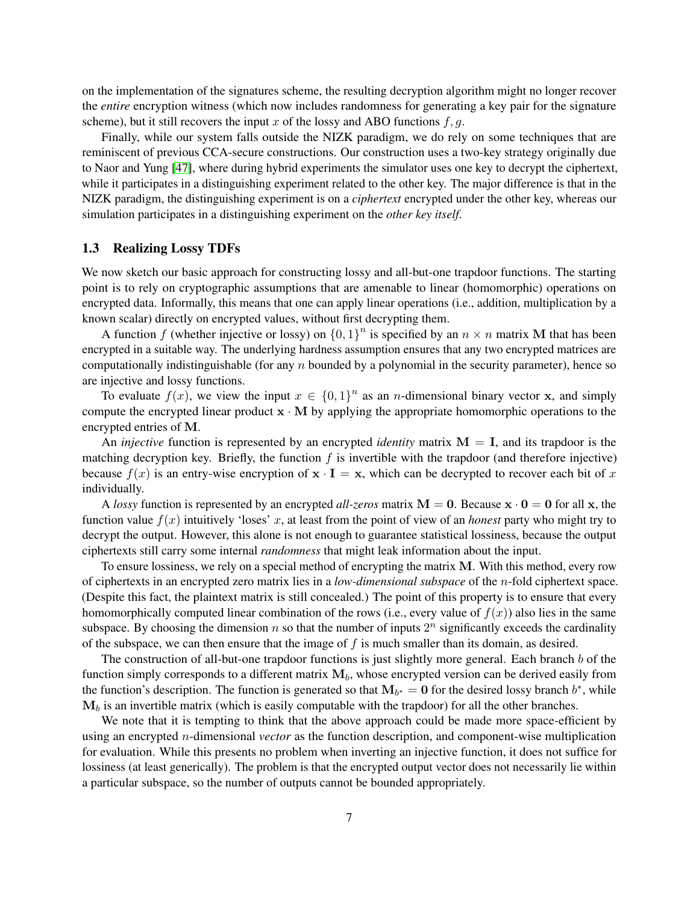on the implementation of the signatures scheme, the resulting decryption algorithm might no longer recover the *entire* encryption witness (which now includes randomness for generating a key pair for the signature scheme), but it still recovers the input $x$ of the lossy and ABO functions $f, g$.

Finally, while our system falls outside the NIZK paradigm, we do rely on some techniques that are reminiscent of previous CCA-secure constructions. Our construction uses a two-key strategy originally due to Naor and Yung [47], where during hybrid experiments the simulator uses one key to decrypt the ciphertext, while it participates in a distinguishing experiment related to the other key. The major difference is that in the NIZK paradigm, the distinguishing experiment is on a *ciphertext* encrypted under the other key, whereas our simulation participates in a distinguishing experiment on the *other key itself*.

### 1.3 Realizing Lossy TDFs

We now sketch our basic approach for constructing lossy and all-but-one trapdoor functions. The starting point is to rely on cryptographic assumptions that are amenable to linear (homomorphic) operations on encrypted data. Informally, this means that one can apply linear operations (i.e., addition, multiplication by a known scalar) directly on encrypted values, without first decrypting them.

A function $f$ (whether injective or lossy) on $\{0,1\}^n$ is specified by an $n \times n$ matrix $\mathbf{M}$ that has been encrypted in a suitable way. The underlying hardness assumption ensures that any two encrypted matrices are computationally indistinguishable (for any $n$ bounded by a polynomial in the security parameter), hence so are injective and lossy functions.

To evaluate $f(x)$, we view the input $x \in \{0,1\}^n$ as an $n$-dimensional binary vector $\mathbf{x}$, and simply compute the encrypted linear product $\mathbf{x} \cdot \mathbf{M}$ by applying the appropriate homomorphic operations to the encrypted entries of $\mathbf{M}$.

An *injective* function is represented by an encrypted *identity* matrix $\mathbf{M} = \mathbf{I}$, and its trapdoor is the matching decryption key. Briefly, the function $f$ is invertible with the trapdoor (and therefore injective) because $f(x)$ is an entry-wise encryption of $\mathbf{x} \cdot \mathbf{I} = \mathbf{x}$, which can be decrypted to recover each bit of $x$ individually.

A *lossy* function is represented by an encrypted *all-zeros* matrix $\mathbf{M} = \mathbf{0}$. Because $\mathbf{x} \cdot \mathbf{0} = \mathbf{0}$ for all $\mathbf{x}$, the function value $f(x)$ intuitively 'loses' $x$, at least from the point of view of an *honest* party who might try to decrypt the output. However, this alone is not enough to guarantee statistical lossiness, because the output ciphertexts still carry some internal *randomness* that might leak information about the input.

To ensure lossiness, we rely on a special method of encrypting the matrix $\mathbf{M}$. With this method, every row of ciphertexts in an encrypted zero matrix lies in a *low-dimensional subspace* of the $n$-fold ciphertext space. (Despite this fact, the plaintext matrix is still concealed.) The point of this property is to ensure that every homomorphically computed linear combination of the rows (i.e., every value of $f(x)$) also lies in the same subspace. By choosing the dimension $n$ so that the number of inputs $2^n$ significantly exceeds the cardinality of the subspace, we can then ensure that the image of $f$ is much smaller than its domain, as desired.

The construction of all-but-one trapdoor functions is just slightly more general. Each branch $b$ of the function simply corresponds to a different matrix $\mathbf{M}_b$, whose encrypted version can be derived easily from the function's description. The function is generated so that $\mathbf{M}_{b^*} = \mathbf{0}$ for the desired lossy branch $b^*$, while $\mathbf{M}_b$ is an invertible matrix (which is easily computable with the trapdoor) for all the other branches.

We note that it is tempting to think that the above approach could be made more space-efficient by using an encrypted $n$-dimensional *vector* as the function description, and component-wise multiplication for evaluation. While this presents no problem when inverting an injective function, it does not suffice for lossiness (at least generically). The problem is that the encrypted output vector does not necessarily lie within a particular subspace, so the number of outputs cannot be bounded appropriately.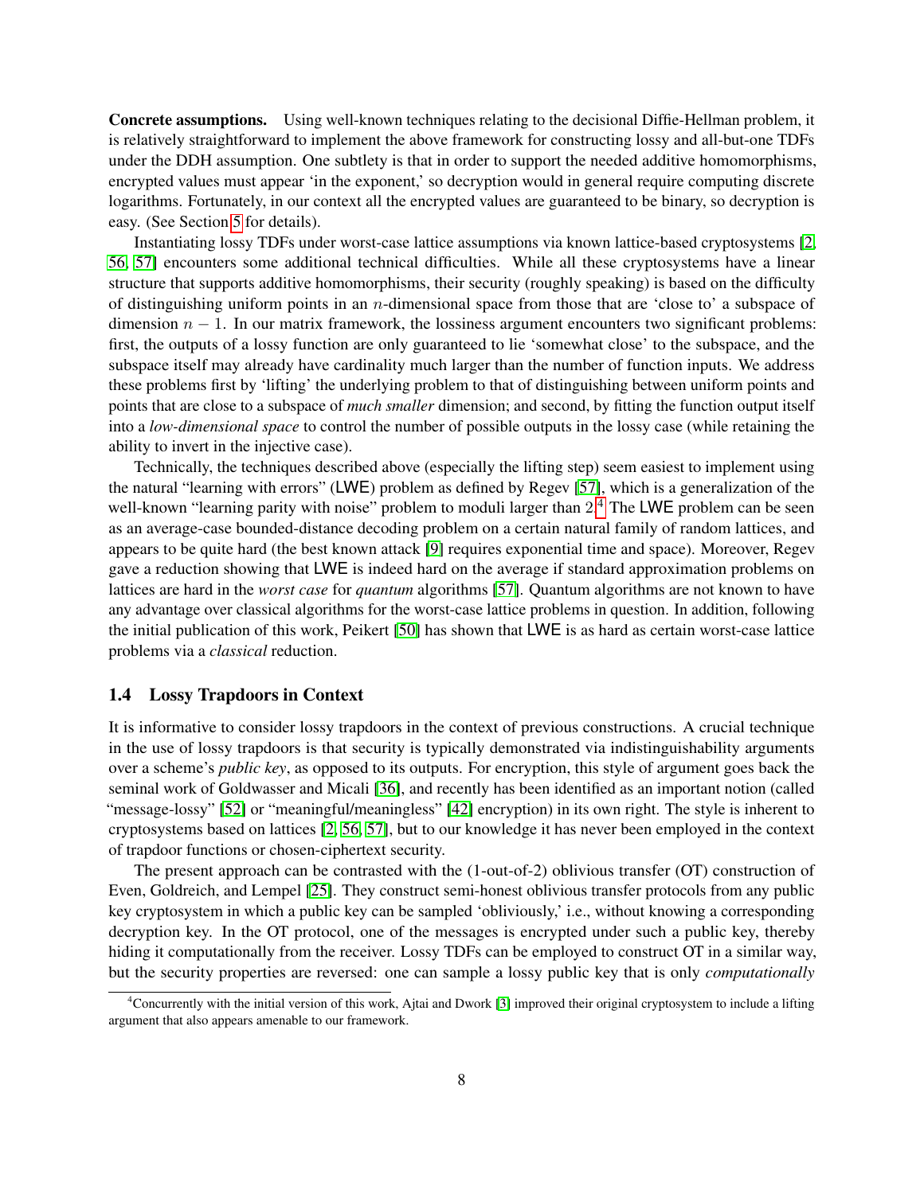**Concrete assumptions.** Using well-known techniques relating to the decisional Diffie-Hellman problem, it is relatively straightforward to implement the above framework for constructing lossy and all-but-one TDFs under the DDH assumption. One subtlety is that in order to support the needed additive homomorphisms, encrypted values must appear 'in the exponent,' so decryption would in general require computing discrete logarithms. Fortunately, in our context all the encrypted values are guaranteed to be binary, so decryption is easy. (See Section 5 for details).

Instantiating lossy TDFs under worst-case lattice assumptions via known lattice-based cryptosystems [2, 56, 57] encounters some additional technical difficulties. While all these cryptosystems have a linear structure that supports additive homomorphisms, their security (roughly speaking) is based on the difficulty of distinguishing uniform points in an $n$-dimensional space from those that are 'close to' a subspace of dimension $n - 1$. In our matrix framework, the lossiness argument encounters two significant problems: first, the outputs of a lossy function are only guaranteed to lie 'somewhat close' to the subspace, and the subspace itself may already have cardinality much larger than the number of function inputs. We address these problems first by 'lifting' the underlying problem to that of distinguishing between uniform points and points that are close to a subspace of *much smaller* dimension; and second, by fitting the function output itself into a *low-dimensional space* to control the number of possible outputs in the lossy case (while retaining the ability to invert in the injective case).

Technically, the techniques described above (especially the lifting step) seem easiest to implement using the natural "learning with errors" (LWE) problem as defined by Regev [57], which is a generalization of the well-known "learning parity with noise" problem to moduli larger than 2.[4] The LWE problem can be seen as an average-case bounded-distance decoding problem on a certain natural family of random lattices, and appears to be quite hard (the best known attack [9] requires exponential time and space). Moreover, Regev gave a reduction showing that LWE is indeed hard on the average if standard approximation problems on lattices are hard in the *worst case* for *quantum* algorithms [57]. Quantum algorithms are not known to have any advantage over classical algorithms for the worst-case lattice problems in question. In addition, following the initial publication of this work, Peikert [50] has shown that LWE is as hard as certain worst-case lattice problems via a *classical* reduction.

### 1.4 Lossy Trapdoors in Context

It is informative to consider lossy trapdoors in the context of previous constructions. A crucial technique in the use of lossy trapdoors is that security is typically demonstrated via indistinguishability arguments over a scheme's *public key*, as opposed to its outputs. For encryption, this style of argument goes back the seminal work of Goldwasser and Micali [36], and recently has been identified as an important notion (called "message-lossy" [52] or "meaningful/meaningless" [42] encryption) in its own right. The style is inherent to cryptosystems based on lattices [2, 56, 57], but to our knowledge it has never been employed in the context of trapdoor functions or chosen-ciphertext security.

The present approach can be contrasted with the (1-out-of-2) oblivious transfer (OT) construction of Even, Goldreich, and Lempel [25]. They construct semi-honest oblivious transfer protocols from any public key cryptosystem in which a public key can be sampled 'obliviously,' i.e., without knowing a corresponding decryption key. In the OT protocol, one of the messages is encrypted under such a public key, thereby hiding it computationally from the receiver. Lossy TDFs can be employed to construct OT in a similar way, but the security properties are reversed: one can sample a lossy public key that is only *computationally*

[4] Concurrently with the initial version of this work, Ajtai and Dwork [3] improved their original cryptosystem to include a lifting argument that also appears amenable to our framework.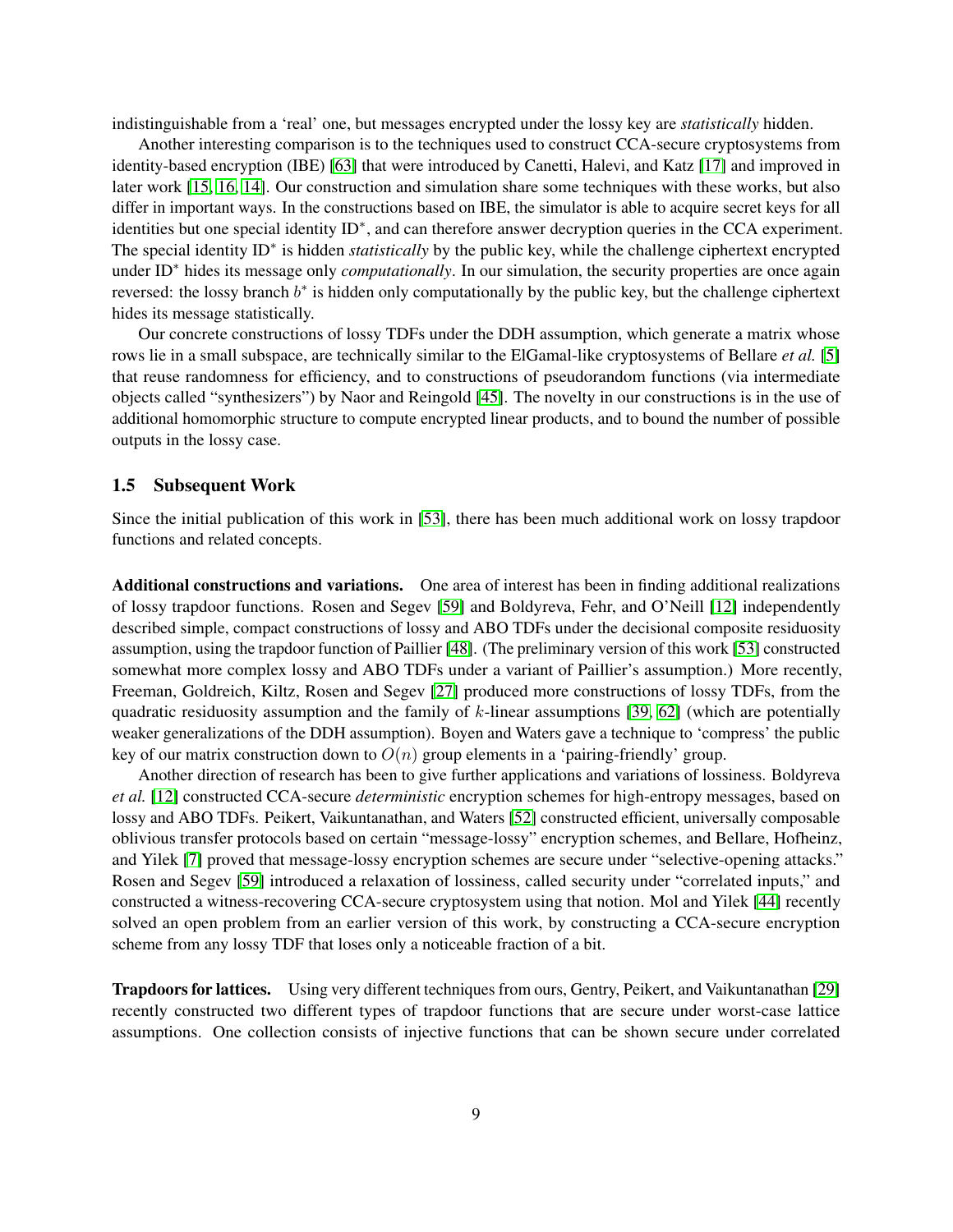indistinguishable from a 'real' one, but messages encrypted under the lossy key are *statistically* hidden.

Another interesting comparison is to the techniques used to construct CCA-secure cryptosystems from identity-based encryption (IBE) [63] that were introduced by Canetti, Halevi, and Katz [17] and improved in later work [15, 16, 14]. Our construction and simulation share some techniques with these works, but also differ in important ways. In the constructions based on IBE, the simulator is able to acquire secret keys for all identities but one special identity $\mathrm{ID}^*$, and can therefore answer decryption queries in the CCA experiment. The special identity $\mathrm{ID}^*$ is hidden *statistically* by the public key, while the challenge ciphertext encrypted under $\mathrm{ID}^*$ hides its message only *computationally*. In our simulation, the security properties are once again reversed: the lossy branch $b^*$ is hidden only computationally by the public key, but the challenge ciphertext hides its message statistically.

Our concrete constructions of lossy TDFs under the DDH assumption, which generate a matrix whose rows lie in a small subspace, are technically similar to the ElGamal-like cryptosystems of Bellare *et al.* [5] that reuse randomness for efficiency, and to constructions of pseudorandom functions (via intermediate objects called "synthesizers") by Naor and Reingold [45]. The novelty in our constructions is in the use of additional homomorphic structure to compute encrypted linear products, and to bound the number of possible outputs in the lossy case.

### 1.5 Subsequent Work

Since the initial publication of this work in [53], there has been much additional work on lossy trapdoor functions and related concepts.

**Additional constructions and variations.** One area of interest has been in finding additional realizations of lossy trapdoor functions. Rosen and Segev [59] and Boldyreva, Fehr, and O'Neill [12] independently described simple, compact constructions of lossy and ABO TDFs under the decisional composite residuosity assumption, using the trapdoor function of Paillier [48]. (The preliminary version of this work [53] constructed somewhat more complex lossy and ABO TDFs under a variant of Paillier's assumption.) More recently, Freeman, Goldreich, Kiltz, Rosen and Segev [27] produced more constructions of lossy TDFs, from the quadratic residuosity assumption and the family of $k$-linear assumptions [39, 62] (which are potentially weaker generalizations of the DDH assumption). Boyen and Waters gave a technique to 'compress' the public key of our matrix construction down to $O(n)$ group elements in a 'pairing-friendly' group.

Another direction of research has been to give further applications and variations of lossiness. Boldyreva *et al.* [12] constructed CCA-secure *deterministic* encryption schemes for high-entropy messages, based on lossy and ABO TDFs. Peikert, Vaikuntanathan, and Waters [52] constructed efficient, universally composable oblivious transfer protocols based on certain "message-lossy" encryption schemes, and Bellare, Hofheinz, and Yilek [7] proved that message-lossy encryption schemes are secure under "selective-opening attacks." Rosen and Segev [59] introduced a relaxation of lossiness, called security under "correlated inputs," and constructed a witness-recovering CCA-secure cryptosystem using that notion. Mol and Yilek [44] recently solved an open problem from an earlier version of this work, by constructing a CCA-secure encryption scheme from any lossy TDF that loses only a noticeable fraction of a bit.

**Trapdoors for lattices.** Using very different techniques from ours, Gentry, Peikert, and Vaikuntanathan [29] recently constructed two different types of trapdoor functions that are secure under worst-case lattice assumptions. One collection consists of injective functions that can be shown secure under correlated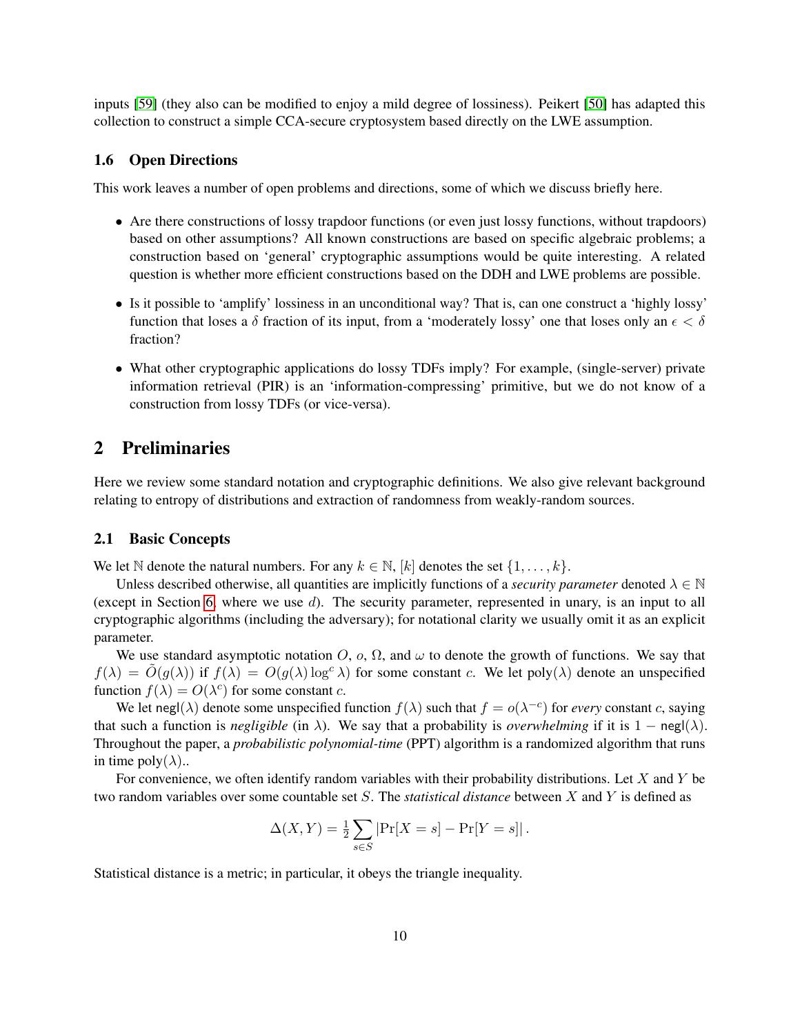inputs [59] (they also can be modified to enjoy a mild degree of lossiness). Peikert [50] has adapted this collection to construct a simple CCA-secure cryptosystem based directly on the LWE assumption.

### 1.6 Open Directions

This work leaves a number of open problems and directions, some of which we discuss briefly here.

- Are there constructions of lossy trapdoor functions (or even just lossy functions, without trapdoors) based on other assumptions? All known constructions are based on specific algebraic problems; a construction based on 'general' cryptographic assumptions would be quite interesting. A related question is whether more efficient constructions based on the DDH and LWE problems are possible.
- Is it possible to 'amplify' lossiness in an unconditional way? That is, can one construct a 'highly lossy' function that loses a $\delta$ fraction of its input, from a 'moderately lossy' one that loses only an $\epsilon < \delta$ fraction?
- What other cryptographic applications do lossy TDFs imply? For example, (single-server) private information retrieval (PIR) is an 'information-compressing' primitive, but we do not know of a construction from lossy TDFs (or vice-versa).

## 2 Preliminaries

Here we review some standard notation and cryptographic definitions. We also give relevant background relating to entropy of distributions and extraction of randomness from weakly-random sources.

### 2.1 Basic Concepts

We let $\mathbb{N}$ denote the natural numbers. For any $k \in \mathbb{N}$, $[k]$ denotes the set $\{1, \ldots, k\}$.

Unless described otherwise, all quantities are implicitly functions of a *security parameter* denoted $\lambda \in \mathbb{N}$ (except in Section 6, where we use $d$). The security parameter, represented in unary, is an input to all cryptographic algorithms (including the adversary); for notational clarity we usually omit it as an explicit parameter.

We use standard asymptotic notation $O$, $o$, $\Omega$, and $\omega$ to denote the growth of functions. We say that $f(\lambda) = \tilde{O}(g(\lambda))$ if $f(\lambda) = O(g(\lambda) \log^c \lambda)$ for some constant $c$. We let $\text{poly}(\lambda)$ denote an unspecified function $f(\lambda) = O(\lambda^c)$ for some constant $c$.

We let $\mathsf{negl}(\lambda)$ denote some unspecified function $f(\lambda)$ such that $f = o(\lambda^{-c})$ for *every* constant $c$, saying that such a function is *negligible* (in $\lambda$). We say that a probability is *overwhelming* if it is $1 - \mathsf{negl}(\lambda)$. Throughout the paper, a *probabilistic polynomial-time* (PPT) algorithm is a randomized algorithm that runs in time $\text{poly}(\lambda)$..

For convenience, we often identify random variables with their probability distributions. Let $X$ and $Y$ be two random variables over some countable set $S$. The *statistical distance* between $X$ and $Y$ is defined as

$$\Delta(X, Y) = \tfrac{1}{2} \sum_{s \in S} \left| \Pr[X = s] - \Pr[Y = s] \right| .$$

Statistical distance is a metric; in particular, it obeys the triangle inequality.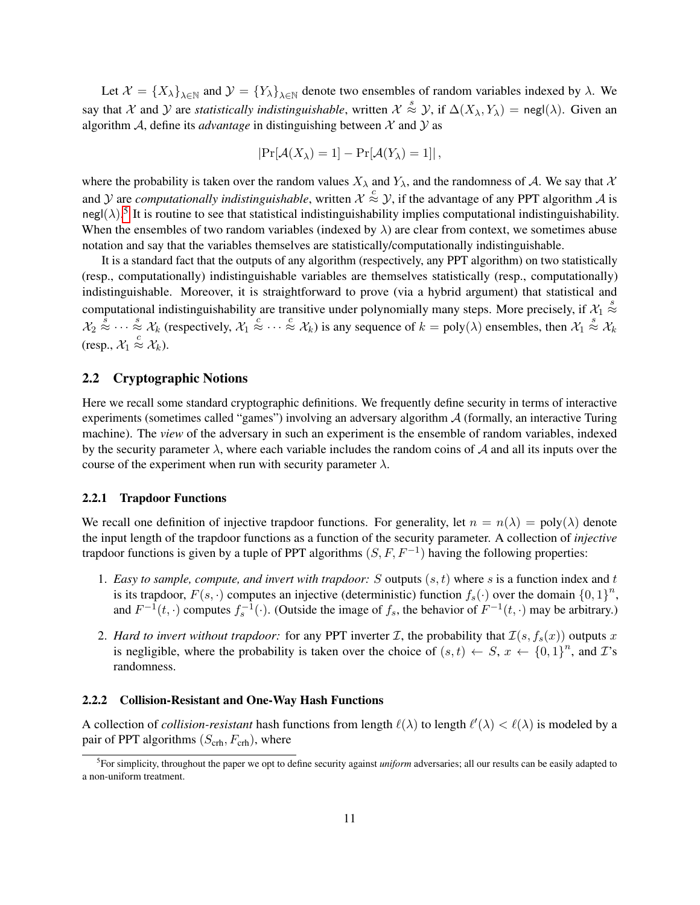Let $\mathcal{X} = \{X_\lambda\}_{\lambda \in \mathbb{N}}$ and $\mathcal{Y} = \{Y_\lambda\}_{\lambda \in \mathbb{N}}$ denote two ensembles of random variables indexed by $\lambda$. We say that $\mathcal{X}$ and $\mathcal{Y}$ are *statistically indistinguishable*, written $\mathcal{X} \overset{s}{\approx} \mathcal{Y}$, if $\Delta(X_\lambda, Y_\lambda) = \mathsf{negl}(\lambda)$. Given an algorithm $\mathcal{A}$, define its *advantage* in distinguishing between $\mathcal{X}$ and $\mathcal{Y}$ as

$$|\Pr[\mathcal{A}(X_\lambda) = 1] - \Pr[\mathcal{A}(Y_\lambda) = 1]|,$$

where the probability is taken over the random values $X_\lambda$ and $Y_\lambda$, and the randomness of $\mathcal{A}$. We say that $\mathcal{X}$ and $\mathcal{Y}$ are *computationally indistinguishable*, written $\mathcal{X} \overset{c}{\approx} \mathcal{Y}$, if the advantage of any PPT algorithm $\mathcal{A}$ is $\mathsf{negl}(\lambda)$.[5] It is routine to see that statistical indistinguishability implies computational indistinguishability. When the ensembles of two random variables (indexed by $\lambda$) are clear from context, we sometimes abuse notation and say that the variables themselves are statistically/computationally indistinguishable.

It is a standard fact that the outputs of any algorithm (respectively, any PPT algorithm) on two statistically (resp., computationally) indistinguishable variables are themselves statistically (resp., computationally) indistinguishable. Moreover, it is straightforward to prove (via a hybrid argument) that statistical and computational indistinguishability are transitive under polynomially many steps. More precisely, if $\mathcal{X}_1 \overset{s}{\approx} \mathcal{X}_2 \overset{s}{\approx} \cdots \overset{s}{\approx} \mathcal{X}_k$ (respectively, $\mathcal{X}_1 \overset{c}{\approx} \cdots \overset{c}{\approx} \mathcal{X}_k$) is any sequence of $k = \mathrm{poly}(\lambda)$ ensembles, then $\mathcal{X}_1 \overset{s}{\approx} \mathcal{X}_k$ (resp., $\mathcal{X}_1 \overset{c}{\approx} \mathcal{X}_k$).

## 2.2 Cryptographic Notions

Here we recall some standard cryptographic definitions. We frequently define security in terms of interactive experiments (sometimes called "games") involving an adversary algorithm $\mathcal{A}$ (formally, an interactive Turing machine). The *view* of the adversary in such an experiment is the ensemble of random variables, indexed by the security parameter $\lambda$, where each variable includes the random coins of $\mathcal{A}$ and all its inputs over the course of the experiment when run with security parameter $\lambda$.

### 2.2.1 Trapdoor Functions

We recall one definition of injective trapdoor functions. For generality, let $n = n(\lambda) = \mathrm{poly}(\lambda)$ denote the input length of the trapdoor functions as a function of the security parameter. A collection of *injective* trapdoor functions is given by a tuple of PPT algorithms $(S, F, F^{-1})$ having the following properties:

1. *Easy to sample, compute, and invert with trapdoor:* $S$ outputs $(s, t)$ where $s$ is a function index and $t$ is its trapdoor, $F(s, \cdot)$ computes an injective (deterministic) function $f_s(\cdot)$ over the domain $\{0,1\}^n$, and $F^{-1}(t, \cdot)$ computes $f_s^{-1}(\cdot)$. (Outside the image of $f_s$, the behavior of $F^{-1}(t, \cdot)$ may be arbitrary.)

2. *Hard to invert without trapdoor:* for any PPT inverter $\mathcal{I}$, the probability that $\mathcal{I}(s, f_s(x))$ outputs $x$ is negligible, where the probability is taken over the choice of $(s, t) \leftarrow S$, $x \leftarrow \{0,1\}^n$, and $\mathcal{I}$'s randomness.

### 2.2.2 Collision-Resistant and One-Way Hash Functions

A collection of *collision-resistant* hash functions from length $\ell(\lambda)$ to length $\ell'(\lambda) < \ell(\lambda)$ is modeled by a pair of PPT algorithms $(S_{\text{crh}}, F_{\text{crh}})$, where

[5] For simplicity, throughout the paper we opt to define security against *uniform* adversaries; all our results can be easily adapted to a non-uniform treatment.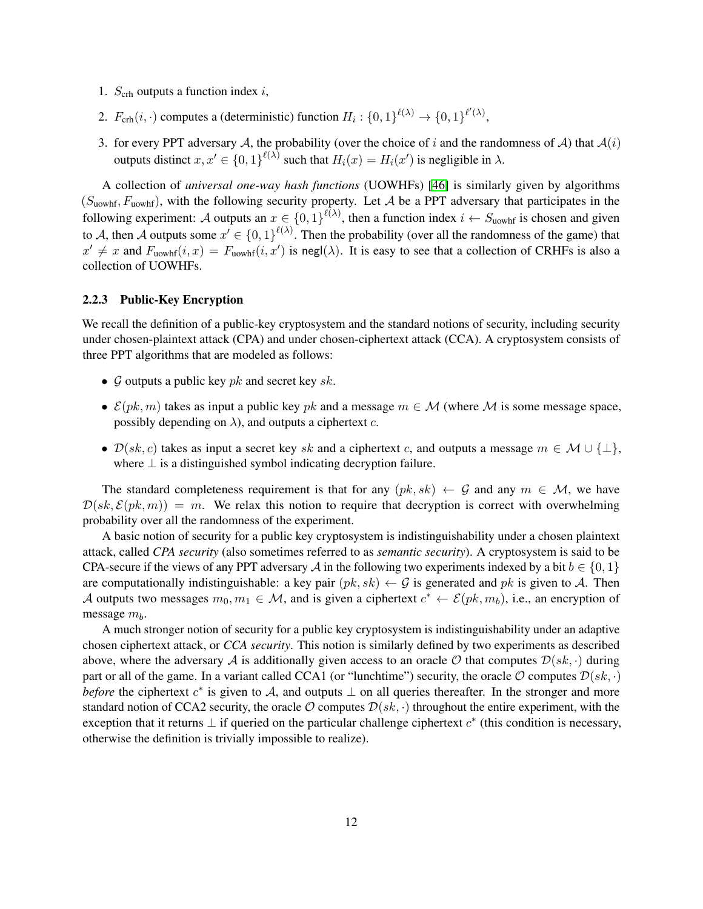1. $S_{\text{crh}}$ outputs a function index $i$,
2. $F_{\text{crh}}(i, \cdot)$ computes a (deterministic) function $H_i : \{0,1\}^{\ell(\lambda)} \to \{0,1\}^{\ell'(\lambda)}$,
3. for every PPT adversary $\mathcal{A}$, the probability (over the choice of $i$ and the randomness of $\mathcal{A}$) that $\mathcal{A}(i)$ outputs distinct $x, x' \in \{0,1\}^{\ell(\lambda)}$ such that $H_i(x) = H_i(x')$ is negligible in $\lambda$.

A collection of *universal one-way hash functions* (UOWHFs) [46] is similarly given by algorithms $(S_{\text{uowhf}}, F_{\text{uowhf}})$, with the following security property. Let $\mathcal{A}$ be a PPT adversary that participates in the following experiment: $\mathcal{A}$ outputs an $x \in \{0,1\}^{\ell(\lambda)}$, then a function index $i \leftarrow S_{\text{uowhf}}$ is chosen and given to $\mathcal{A}$, then $\mathcal{A}$ outputs some $x' \in \{0,1\}^{\ell(\lambda)}$. Then the probability (over all the randomness of the game) that $x' \neq x$ and $F_{\text{uowhf}}(i, x) = F_{\text{uowhf}}(i, x')$ is $\mathsf{negl}(\lambda)$. It is easy to see that a collection of CRHFs is also a collection of UOWHFs.

### 2.2.3 Public-Key Encryption

We recall the definition of a public-key cryptosystem and the standard notions of security, including security under chosen-plaintext attack (CPA) and under chosen-ciphertext attack (CCA). A cryptosystem consists of three PPT algorithms that are modeled as follows:

- $\mathcal{G}$ outputs a public key $pk$ and secret key $sk$.
- $\mathcal{E}(pk, m)$ takes as input a public key $pk$ and a message $m \in \mathcal{M}$ (where $\mathcal{M}$ is some message space, possibly depending on $\lambda$), and outputs a ciphertext $c$.
- $\mathcal{D}(sk, c)$ takes as input a secret key $sk$ and a ciphertext $c$, and outputs a message $m \in \mathcal{M} \cup \{\bot\}$, where $\bot$ is a distinguished symbol indicating decryption failure.

The standard completeness requirement is that for any $(pk, sk) \leftarrow \mathcal{G}$ and any $m \in \mathcal{M}$, we have $\mathcal{D}(sk, \mathcal{E}(pk, m)) = m$. We relax this notion to require that decryption is correct with overwhelming probability over all the randomness of the experiment.

A basic notion of security for a public key cryptosystem is indistinguishability under a chosen plaintext attack, called *CPA security* (also sometimes referred to as *semantic security*). A cryptosystem is said to be CPA-secure if the views of any PPT adversary $\mathcal{A}$ in the following two experiments indexed by a bit $b \in \{0,1\}$ are computationally indistinguishable: a key pair $(pk, sk) \leftarrow \mathcal{G}$ is generated and $pk$ is given to $\mathcal{A}$. Then $\mathcal{A}$ outputs two messages $m_0, m_1 \in \mathcal{M}$, and is given a ciphertext $c^* \leftarrow \mathcal{E}(pk, m_b)$, i.e., an encryption of message $m_b$.

A much stronger notion of security for a public key cryptosystem is indistinguishability under an adaptive chosen ciphertext attack, or *CCA security*. This notion is similarly defined by two experiments as described above, where the adversary $\mathcal{A}$ is additionally given access to an oracle $\mathcal{O}$ that computes $\mathcal{D}(sk, \cdot)$ during part or all of the game. In a variant called CCA1 (or "lunchtime") security, the oracle $\mathcal{O}$ computes $\mathcal{D}(sk, \cdot)$ *before* the ciphertext $c^*$ is given to $\mathcal{A}$, and outputs $\bot$ on all queries thereafter. In the stronger and more standard notion of CCA2 security, the oracle $\mathcal{O}$ computes $\mathcal{D}(sk, \cdot)$ throughout the entire experiment, with the exception that it returns $\bot$ if queried on the particular challenge ciphertext $c^*$ (this condition is necessary, otherwise the definition is trivially impossible to realize).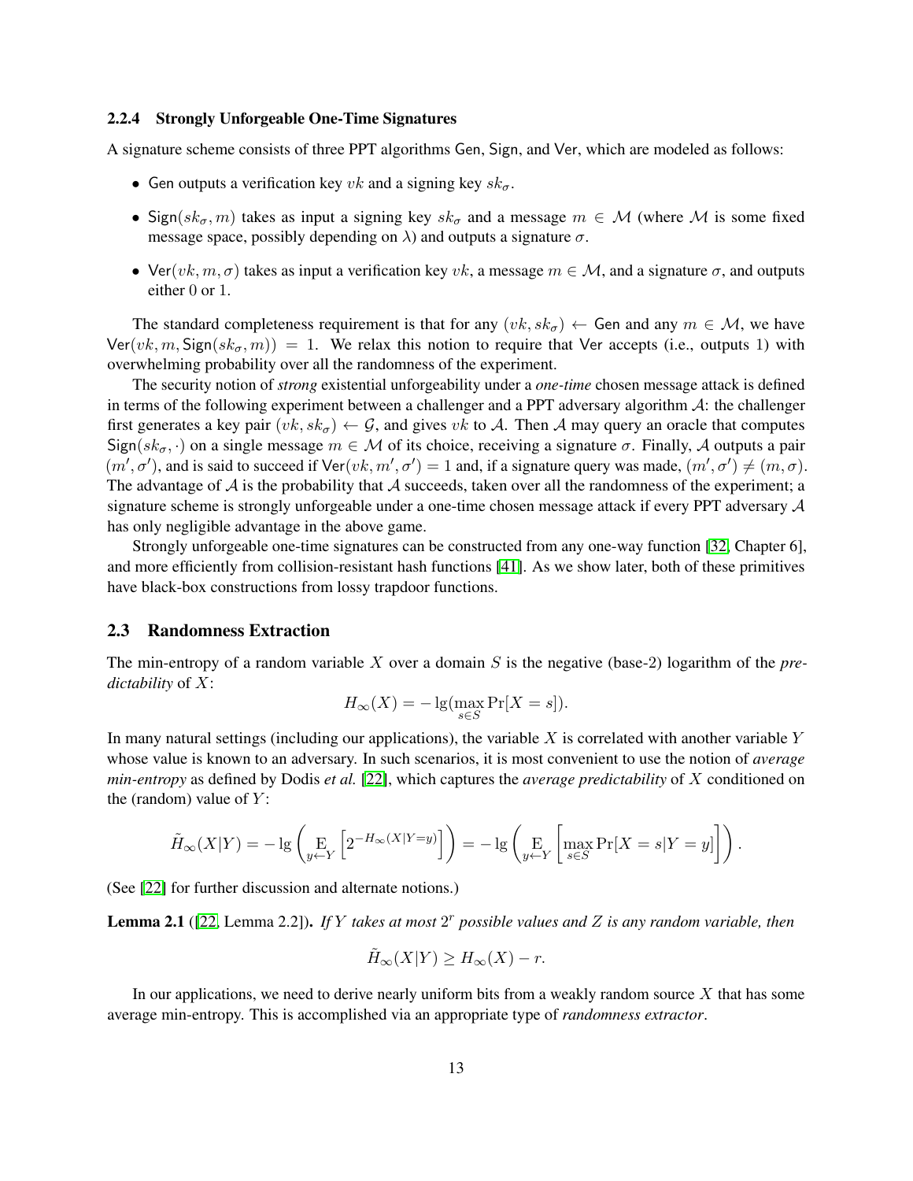### 2.2.4 Strongly Unforgeable One-Time Signatures

A signature scheme consists of three PPT algorithms Gen, Sign, and Ver, which are modeled as follows:

- Gen outputs a verification key $vk$ and a signing key $sk_\sigma$.
- $\mathsf{Sign}(sk_\sigma, m)$ takes as input a signing key $sk_\sigma$ and a message $m \in \mathcal{M}$ (where $\mathcal{M}$ is some fixed message space, possibly depending on $\lambda$) and outputs a signature $\sigma$.
- $\mathsf{Ver}(vk, m, \sigma)$ takes as input a verification key $vk$, a message $m \in \mathcal{M}$, and a signature $\sigma$, and outputs either 0 or 1.

The standard completeness requirement is that for any $(vk, sk_\sigma) \leftarrow \mathsf{Gen}$ and any $m \in \mathcal{M}$, we have $\mathsf{Ver}(vk, m, \mathsf{Sign}(sk_\sigma, m)) = 1$. We relax this notion to require that Ver accepts (i.e., outputs 1) with overwhelming probability over all the randomness of the experiment.

The security notion of *strong* existential unforgeability under a *one-time* chosen message attack is defined in terms of the following experiment between a challenger and a PPT adversary algorithm $\mathcal{A}$: the challenger first generates a key pair $(vk, sk_\sigma) \leftarrow \mathcal{G}$, and gives $vk$ to $\mathcal{A}$. Then $\mathcal{A}$ may query an oracle that computes $\mathsf{Sign}(sk_\sigma, \cdot)$ on a single message $m \in \mathcal{M}$ of its choice, receiving a signature $\sigma$. Finally, $\mathcal{A}$ outputs a pair $(m', \sigma')$, and is said to succeed if $\mathsf{Ver}(vk, m', \sigma') = 1$ and, if a signature query was made, $(m', \sigma') \neq (m, \sigma)$. The advantage of $\mathcal{A}$ is the probability that $\mathcal{A}$ succeeds, taken over all the randomness of the experiment; a signature scheme is strongly unforgeable under a one-time chosen message attack if every PPT adversary $\mathcal{A}$ has only negligible advantage in the above game.

Strongly unforgeable one-time signatures can be constructed from any one-way function [32, Chapter 6], and more efficiently from collision-resistant hash functions [41]. As we show later, both of these primitives have black-box constructions from lossy trapdoor functions.

## 2.3 Randomness Extraction

The min-entropy of a random variable $X$ over a domain $S$ is the negative (base-2) logarithm of the *predictability* of $X$:

$$H_\infty(X) = -\lg(\max_{s \in S} \Pr[X = s]).$$

In many natural settings (including our applications), the variable $X$ is correlated with another variable $Y$ whose value is known to an adversary. In such scenarios, it is most convenient to use the notion of *average min-entropy* as defined by Dodis *et al.* [22], which captures the *average predictability* of $X$ conditioned on the (random) value of $Y$:

$$\tilde{H}_\infty(X|Y) = -\lg\left(\mathop{\mathrm{E}}_{y \leftarrow Y}\left[2^{-H_\infty(X|Y=y)}\right]\right) = -\lg\left(\mathop{\mathrm{E}}_{y \leftarrow Y}\left[\max_{s \in S} \Pr[X = s | Y = y]\right]\right).$$

(See [22] for further discussion and alternate notions.)

**Lemma 2.1** ([22, Lemma 2.2]). *If $Y$ takes at most $2^r$ possible values and $Z$ is any random variable, then*

$$\tilde{H}_\infty(X|Y) \geq H_\infty(X) - r.$$

In our applications, we need to derive nearly uniform bits from a weakly random source $X$ that has some average min-entropy. This is accomplished via an appropriate type of *randomness extractor*.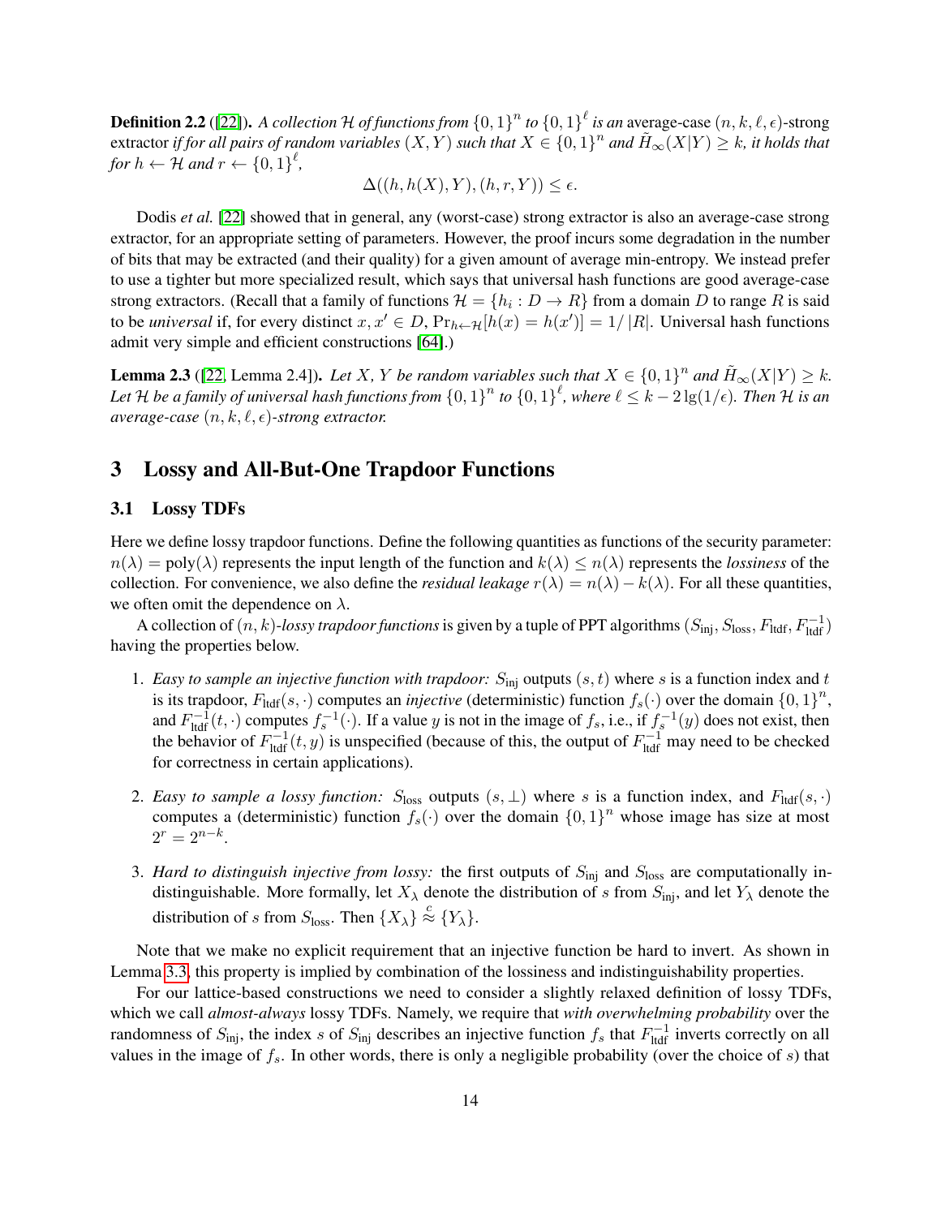**Definition 2.2** ([22]). *A collection $\mathcal{H}$ of functions from $\{0,1\}^n$ to $\{0,1\}^\ell$ is an* average-case $(n, k, \ell, \epsilon)$-strong extractor *if for all pairs of random variables $(X, Y)$ such that $X \in \{0,1\}^n$ and $\tilde{H}_\infty(X|Y) \geq k$, it holds that for $h \leftarrow \mathcal{H}$ and $r \leftarrow \{0,1\}^\ell$,*

$$\Delta((h, h(X), Y), (h, r, Y)) \leq \epsilon.$$

Dodis *et al.* [22] showed that in general, any (worst-case) strong extractor is also an average-case strong extractor, for an appropriate setting of parameters. However, the proof incurs some degradation in the number of bits that may be extracted (and their quality) for a given amount of average min-entropy. We instead prefer to use a tighter but more specialized result, which says that universal hash functions are good average-case strong extractors. (Recall that a family of functions $\mathcal{H} = \{h_i : D \to R\}$ from a domain $D$ to range $R$ is said to be *universal* if, for every distinct $x, x' \in D$, $\Pr_{h \leftarrow \mathcal{H}}[h(x) = h(x')] = 1/|R|$. Universal hash functions admit very simple and efficient constructions [64].)

**Lemma 2.3** ([22, Lemma 2.4]). *Let $X$, $Y$ be random variables such that $X \in \{0,1\}^n$ and $\tilde{H}_\infty(X|Y) \geq k$. Let $\mathcal{H}$ be a family of universal hash functions from $\{0,1\}^n$ to $\{0,1\}^\ell$, where $\ell \leq k - 2\lg(1/\epsilon)$. Then $\mathcal{H}$ is an average-case $(n, k, \ell, \epsilon)$-strong extractor.*

# 3 Lossy and All-But-One Trapdoor Functions

## 3.1 Lossy TDFs

Here we define lossy trapdoor functions. Define the following quantities as functions of the security parameter: $n(\lambda) = \text{poly}(\lambda)$ represents the input length of the function and $k(\lambda) \leq n(\lambda)$ represents the *lossiness* of the collection. For convenience, we also define the *residual leakage* $r(\lambda) = n(\lambda) - k(\lambda)$. For all these quantities, we often omit the dependence on $\lambda$.

A collection of $(n, k)$-*lossy trapdoor functions* is given by a tuple of PPT algorithms $(S_{\text{inj}}, S_{\text{loss}}, F_{\text{ltdf}}, F_{\text{ltdf}}^{-1})$ having the properties below.

1. *Easy to sample an injective function with trapdoor:* $S_{\text{inj}}$ outputs $(s, t)$ where $s$ is a function index and $t$ is its trapdoor, $F_{\text{ltdf}}(s, \cdot)$ computes an *injective* (deterministic) function $f_s(\cdot)$ over the domain $\{0,1\}^n$, and $F_{\text{ltdf}}^{-1}(t, \cdot)$ computes $f_s^{-1}(\cdot)$. If a value $y$ is not in the image of $f_s$, i.e., if $f_s^{-1}(y)$ does not exist, then the behavior of $F_{\text{ltdf}}^{-1}(t, y)$ is unspecified (because of this, the output of $F_{\text{ltdf}}^{-1}$ may need to be checked for correctness in certain applications).

2. *Easy to sample a lossy function:* $S_{\text{loss}}$ outputs $(s, \perp)$ where $s$ is a function index, and $F_{\text{ltdf}}(s, \cdot)$ computes a (deterministic) function $f_s(\cdot)$ over the domain $\{0,1\}^n$ whose image has size at most $2^r = 2^{n-k}$.

3. *Hard to distinguish injective from lossy:* the first outputs of $S_{\text{inj}}$ and $S_{\text{loss}}$ are computationally indistinguishable. More formally, let $X_\lambda$ denote the distribution of $s$ from $S_{\text{inj}}$, and let $Y_\lambda$ denote the distribution of $s$ from $S_{\text{loss}}$. Then $\{X_\lambda\} \stackrel{c}{\approx} \{Y_\lambda\}$.

Note that we make no explicit requirement that an injective function be hard to invert. As shown in Lemma 3.3, this property is implied by combination of the lossiness and indistinguishability properties.

For our lattice-based constructions we need to consider a slightly relaxed definition of lossy TDFs, which we call *almost-always* lossy TDFs. Namely, we require that *with overwhelming probability* over the randomness of $S_{\text{inj}}$, the index $s$ of $S_{\text{inj}}$ describes an injective function $f_s$ that $F_{\text{ltdf}}^{-1}$ inverts correctly on all values in the image of $f_s$. In other words, there is only a negligible probability (over the choice of $s$) that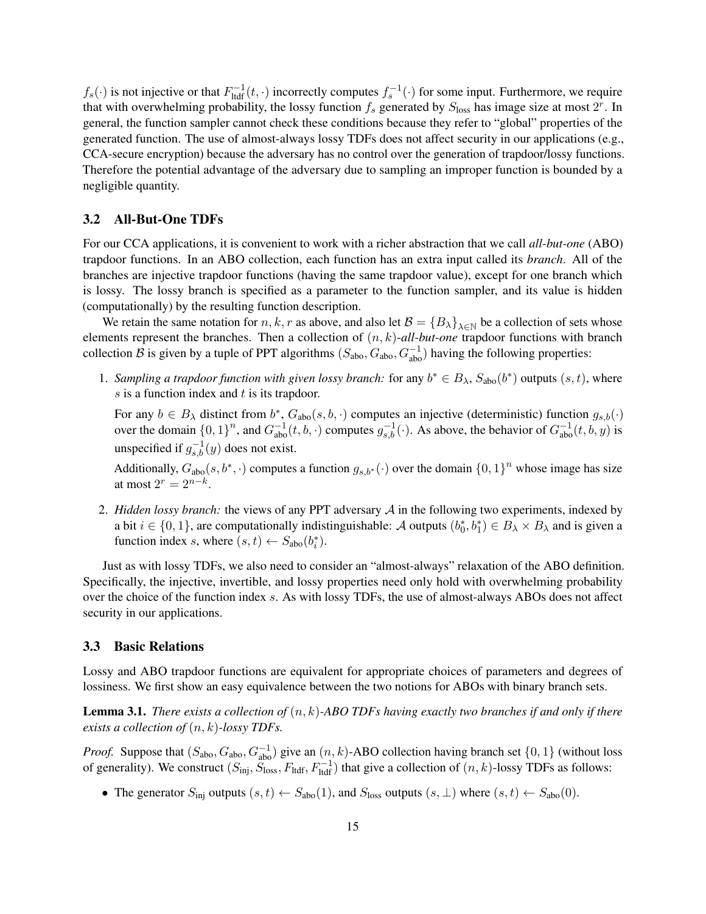$f_s(\cdot)$ is not injective or that $F_{\text{ltdf}}^{-1}(t, \cdot)$ incorrectly computes $f_s^{-1}(\cdot)$ for some input. Furthermore, we require that with overwhelming probability, the lossy function $f_s$ generated by $S_{\text{loss}}$ has image size at most $2^r$. In general, the function sampler cannot check these conditions because they refer to "global" properties of the generated function. The use of almost-always lossy TDFs does not affect security in our applications (e.g., CCA-secure encryption) because the adversary has no control over the generation of trapdoor/lossy functions. Therefore the potential advantage of the adversary due to sampling an improper function is bounded by a negligible quantity.

### 3.2 All-But-One TDFs

For our CCA applications, it is convenient to work with a richer abstraction that we call *all-but-one* (ABO) trapdoor functions. In an ABO collection, each function has an extra input called its *branch*. All of the branches are injective trapdoor functions (having the same trapdoor value), except for one branch which is lossy. The lossy branch is specified as a parameter to the function sampler, and its value is hidden (computationally) by the resulting function description.

We retain the same notation for $n, k, r$ as above, and also let $\mathcal{B} = \{B_\lambda\}_{\lambda \in \mathbb{N}}$ be a collection of sets whose elements represent the branches. Then a collection of $(n, k)$-*all-but-one* trapdoor functions with branch collection $\mathcal{B}$ is given by a tuple of PPT algorithms $(S_{\text{abo}}, G_{\text{abo}}, G_{\text{abo}}^{-1})$ having the following properties:

1. *Sampling a trapdoor function with given lossy branch:* for any $b^* \in B_\lambda$, $S_{\text{abo}}(b^*)$ outputs $(s, t)$, where $s$ is a function index and $t$ is its trapdoor.

   For any $b \in B_\lambda$ distinct from $b^*$, $G_{\text{abo}}(s, b, \cdot)$ computes an injective (deterministic) function $g_{s,b}(\cdot)$ over the domain $\{0,1\}^n$, and $G_{\text{abo}}^{-1}(t, b, \cdot)$ computes $g_{s,b}^{-1}(\cdot)$. As above, the behavior of $G_{\text{abo}}^{-1}(t, b, y)$ is unspecified if $g_{s,b}^{-1}(y)$ does not exist.

   Additionally, $G_{\text{abo}}(s, b^*, \cdot)$ computes a function $g_{s,b^*}(\cdot)$ over the domain $\{0,1\}^n$ whose image has size at most $2^r = 2^{n-k}$.

2. *Hidden lossy branch:* the views of any PPT adversary $\mathcal{A}$ in the following two experiments, indexed by a bit $i \in \{0,1\}$, are computationally indistinguishable: $\mathcal{A}$ outputs $(b_0^*, b_1^*) \in B_\lambda \times B_\lambda$ and is given a function index $s$, where $(s, t) \leftarrow S_{\text{abo}}(b_i^*)$.

Just as with lossy TDFs, we also need to consider an "almost-always" relaxation of the ABO definition. Specifically, the injective, invertible, and lossy properties need only hold with overwhelming probability over the choice of the function index $s$. As with lossy TDFs, the use of almost-always ABOs does not affect security in our applications.

### 3.3 Basic Relations

Lossy and ABO trapdoor functions are equivalent for appropriate choices of parameters and degrees of lossiness. We first show an easy equivalence between the two notions for ABOs with binary branch sets.

**Lemma 3.1.** *There exists a collection of $(n, k)$-ABO TDFs having exactly two branches if and only if there exists a collection of $(n, k)$-lossy TDFs.*

*Proof.* Suppose that $(S_{\text{abo}}, G_{\text{abo}}, G_{\text{abo}}^{-1})$ give an $(n, k)$-ABO collection having branch set $\{0, 1\}$ (without loss of generality). We construct $(S_{\text{inj}}, S_{\text{loss}}, F_{\text{ltdf}}, F_{\text{ltdf}}^{-1})$ that give a collection of $(n, k)$-lossy TDFs as follows:

- The generator $S_{\text{inj}}$ outputs $(s, t) \leftarrow S_{\text{abo}}(1)$, and $S_{\text{loss}}$ outputs $(s, \perp)$ where $(s, t) \leftarrow S_{\text{abo}}(0)$.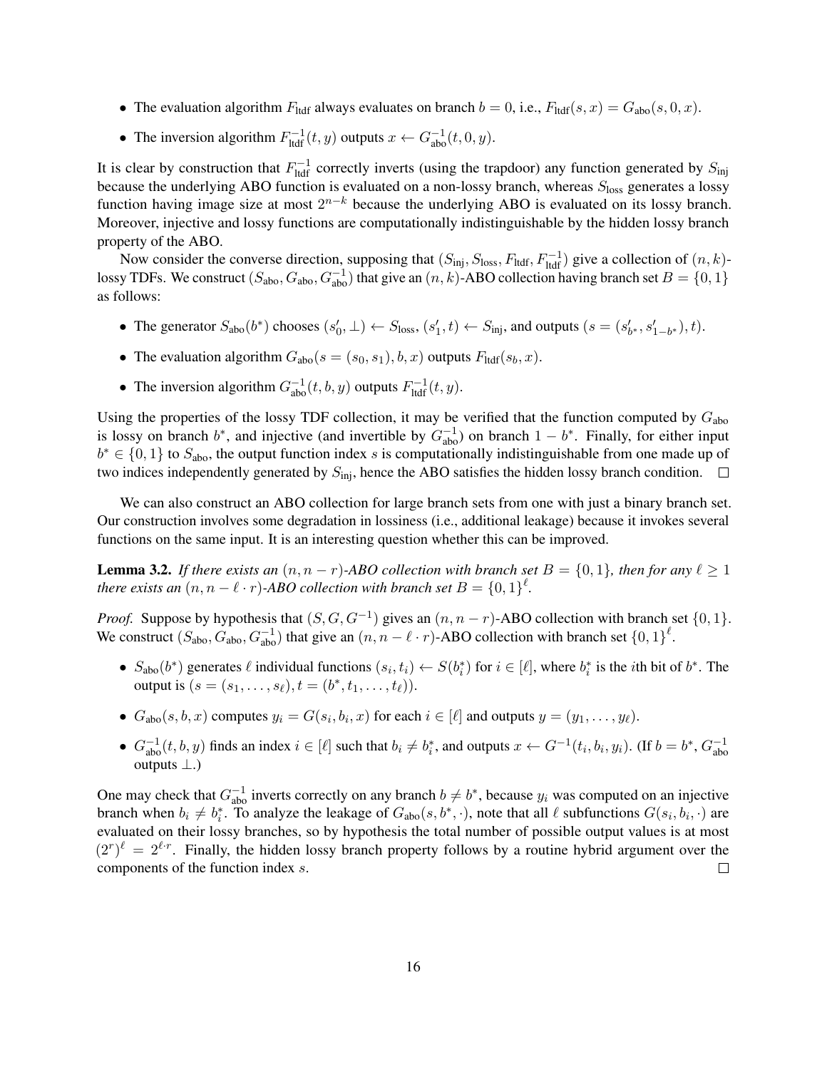- The evaluation algorithm $F_{\text{ltdf}}$ always evaluates on branch $b = 0$, i.e., $F_{\text{ltdf}}(s, x) = G_{\text{abo}}(s, 0, x)$.
- The inversion algorithm $F_{\text{ltdf}}^{-1}(t, y)$ outputs $x \leftarrow G_{\text{abo}}^{-1}(t, 0, y)$.

It is clear by construction that $F_{\text{ltdf}}^{-1}$ correctly inverts (using the trapdoor) any function generated by $S_{\text{inj}}$ because the underlying ABO function is evaluated on a non-lossy branch, whereas $S_{\text{loss}}$ generates a lossy function having image size at most $2^{n-k}$ because the underlying ABO is evaluated on its lossy branch. Moreover, injective and lossy functions are computationally indistinguishable by the hidden lossy branch property of the ABO.

Now consider the converse direction, supposing that $(S_{\text{inj}}, S_{\text{loss}}, F_{\text{ltdf}}, F_{\text{ltdf}}^{-1})$ give a collection of $(n, k)$-lossy TDFs. We construct $(S_{\text{abo}}, G_{\text{abo}}, G_{\text{abo}}^{-1})$ that give an $(n, k)$-ABO collection having branch set $B = \{0, 1\}$ as follows:

- The generator $S_{\text{abo}}(b^*)$ chooses $(s'_0, \bot) \leftarrow S_{\text{loss}}$, $(s'_1, t) \leftarrow S_{\text{inj}}$, and outputs $(s = (s'_{b^*}, s'_{1-b^*}), t)$.
- The evaluation algorithm $G_{\text{abo}}(s = (s_0, s_1), b, x)$ outputs $F_{\text{ltdf}}(s_b, x)$.
- The inversion algorithm $G_{\text{abo}}^{-1}(t, b, y)$ outputs $F_{\text{ltdf}}^{-1}(t, y)$.

Using the properties of the lossy TDF collection, it may be verified that the function computed by $G_{\text{abo}}$ is lossy on branch $b^*$, and injective (and invertible by $G_{\text{abo}}^{-1}$) on branch $1 - b^*$. Finally, for either input $b^* \in \{0, 1\}$ to $S_{\text{abo}}$, the output function index $s$ is computationally indistinguishable from one made up of two indices independently generated by $S_{\text{inj}}$, hence the ABO satisfies the hidden lossy branch condition. □

We can also construct an ABO collection for large branch sets from one with just a binary branch set. Our construction involves some degradation in lossiness (i.e., additional leakage) because it invokes several functions on the same input. It is an interesting question whether this can be improved.

**Lemma 3.2.** *If there exists an $(n, n - r)$-ABO collection with branch set $B = \{0, 1\}$, then for any $\ell \geq 1$ there exists an $(n, n - \ell \cdot r)$-ABO collection with branch set $B = \{0, 1\}^\ell$.*

*Proof.* Suppose by hypothesis that $(S, G, G^{-1})$ gives an $(n, n - r)$-ABO collection with branch set $\{0, 1\}$. We construct $(S_{\text{abo}}, G_{\text{abo}}, G_{\text{abo}}^{-1})$ that give an $(n, n - \ell \cdot r)$-ABO collection with branch set $\{0, 1\}^\ell$.

- $S_{\text{abo}}(b^*)$ generates $\ell$ individual functions $(s_i, t_i) \leftarrow S(b_i^*)$ for $i \in [\ell]$, where $b_i^*$ is the $i$th bit of $b^*$. The output is $(s = (s_1, \ldots, s_\ell), t = (b^*, t_1, \ldots, t_\ell))$.
- $G_{\text{abo}}(s, b, x)$ computes $y_i = G(s_i, b_i, x)$ for each $i \in [\ell]$ and outputs $y = (y_1, \ldots, y_\ell)$.
- $G_{\text{abo}}^{-1}(t, b, y)$ finds an index $i \in [\ell]$ such that $b_i \neq b_i^*$, and outputs $x \leftarrow G^{-1}(t_i, b_i, y_i)$. (If $b = b^*$, $G_{\text{abo}}^{-1}$ outputs $\bot$.)

One may check that $G_{\text{abo}}^{-1}$ inverts correctly on any branch $b \neq b^*$, because $y_i$ was computed on an injective branch when $b_i \neq b_i^*$. To analyze the leakage of $G_{\text{abo}}(s, b^*, \cdot)$, note that all $\ell$ subfunctions $G(s_i, b_i, \cdot)$ are evaluated on their lossy branches, so by hypothesis the total number of possible output values is at most $(2^r)^\ell = 2^{\ell \cdot r}$. Finally, the hidden lossy branch property follows by a routine hybrid argument over the components of the function index $s$. □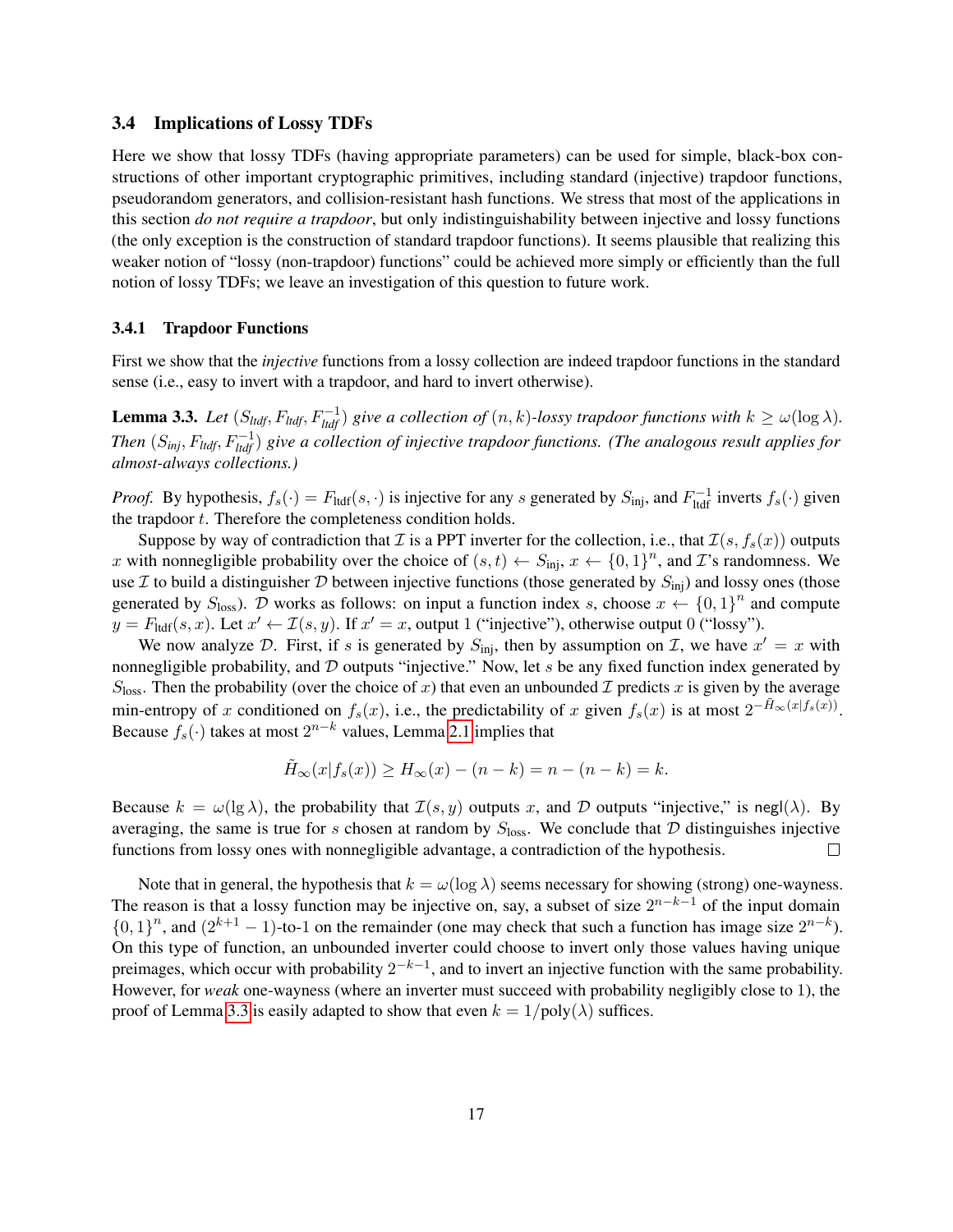### 3.4 Implications of Lossy TDFs

Here we show that lossy TDFs (having appropriate parameters) can be used for simple, black-box constructions of other important cryptographic primitives, including standard (injective) trapdoor functions, pseudorandom generators, and collision-resistant hash functions. We stress that most of the applications in this section *do not require a trapdoor*, but only indistinguishability between injective and lossy functions (the only exception is the construction of standard trapdoor functions). It seems plausible that realizing this weaker notion of "lossy (non-trapdoor) functions" could be achieved more simply or efficiently than the full notion of lossy TDFs; we leave an investigation of this question to future work.

#### 3.4.1 Trapdoor Functions

First we show that the *injective* functions from a lossy collection are indeed trapdoor functions in the standard sense (i.e., easy to invert with a trapdoor, and hard to invert otherwise).

**Lemma 3.3.** *Let $(S_{ltdf}, F_{ltdf}, F_{ltdf}^{-1})$ give a collection of $(n,k)$-lossy trapdoor functions with $k \geq \omega(\log \lambda)$. Then $(S_{inj}, F_{ltdf}, F_{ltdf}^{-1})$ give a collection of injective trapdoor functions. (The analogous result applies for almost-always collections.)*

*Proof.* By hypothesis, $f_s(\cdot) = F_{\text{ltdf}}(s, \cdot)$ is injective for any $s$ generated by $S_{\text{inj}}$, and $F_{\text{ltdf}}^{-1}$ inverts $f_s(\cdot)$ given the trapdoor $t$. Therefore the completeness condition holds.

Suppose by way of contradiction that $\mathcal{I}$ is a PPT inverter for the collection, i.e., that $\mathcal{I}(s, f_s(x))$ outputs $x$ with nonnegligible probability over the choice of $(s,t) \leftarrow S_{\text{inj}}$, $x \leftarrow \{0,1\}^n$, and $\mathcal{I}$'s randomness. We use $\mathcal{I}$ to build a distinguisher $\mathcal{D}$ between injective functions (those generated by $S_{\text{inj}}$) and lossy ones (those generated by $S_{\text{loss}}$). $\mathcal{D}$ works as follows: on input a function index $s$, choose $x \leftarrow \{0,1\}^n$ and compute $y = F_{\text{ltdf}}(s,x)$. Let $x' \leftarrow \mathcal{I}(s,y)$. If $x' = x$, output 1 ("injective"), otherwise output 0 ("lossy").

We now analyze $\mathcal{D}$. First, if $s$ is generated by $S_{\text{inj}}$, then by assumption on $\mathcal{I}$, we have $x' = x$ with nonnegligible probability, and $\mathcal{D}$ outputs "injective." Now, let $s$ be any fixed function index generated by $S_{\text{loss}}$. Then the probability (over the choice of $x$) that even an unbounded $\mathcal{I}$ predicts $x$ is given by the average min-entropy of $x$ conditioned on $f_s(x)$, i.e., the predictability of $x$ given $f_s(x)$ is at most $2^{-\tilde{H}_\infty(x|f_s(x))}$. Because $f_s(\cdot)$ takes at most $2^{n-k}$ values, Lemma 2.1 implies that

$$\tilde{H}_\infty(x|f_s(x)) \geq H_\infty(x) - (n-k) = n - (n-k) = k.$$

Because $k = \omega(\lg \lambda)$, the probability that $\mathcal{I}(s,y)$ outputs $x$, and $\mathcal{D}$ outputs "injective," is $\mathsf{negl}(\lambda)$. By averaging, the same is true for $s$ chosen at random by $S_{\text{loss}}$. We conclude that $\mathcal{D}$ distinguishes injective functions from lossy ones with nonnegligible advantage, a contradiction of the hypothesis. $\square$

Note that in general, the hypothesis that $k = \omega(\log \lambda)$ seems necessary for showing (strong) one-wayness. The reason is that a lossy function may be injective on, say, a subset of size $2^{n-k-1}$ of the input domain $\{0,1\}^n$, and $(2^{k+1}-1)$-to-1 on the remainder (one may check that such a function has image size $2^{n-k}$). On this type of function, an unbounded inverter could choose to invert only those values having unique preimages, which occur with probability $2^{-k-1}$, and to invert an injective function with the same probability. However, for *weak* one-wayness (where an inverter must succeed with probability negligibly close to 1), the proof of Lemma 3.3 is easily adapted to show that even $k = 1/\text{poly}(\lambda)$ suffices.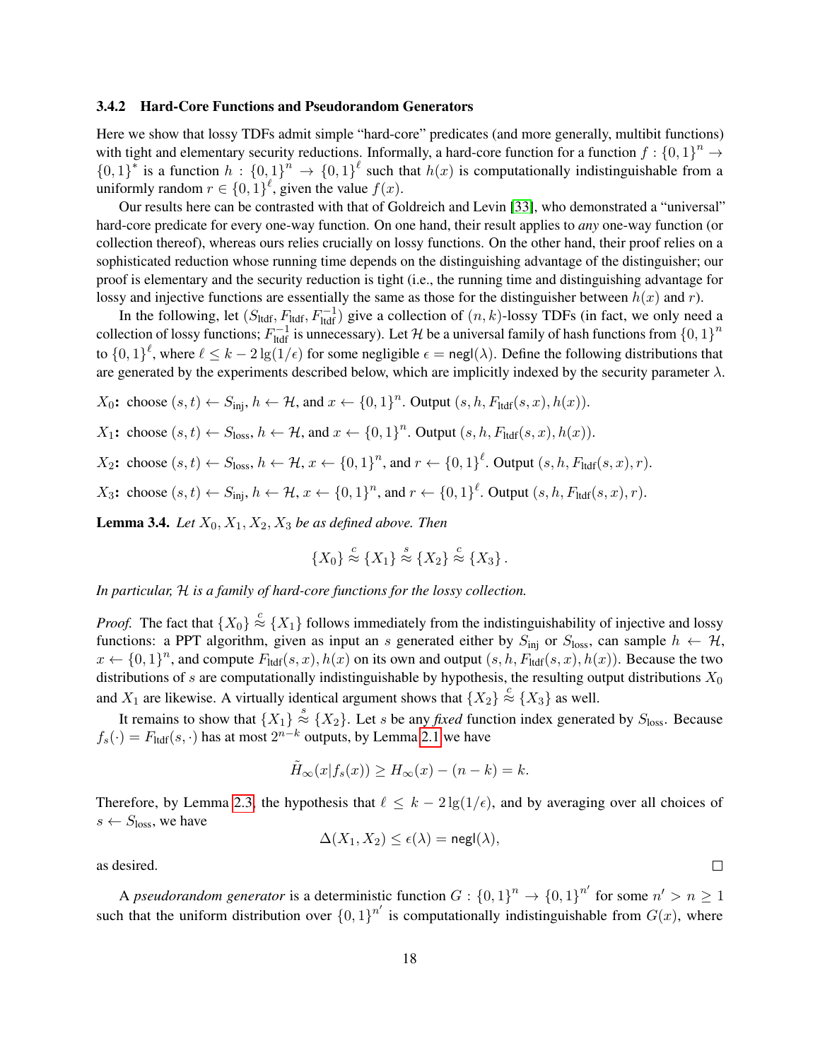### 3.4.2 Hard-Core Functions and Pseudorandom Generators

Here we show that lossy TDFs admit simple "hard-core" predicates (and more generally, multibit functions) with tight and elementary security reductions. Informally, a hard-core function for a function $f : \{0,1\}^n \to \{0,1\}^*$ is a function $h : \{0,1\}^n \to \{0,1\}^\ell$ such that $h(x)$ is computationally indistinguishable from a uniformly random $r \in \{0,1\}^\ell$, given the value $f(x)$.

Our results here can be contrasted with that of Goldreich and Levin [33], who demonstrated a "universal" hard-core predicate for every one-way function. On one hand, their result applies to *any* one-way function (or collection thereof), whereas ours relies crucially on lossy functions. On the other hand, their proof relies on a sophisticated reduction whose running time depends on the distinguishing advantage of the distinguisher; our proof is elementary and the security reduction is tight (i.e., the running time and distinguishing advantage for lossy and injective functions are essentially the same as those for the distinguisher between $h(x)$ and $r$).

In the following, let $(S_{\text{ltdf}}, F_{\text{ltdf}}, F_{\text{ltdf}}^{-1})$ give a collection of $(n,k)$-lossy TDFs (in fact, we only need a collection of lossy functions; $F_{\text{ltdf}}^{-1}$ is unnecessary). Let $\mathcal{H}$ be a universal family of hash functions from $\{0,1\}^n$ to $\{0,1\}^\ell$, where $\ell \le k - 2\lg(1/\epsilon)$ for some negligible $\epsilon = \mathsf{negl}(\lambda)$. Define the following distributions that are generated by the experiments described below, which are implicitly indexed by the security parameter $\lambda$.

$X_0$**:** choose $(s,t) \leftarrow S_{\text{inj}}$, $h \leftarrow \mathcal{H}$, and $x \leftarrow \{0,1\}^n$. Output $(s, h, F_{\text{ltdf}}(s,x), h(x))$.

$X_1$**:** choose $(s,t) \leftarrow S_{\text{loss}}$, $h \leftarrow \mathcal{H}$, and $x \leftarrow \{0,1\}^n$. Output $(s, h, F_{\text{ltdf}}(s,x), h(x))$.

$X_2$**:** choose $(s,t) \leftarrow S_{\text{loss}}$, $h \leftarrow \mathcal{H}$, $x \leftarrow \{0,1\}^n$, and $r \leftarrow \{0,1\}^\ell$. Output $(s, h, F_{\text{ltdf}}(s,x), r)$.

$X_3$**:** choose $(s,t) \leftarrow S_{\text{inj}}$, $h \leftarrow \mathcal{H}$, $x \leftarrow \{0,1\}^n$, and $r \leftarrow \{0,1\}^\ell$. Output $(s, h, F_{\text{ltdf}}(s,x), r)$.

**Lemma 3.4.** *Let $X_0, X_1, X_2, X_3$ be as defined above. Then*

$$\{X_0\} \stackrel{c}{\approx} \{X_1\} \stackrel{s}{\approx} \{X_2\} \stackrel{c}{\approx} \{X_3\}.$$

*In particular, $\mathcal{H}$ is a family of hard-core functions for the lossy collection.*

*Proof.* The fact that $\{X_0\} \stackrel{c}{\approx} \{X_1\}$ follows immediately from the indistinguishability of injective and lossy functions: a PPT algorithm, given as input an $s$ generated either by $S_{\text{inj}}$ or $S_{\text{loss}}$, can sample $h \leftarrow \mathcal{H}$, $x \leftarrow \{0,1\}^n$, and compute $F_{\text{ltdf}}(s,x), h(x)$ on its own and output $(s, h, F_{\text{ltdf}}(s,x), h(x))$. Because the two distributions of $s$ are computationally indistinguishable by hypothesis, the resulting output distributions $X_0$ and $X_1$ are likewise. A virtually identical argument shows that $\{X_2\} \stackrel{c}{\approx} \{X_3\}$ as well.

It remains to show that $\{X_1\} \stackrel{s}{\approx} \{X_2\}$. Let $s$ be any *fixed* function index generated by $S_{\text{loss}}$. Because $f_s(\cdot) = F_{\text{ltdf}}(s, \cdot)$ has at most $2^{n-k}$ outputs, by Lemma 2.1 we have

$$\tilde{H}_\infty(x | f_s(x)) \ge H_\infty(x) - (n-k) = k.$$

Therefore, by Lemma 2.3, the hypothesis that $\ell \le k - 2\lg(1/\epsilon)$, and by averaging over all choices of $s \leftarrow S_{\text{loss}}$, we have

$$\Delta(X_1, X_2) \le \epsilon(\lambda) = \mathsf{negl}(\lambda),$$

as desired. □

A *pseudorandom generator* is a deterministic function $G : \{0,1\}^n \to \{0,1\}^{n'}$ for some $n' > n \ge 1$ such that the uniform distribution over $\{0,1\}^{n'}$ is computationally indistinguishable from $G(x)$, where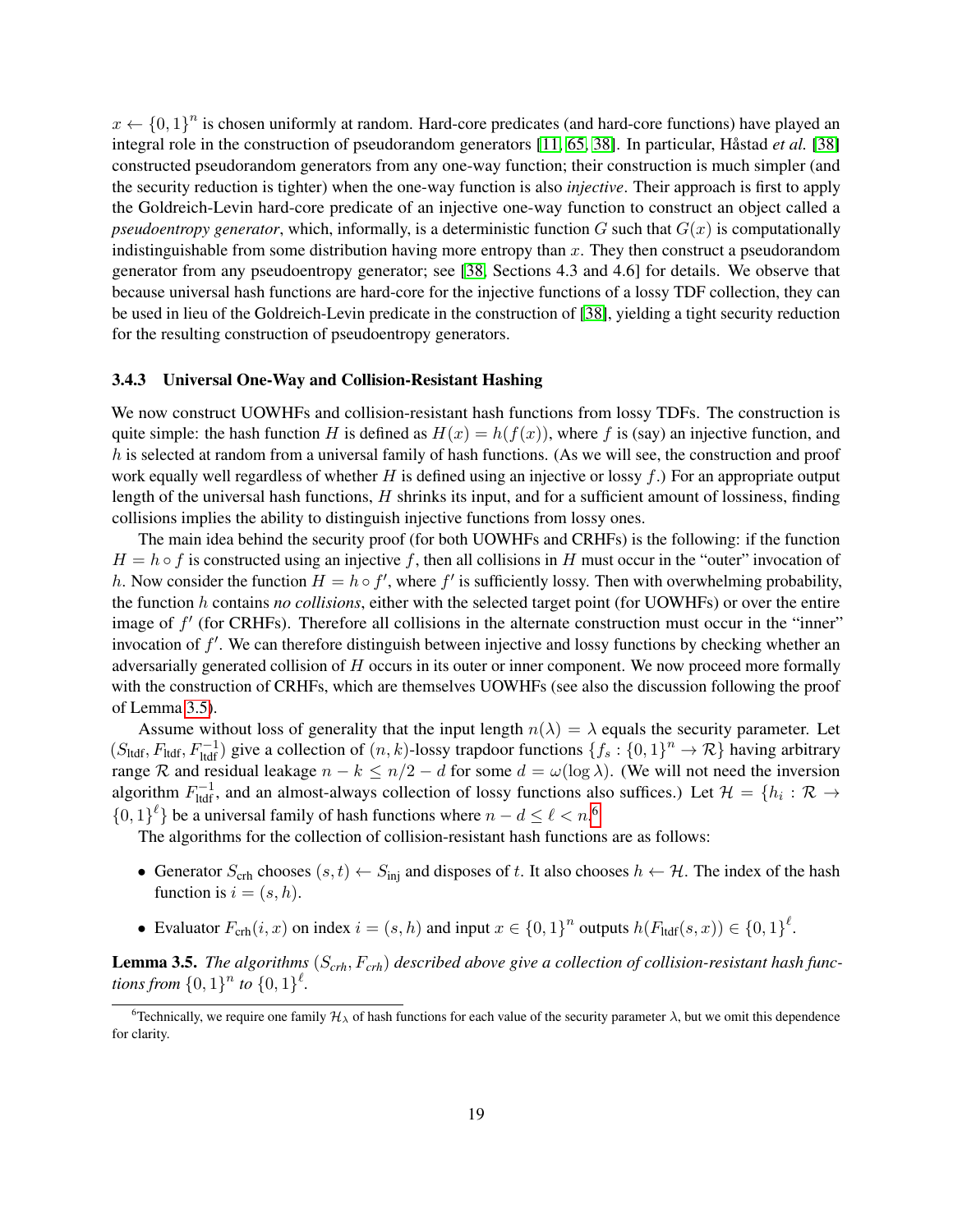$x \leftarrow \{0,1\}^n$ is chosen uniformly at random. Hard-core predicates (and hard-core functions) have played an integral role in the construction of pseudorandom generators [11, 65, 38]. In particular, Håstad *et al.* [38] constructed pseudorandom generators from any one-way function; their construction is much simpler (and the security reduction is tighter) when the one-way function is also *injective*. Their approach is first to apply the Goldreich-Levin hard-core predicate of an injective one-way function to construct an object called a *pseudoentropy generator*, which, informally, is a deterministic function $G$ such that $G(x)$ is computationally indistinguishable from some distribution having more entropy than $x$. They then construct a pseudorandom generator from any pseudoentropy generator; see [38, Sections 4.3 and 4.6] for details. We observe that because universal hash functions are hard-core for the injective functions of a lossy TDF collection, they can be used in lieu of the Goldreich-Levin predicate in the construction of [38], yielding a tight security reduction for the resulting construction of pseudoentropy generators.

#### 3.4.3 Universal One-Way and Collision-Resistant Hashing

We now construct UOWHFs and collision-resistant hash functions from lossy TDFs. The construction is quite simple: the hash function $H$ is defined as $H(x) = h(f(x))$, where $f$ is (say) an injective function, and $h$ is selected at random from a universal family of hash functions. (As we will see, the construction and proof work equally well regardless of whether $H$ is defined using an injective or lossy $f$.) For an appropriate output length of the universal hash functions, $H$ shrinks its input, and for a sufficient amount of lossiness, finding collisions implies the ability to distinguish injective functions from lossy ones.

The main idea behind the security proof (for both UOWHFs and CRHFs) is the following: if the function $H = h \circ f$ is constructed using an injective $f$, then all collisions in $H$ must occur in the "outer" invocation of $h$. Now consider the function $H = h \circ f'$, where $f'$ is sufficiently lossy. Then with overwhelming probability, the function $h$ contains *no collisions*, either with the selected target point (for UOWHFs) or over the entire image of $f'$ (for CRHFs). Therefore all collisions in the alternate construction must occur in the "inner" invocation of $f'$. We can therefore distinguish between injective and lossy functions by checking whether an adversarially generated collision of $H$ occurs in its outer or inner component. We now proceed more formally with the construction of CRHFs, which are themselves UOWHFs (see also the discussion following the proof of Lemma 3.5).

Assume without loss of generality that the input length $n(\lambda) = \lambda$ equals the security parameter. Let $(S_{\text{ltdf}}, F_{\text{ltdf}}, F_{\text{ltdf}}^{-1})$ give a collection of $(n, k)$-lossy trapdoor functions $\{f_s : \{0,1\}^n \to \mathcal{R}\}$ having arbitrary range $\mathcal{R}$ and residual leakage $n - k \leq n/2 - d$ for some $d = \omega(\log \lambda)$. (We will not need the inversion algorithm $F_{\text{ltdf}}^{-1}$, and an almost-always collection of lossy functions also suffices.) Let $\mathcal{H} = \{h_i : \mathcal{R} \to \{0,1\}^\ell\}$ be a universal family of hash functions where $n - d \leq \ell < n$.[6]

The algorithms for the collection of collision-resistant hash functions are as follows:

- Generator $S_{\text{crh}}$ chooses $(s, t) \leftarrow S_{\text{inj}}$ and disposes of $t$. It also chooses $h \leftarrow \mathcal{H}$. The index of the hash function is $i = (s, h)$.
- Evaluator $F_{\text{crh}}(i, x)$ on index $i = (s, h)$ and input $x \in \{0,1\}^n$ outputs $h(F_{\text{ltdf}}(s, x)) \in \{0,1\}^\ell$.

**Lemma 3.5.** *The algorithms $(S_{crh}, F_{crh})$ described above give a collection of collision-resistant hash functions from $\{0,1\}^n$ to $\{0,1\}^\ell$.*

[6] Technically, we require one family $\mathcal{H}_\lambda$ of hash functions for each value of the security parameter $\lambda$, but we omit this dependence for clarity.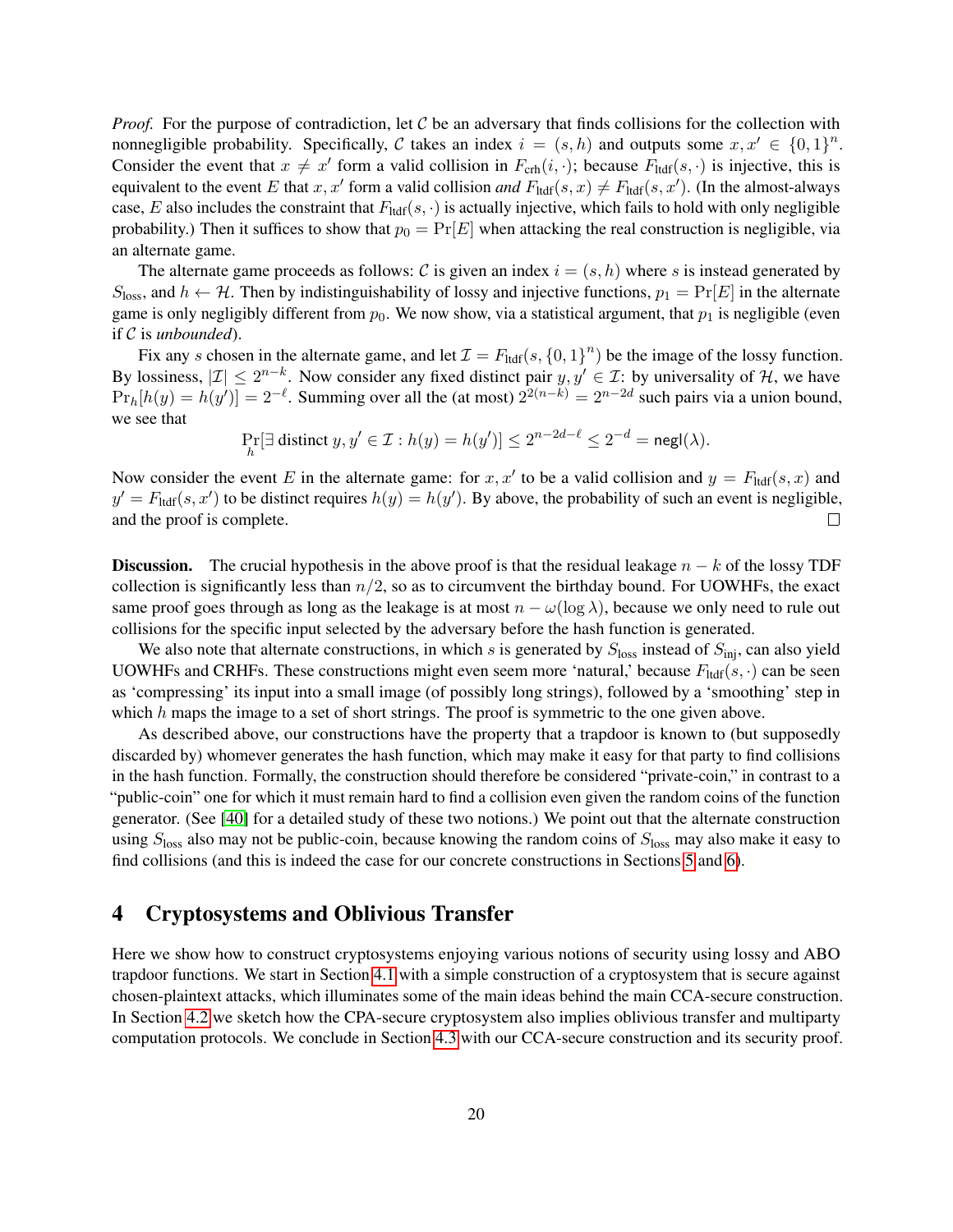*Proof.* For the purpose of contradiction, let $\mathcal{C}$ be an adversary that finds collisions for the collection with nonnegligible probability. Specifically, $\mathcal{C}$ takes an index $i = (s, h)$ and outputs some $x, x' \in \{0,1\}^n$. Consider the event that $x \neq x'$ form a valid collision in $F_{\text{crh}}(i, \cdot)$; because $F_{\text{ltdf}}(s, \cdot)$ is injective, this is equivalent to the event $E$ that $x, x'$ form a valid collision *and* $F_{\text{ltdf}}(s, x) \neq F_{\text{ltdf}}(s, x')$. (In the almost-always case, $E$ also includes the constraint that $F_{\text{ltdf}}(s, \cdot)$ is actually injective, which fails to hold with only negligible probability.) Then it suffices to show that $p_0 = \Pr[E]$ when attacking the real construction is negligible, via an alternate game.

The alternate game proceeds as follows: $\mathcal{C}$ is given an index $i = (s, h)$ where $s$ is instead generated by $S_{\text{loss}}$, and $h \leftarrow \mathcal{H}$. Then by indistinguishability of lossy and injective functions, $p_1 = \Pr[E]$ in the alternate game is only negligibly different from $p_0$. We now show, via a statistical argument, that $p_1$ is negligible (even if $\mathcal{C}$ is *unbounded*).

Fix any $s$ chosen in the alternate game, and let $\mathcal{I} = F_{\text{ltdf}}(s, \{0,1\}^n)$ be the image of the lossy function. By lossiness, $|\mathcal{I}| \leq 2^{n-k}$. Now consider any fixed distinct pair $y, y' \in \mathcal{I}$: by universality of $\mathcal{H}$, we have $\Pr_h[h(y) = h(y')] = 2^{-\ell}$. Summing over all the (at most) $2^{2(n-k)} = 2^{n-2d}$ such pairs via a union bound, we see that

$$\Pr_h[\exists \text{ distinct } y, y' \in \mathcal{I} : h(y) = h(y')] \leq 2^{n-2d-\ell} \leq 2^{-d} = \mathsf{negl}(\lambda).$$

Now consider the event $E$ in the alternate game: for $x, x'$ to be a valid collision and $y = F_{\text{ltdf}}(s, x)$ and $y' = F_{\text{ltdf}}(s, x')$ to be distinct requires $h(y) = h(y')$. By above, the probability of such an event is negligible, and the proof is complete. ☐

**Discussion.** The crucial hypothesis in the above proof is that the residual leakage $n - k$ of the lossy TDF collection is significantly less than $n/2$, so as to circumvent the birthday bound. For UOWHFs, the exact same proof goes through as long as the leakage is at most $n - \omega(\log \lambda)$, because we only need to rule out collisions for the specific input selected by the adversary before the hash function is generated.

We also note that alternate constructions, in which $s$ is generated by $S_{\text{loss}}$ instead of $S_{\text{inj}}$, can also yield UOWHFs and CRHFs. These constructions might even seem more 'natural,' because $F_{\text{ltdf}}(s, \cdot)$ can be seen as 'compressing' its input into a small image (of possibly long strings), followed by a 'smoothing' step in which $h$ maps the image to a set of short strings. The proof is symmetric to the one given above.

As described above, our constructions have the property that a trapdoor is known to (but supposedly discarded by) whomever generates the hash function, which may make it easy for that party to find collisions in the hash function. Formally, the construction should therefore be considered "private-coin," in contrast to a "public-coin" one for which it must remain hard to find a collision even given the random coins of the function generator. (See [40] for a detailed study of these two notions.) We point out that the alternate construction using $S_{\text{loss}}$ also may not be public-coin, because knowing the random coins of $S_{\text{loss}}$ may also make it easy to find collisions (and this is indeed the case for our concrete constructions in Sections 5 and 6).

# 4 Cryptosystems and Oblivious Transfer

Here we show how to construct cryptosystems enjoying various notions of security using lossy and ABO trapdoor functions. We start in Section 4.1 with a simple construction of a cryptosystem that is secure against chosen-plaintext attacks, which illuminates some of the main ideas behind the main CCA-secure construction. In Section 4.2 we sketch how the CPA-secure cryptosystem also implies oblivious transfer and multiparty computation protocols. We conclude in Section 4.3 with our CCA-secure construction and its security proof.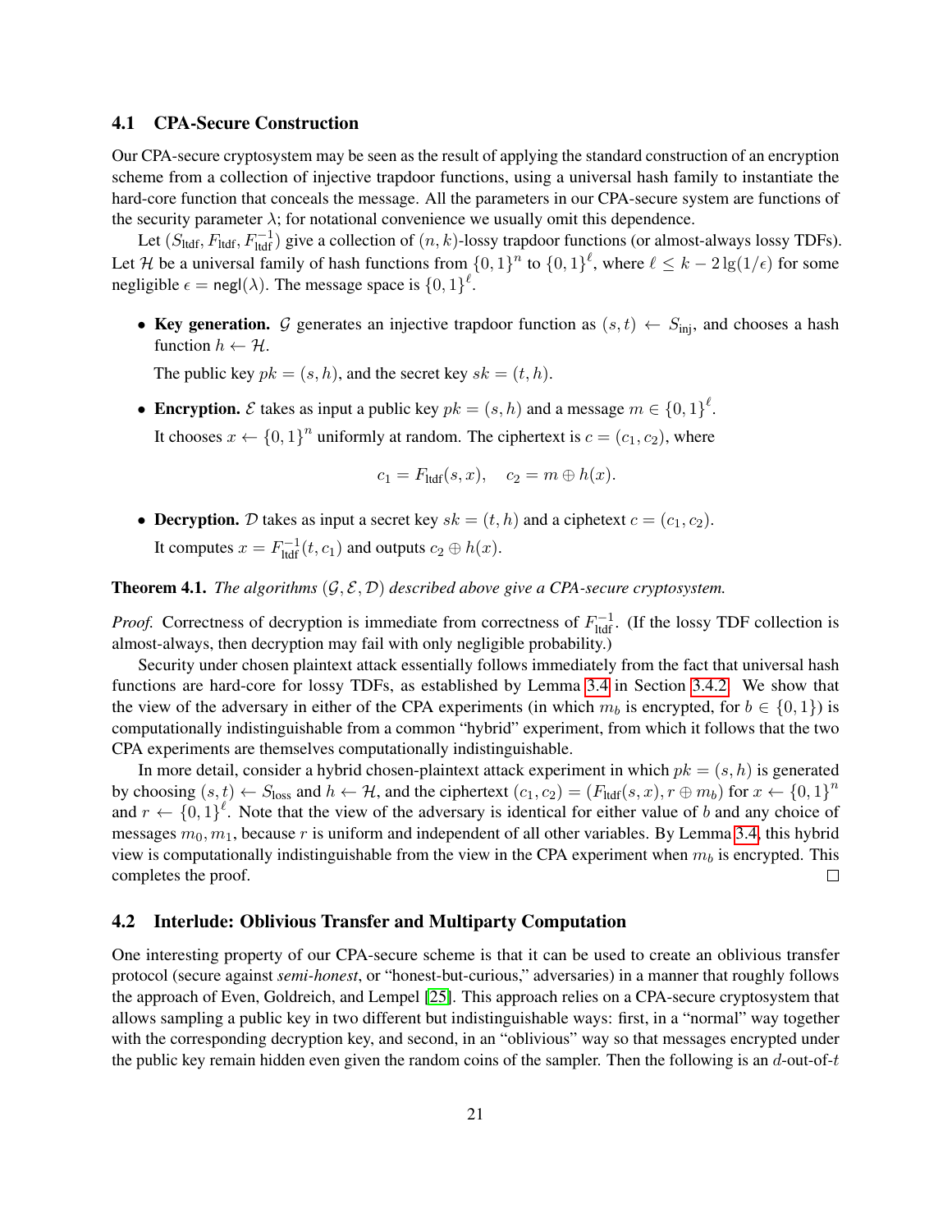### 4.1 CPA-Secure Construction

Our CPA-secure cryptosystem may be seen as the result of applying the standard construction of an encryption scheme from a collection of injective trapdoor functions, using a universal hash family to instantiate the hard-core function that conceals the message. All the parameters in our CPA-secure system are functions of the security parameter $\lambda$; for notational convenience we usually omit this dependence.

Let $(S_{\text{ltdf}}, F_{\text{ltdf}}, F_{\text{ltdf}}^{-1})$ give a collection of $(n, k)$-lossy trapdoor functions (or almost-always lossy TDFs). Let $\mathcal{H}$ be a universal family of hash functions from $\{0,1\}^n$ to $\{0,1\}^\ell$, where $\ell \leq k - 2\lg(1/\epsilon)$ for some negligible $\epsilon = \mathsf{negl}(\lambda)$. The message space is $\{0,1\}^\ell$.

- **Key generation.** $\mathcal{G}$ generates an injective trapdoor function as $(s,t) \leftarrow S_{\text{inj}}$, and chooses a hash function $h \leftarrow \mathcal{H}$.

  The public key $pk = (s, h)$, and the secret key $sk = (t, h)$.

- **Encryption.** $\mathcal{E}$ takes as input a public key $pk = (s, h)$ and a message $m \in \{0,1\}^\ell$.

  It chooses $x \leftarrow \{0,1\}^n$ uniformly at random. The ciphertext is $c = (c_1, c_2)$, where

$$c_1 = F_{\text{ltdf}}(s, x), \quad c_2 = m \oplus h(x).$$

- **Decryption.** $\mathcal{D}$ takes as input a secret key $sk = (t, h)$ and a ciphetext $c = (c_1, c_2)$.

  It computes $x = F_{\text{ltdf}}^{-1}(t, c_1)$ and outputs $c_2 \oplus h(x)$.

**Theorem 4.1.** *The algorithms $(\mathcal{G}, \mathcal{E}, \mathcal{D})$ described above give a CPA-secure cryptosystem.*

*Proof.* Correctness of decryption is immediate from correctness of $F_{\text{ltdf}}^{-1}$. (If the lossy TDF collection is almost-always, then decryption may fail with only negligible probability.)

Security under chosen plaintext attack essentially follows immediately from the fact that universal hash functions are hard-core for lossy TDFs, as established by Lemma 3.4 in Section 3.4.2. We show that the view of the adversary in either of the CPA experiments (in which $m_b$ is encrypted, for $b \in \{0,1\}$) is computationally indistinguishable from a common "hybrid" experiment, from which it follows that the two CPA experiments are themselves computationally indistinguishable.

In more detail, consider a hybrid chosen-plaintext attack experiment in which $pk = (s, h)$ is generated by choosing $(s,t) \leftarrow S_{\text{loss}}$ and $h \leftarrow \mathcal{H}$, and the ciphertext $(c_1, c_2) = (F_{\text{ltdf}}(s, x), r \oplus m_b)$ for $x \leftarrow \{0,1\}^n$ and $r \leftarrow \{0,1\}^\ell$. Note that the view of the adversary is identical for either value of $b$ and any choice of messages $m_0, m_1$, because $r$ is uniform and independent of all other variables. By Lemma 3.4, this hybrid view is computationally indistinguishable from the view in the CPA experiment when $m_b$ is encrypted. This completes the proof. $\square$

### 4.2 Interlude: Oblivious Transfer and Multiparty Computation

One interesting property of our CPA-secure scheme is that it can be used to create an oblivious transfer protocol (secure against *semi-honest*, or "honest-but-curious," adversaries) in a manner that roughly follows the approach of Even, Goldreich, and Lempel [25]. This approach relies on a CPA-secure cryptosystem that allows sampling a public key in two different but indistinguishable ways: first, in a "normal" way together with the corresponding decryption key, and second, in an "oblivious" way so that messages encrypted under the public key remain hidden even given the random coins of the sampler. Then the following is an $d$-out-of-$t$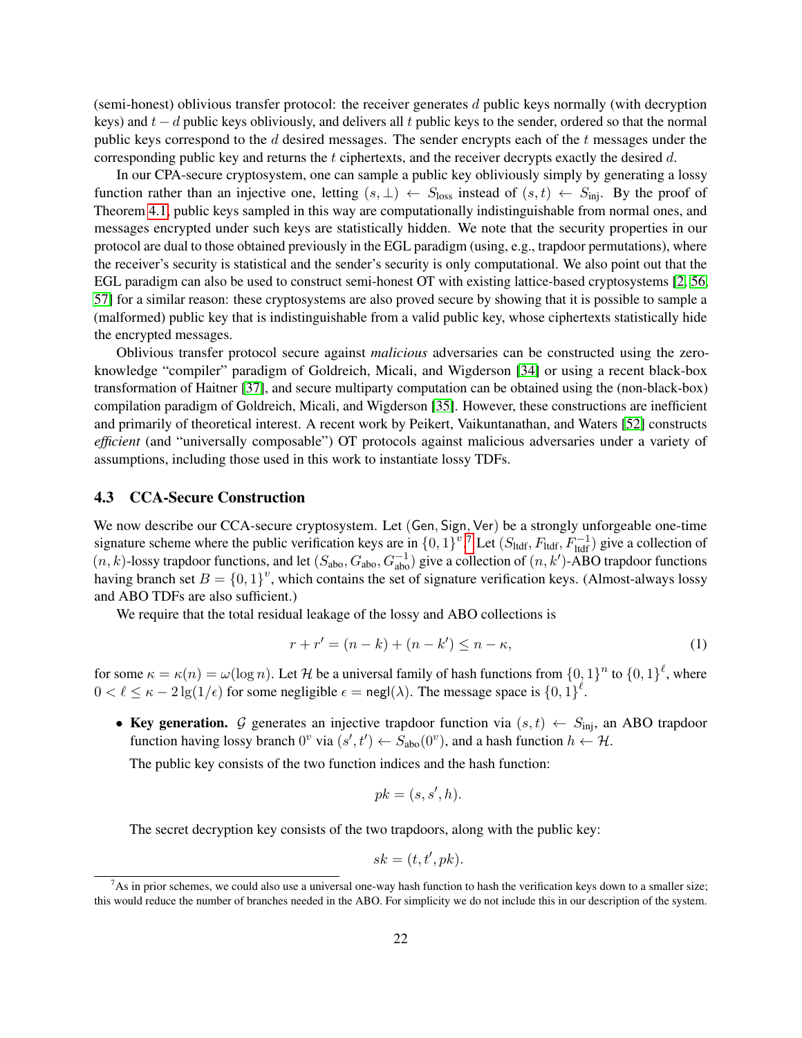(semi-honest) oblivious transfer protocol: the receiver generates $d$ public keys normally (with decryption keys) and $t-d$ public keys obliviously, and delivers all $t$ public keys to the sender, ordered so that the normal public keys correspond to the $d$ desired messages. The sender encrypts each of the $t$ messages under the corresponding public key and returns the $t$ ciphertexts, and the receiver decrypts exactly the desired $d$.

In our CPA-secure cryptosystem, one can sample a public key obliviously simply by generating a lossy function rather than an injective one, letting $(s, \perp) \leftarrow S_{\text{loss}}$ instead of $(s, t) \leftarrow S_{\text{inj}}$. By the proof of Theorem 4.1, public keys sampled in this way are computationally indistinguishable from normal ones, and messages encrypted under such keys are statistically hidden. We note that the security properties in our protocol are dual to those obtained previously in the EGL paradigm (using, e.g., trapdoor permutations), where the receiver's security is statistical and the sender's security is only computational. We also point out that the EGL paradigm can also be used to construct semi-honest OT with existing lattice-based cryptosystems [2, 56, 57] for a similar reason: these cryptosystems are also proved secure by showing that it is possible to sample a (malformed) public key that is indistinguishable from a valid public key, whose ciphertexts statistically hide the encrypted messages.

Oblivious transfer protocol secure against *malicious* adversaries can be constructed using the zero-knowledge "compiler" paradigm of Goldreich, Micali, and Wigderson [34] or using a recent black-box transformation of Haitner [37], and secure multiparty computation can be obtained using the (non-black-box) compilation paradigm of Goldreich, Micali, and Wigderson [35]. However, these constructions are inefficient and primarily of theoretical interest. A recent work by Peikert, Vaikuntanathan, and Waters [52] constructs *efficient* (and "universally composable") OT protocols against malicious adversaries under a variety of assumptions, including those used in this work to instantiate lossy TDFs.

### 4.3 CCA-Secure Construction

We now describe our CCA-secure cryptosystem. Let (Gen, Sign, Ver) be a strongly unforgeable one-time signature scheme where the public verification keys are in $\{0,1\}^v$.[7] Let $(S_{\text{ltdf}}, F_{\text{ltdf}}, F_{\text{ltdf}}^{-1})$ give a collection of $(n, k)$-lossy trapdoor functions, and let $(S_{\text{abo}}, G_{\text{abo}}, G_{\text{abo}}^{-1})$ give a collection of $(n, k')$-ABO trapdoor functions having branch set $B = \{0,1\}^v$, which contains the set of signature verification keys. (Almost-always lossy and ABO TDFs are also sufficient.)

We require that the total residual leakage of the lossy and ABO collections is

$$r + r' = (n-k) + (n-k') \leq n - \kappa, \tag{1}$$

for some $\kappa = \kappa(n) = \omega(\log n)$. Let $\mathcal{H}$ be a universal family of hash functions from $\{0,1\}^n$ to $\{0,1\}^\ell$, where $0 < \ell \leq \kappa - 2\lg(1/\epsilon)$ for some negligible $\epsilon = \mathsf{negl}(\lambda)$. The message space is $\{0,1\}^\ell$.

- **Key generation.** $\mathcal{G}$ generates an injective trapdoor function via $(s,t) \leftarrow S_{\text{inj}}$, an ABO trapdoor function having lossy branch $0^v$ via $(s', t') \leftarrow S_{\text{abo}}(0^v)$, and a hash function $h \leftarrow \mathcal{H}$.

  The public key consists of the two function indices and the hash function:

  $$pk = (s, s', h).$$

  The secret decryption key consists of the two trapdoors, along with the public key:

  $$sk = (t, t', pk).$$

[7] As in prior schemes, we could also use a universal one-way hash function to hash the verification keys down to a smaller size; this would reduce the number of branches needed in the ABO. For simplicity we do not include this in our description of the system.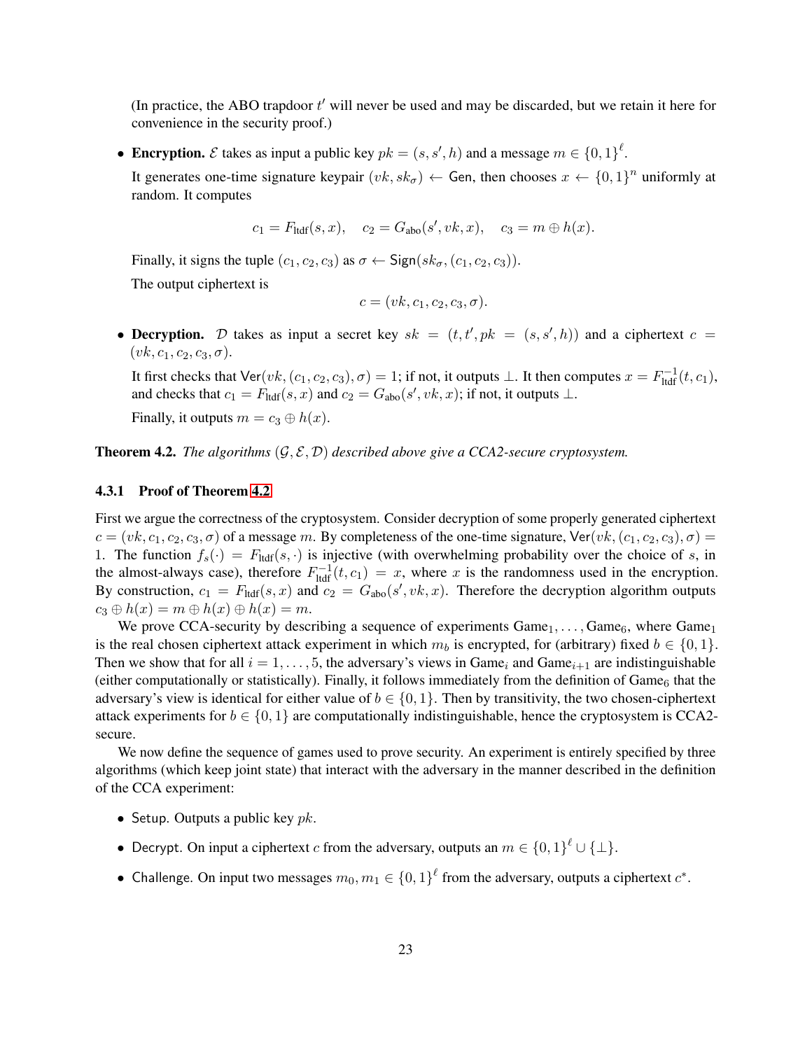(In practice, the ABO trapdoor $t'$ will never be used and may be discarded, but we retain it here for convenience in the security proof.)

- **Encryption.** $\mathcal{E}$ takes as input a public key $pk = (s, s', h)$ and a message $m \in \{0,1\}^\ell$.

  It generates one-time signature keypair $(vk, sk_\sigma) \leftarrow \mathsf{Gen}$, then chooses $x \leftarrow \{0,1\}^n$ uniformly at random. It computes

  $$c_1 = F_{\text{ltdf}}(s, x), \quad c_2 = G_{\text{abo}}(s', vk, x), \quad c_3 = m \oplus h(x).$$

  Finally, it signs the tuple $(c_1, c_2, c_3)$ as $\sigma \leftarrow \mathsf{Sign}(sk_\sigma, (c_1, c_2, c_3))$.

  The output ciphertext is

  $$c = (vk, c_1, c_2, c_3, \sigma).$$

- **Decryption.** $\mathcal{D}$ takes as input a secret key $sk = (t, t', pk = (s, s', h))$ and a ciphertext $c = (vk, c_1, c_2, c_3, \sigma)$.

  It first checks that $\mathsf{Ver}(vk, (c_1, c_2, c_3), \sigma) = 1$; if not, it outputs $\perp$. It then computes $x = F_{\text{ltdf}}^{-1}(t, c_1)$, and checks that $c_1 = F_{\text{ltdf}}(s, x)$ and $c_2 = G_{\text{abo}}(s', vk, x)$; if not, it outputs $\perp$.

  Finally, it outputs $m = c_3 \oplus h(x)$.

**Theorem 4.2.** *The algorithms $(\mathcal{G}, \mathcal{E}, \mathcal{D})$ described above give a CCA2-secure cryptosystem.*

#### 4.3.1 Proof of Theorem 4.2

First we argue the correctness of the cryptosystem. Consider decryption of some properly generated ciphertext $c = (vk, c_1, c_2, c_3, \sigma)$ of a message $m$. By completeness of the one-time signature, $\mathsf{Ver}(vk, (c_1, c_2, c_3), \sigma) = 1$. The function $f_s(\cdot) = F_{\text{ltdf}}(s, \cdot)$ is injective (with overwhelming probability over the choice of $s$, in the almost-always case), therefore $F_{\text{ltdf}}^{-1}(t, c_1) = x$, where $x$ is the randomness used in the encryption. By construction, $c_1 = F_{\text{ltdf}}(s, x)$ and $c_2 = G_{\text{abo}}(s', vk, x)$. Therefore the decryption algorithm outputs $c_3 \oplus h(x) = m \oplus h(x) \oplus h(x) = m$.

We prove CCA-security by describing a sequence of experiments $\mathsf{Game}_1, \ldots, \mathsf{Game}_6$, where $\mathsf{Game}_1$ is the real chosen ciphertext attack experiment in which $m_b$ is encrypted, for (arbitrary) fixed $b \in \{0,1\}$. Then we show that for all $i = 1, \ldots, 5$, the adversary's views in $\mathsf{Game}_i$ and $\mathsf{Game}_{i+1}$ are indistinguishable (either computationally or statistically). Finally, it follows immediately from the definition of $\mathsf{Game}_6$ that the adversary's view is identical for either value of $b \in \{0,1\}$. Then by transitivity, the two chosen-ciphertext attack experiments for $b \in \{0,1\}$ are computationally indistinguishable, hence the cryptosystem is CCA2-secure.

We now define the sequence of games used to prove security. An experiment is entirely specified by three algorithms (which keep joint state) that interact with the adversary in the manner described in the definition of the CCA experiment:

- $\mathsf{Setup}$. Outputs a public key $pk$.
- $\mathsf{Decrypt}$. On input a ciphertext $c$ from the adversary, outputs an $m \in \{0,1\}^\ell \cup \{\perp\}$.
- $\mathsf{Challenge}$. On input two messages $m_0, m_1 \in \{0,1\}^\ell$ from the adversary, outputs a ciphertext $c^*$.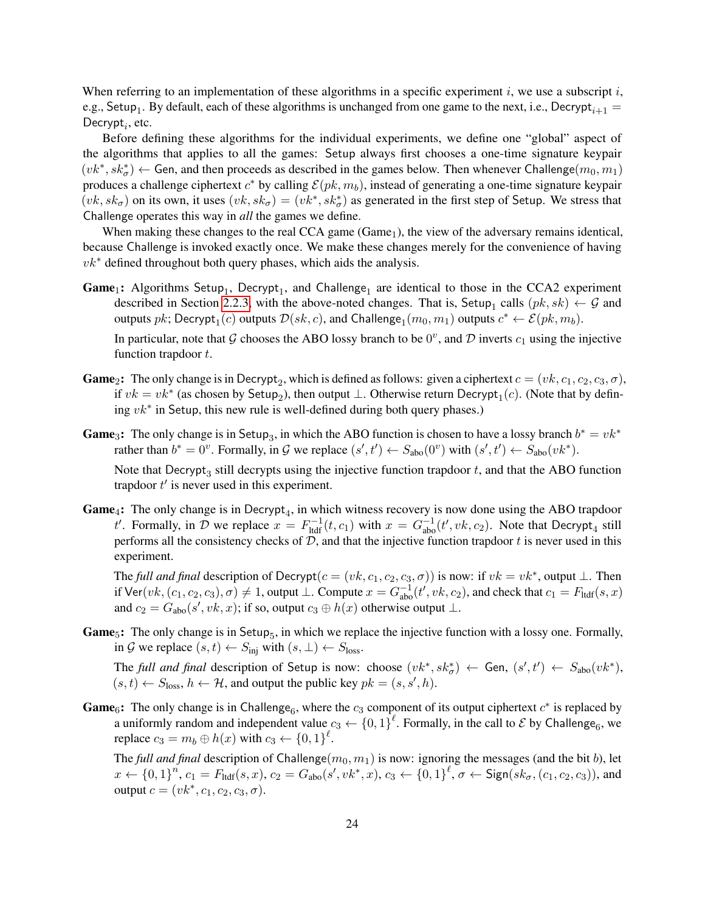When referring to an implementation of these algorithms in a specific experiment $i$, we use a subscript $i$, e.g., $\mathsf{Setup}_1$. By default, each of these algorithms is unchanged from one game to the next, i.e., $\mathsf{Decrypt}_{i+1} = \mathsf{Decrypt}_i$, etc.

Before defining these algorithms for the individual experiments, we define one "global" aspect of the algorithms that applies to all the games: Setup always first chooses a one-time signature keypair $(vk^*, sk^*_\sigma) \leftarrow \mathsf{Gen}$, and then proceeds as described in the games below. Then whenever $\mathsf{Challenge}(m_0, m_1)$ produces a challenge ciphertext $c^*$ by calling $\mathcal{E}(pk, m_b)$, instead of generating a one-time signature keypair $(vk, sk_\sigma)$ on its own, it uses $(vk, sk_\sigma) = (vk^*, sk^*_\sigma)$ as generated in the first step of Setup. We stress that Challenge operates this way in *all* the games we define.

When making these changes to the real CCA game (Game$_1$), the view of the adversary remains identical, because Challenge is invoked exactly once. We make these changes merely for the convenience of having $vk^*$ defined throughout both query phases, which aids the analysis.

**Game$_1$:** Algorithms $\mathsf{Setup}_1$, $\mathsf{Decrypt}_1$, and $\mathsf{Challenge}_1$ are identical to those in the CCA2 experiment described in Section 2.2.3, with the above-noted changes. That is, $\mathsf{Setup}_1$ calls $(pk, sk) \leftarrow \mathcal{G}$ and outputs $pk$; $\mathsf{Decrypt}_1(c)$ outputs $\mathcal{D}(sk, c)$, and $\mathsf{Challenge}_1(m_0, m_1)$ outputs $c^* \leftarrow \mathcal{E}(pk, m_b)$.

In particular, note that $\mathcal{G}$ chooses the ABO lossy branch to be $0^v$, and $\mathcal{D}$ inverts $c_1$ using the injective function trapdoor $t$.

**Game$_2$:** The only change is in $\mathsf{Decrypt}_2$, which is defined as follows: given a ciphertext $c = (vk, c_1, c_2, c_3, \sigma)$, if $vk = vk^*$ (as chosen by $\mathsf{Setup}_2$), then output $\perp$. Otherwise return $\mathsf{Decrypt}_1(c)$. (Note that by defining $vk^*$ in Setup, this new rule is well-defined during both query phases.)

**Game$_3$:** The only change is in $\mathsf{Setup}_3$, in which the ABO function is chosen to have a lossy branch $b^* = vk^*$ rather than $b^* = 0^v$. Formally, in $\mathcal{G}$ we replace $(s', t') \leftarrow S_{\text{abo}}(0^v)$ with $(s', t') \leftarrow S_{\text{abo}}(vk^*)$.

Note that $\mathsf{Decrypt}_3$ still decrypts using the injective function trapdoor $t$, and that the ABO function trapdoor $t'$ is never used in this experiment.

**Game$_4$:** The only change is in $\mathsf{Decrypt}_4$, in which witness recovery is now done using the ABO trapdoor $t'$. Formally, in $\mathcal{D}$ we replace $x = F^{-1}_{\text{ltdf}}(t, c_1)$ with $x = G^{-1}_{\text{abo}}(t', vk, c_2)$. Note that $\mathsf{Decrypt}_4$ still performs all the consistency checks of $\mathcal{D}$, and that the injective function trapdoor $t$ is never used in this experiment.

The *full and final* description of $\mathsf{Decrypt}(c = (vk, c_1, c_2, c_3, \sigma))$ is now: if $vk = vk^*$, output $\perp$. Then if $\mathsf{Ver}(vk, (c_1, c_2, c_3), \sigma) \neq 1$, output $\perp$. Compute $x = G^{-1}_{\text{abo}}(t', vk, c_2)$, and check that $c_1 = F_{\text{ltdf}}(s, x)$ and $c_2 = G_{\text{abo}}(s', vk, x)$; if so, output $c_3 \oplus h(x)$ otherwise output $\perp$.

**Game$_5$:** The only change is in $\mathsf{Setup}_5$, in which we replace the injective function with a lossy one. Formally, in $\mathcal{G}$ we replace $(s, t) \leftarrow S_{\text{inj}}$ with $(s, \perp) \leftarrow S_{\text{loss}}$.

The *full and final* description of Setup is now: choose $(vk^*, sk^*_\sigma) \leftarrow \mathsf{Gen}$, $(s', t') \leftarrow S_{\text{abo}}(vk^*)$, $(s, t) \leftarrow S_{\text{loss}}$, $h \leftarrow \mathcal{H}$, and output the public key $pk = (s, s', h)$.

**Game$_6$:** The only change is in $\mathsf{Challenge}_6$, where the $c_3$ component of its output ciphertext $c^*$ is replaced by a uniformly random and independent value $c_3 \leftarrow \{0,1\}^\ell$. Formally, in the call to $\mathcal{E}$ by $\mathsf{Challenge}_6$, we replace $c_3 = m_b \oplus h(x)$ with $c_3 \leftarrow \{0,1\}^\ell$.

The *full and final* description of $\mathsf{Challenge}(m_0, m_1)$ is now: ignoring the messages (and the bit $b$), let $x \leftarrow \{0,1\}^n$, $c_1 = F_{\text{ltdf}}(s, x)$, $c_2 = G_{\text{abo}}(s', vk^*, x)$, $c_3 \leftarrow \{0,1\}^\ell$, $\sigma \leftarrow \mathsf{Sign}(sk_\sigma, (c_1, c_2, c_3))$, and output $c = (vk^*, c_1, c_2, c_3, \sigma)$.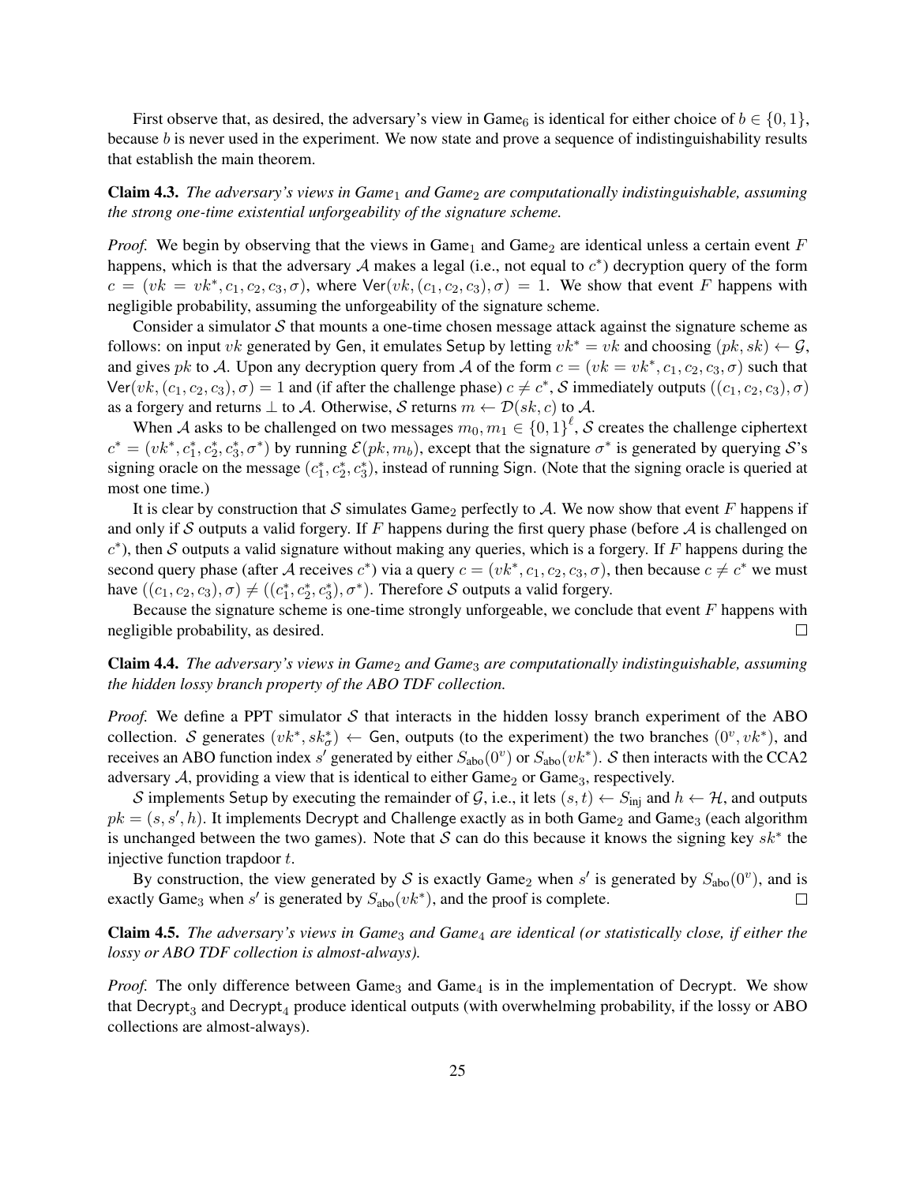First observe that, as desired, the adversary's view in Game$_6$ is identical for either choice of $b \in \{0,1\}$, because $b$ is never used in the experiment. We now state and prove a sequence of indistinguishability results that establish the main theorem.

**Claim 4.3.** *The adversary's views in Game$_1$ and Game$_2$ are computationally indistinguishable, assuming the strong one-time existential unforgeability of the signature scheme.*

*Proof.* We begin by observing that the views in Game$_1$ and Game$_2$ are identical unless a certain event $F$ happens, which is that the adversary $\mathcal{A}$ makes a legal (i.e., not equal to $c^*$) decryption query of the form $c = (vk = vk^*, c_1, c_2, c_3, \sigma)$, where $\mathsf{Ver}(vk, (c_1, c_2, c_3), \sigma) = 1$. We show that event $F$ happens with negligible probability, assuming the unforgeability of the signature scheme.

Consider a simulator $\mathcal{S}$ that mounts a one-time chosen message attack against the signature scheme as follows: on input $vk$ generated by $\mathsf{Gen}$, it emulates $\mathsf{Setup}$ by letting $vk^* = vk$ and choosing $(pk, sk) \leftarrow \mathcal{G}$, and gives $pk$ to $\mathcal{A}$. Upon any decryption query from $\mathcal{A}$ of the form $c = (vk = vk^*, c_1, c_2, c_3, \sigma)$ such that $\mathsf{Ver}(vk, (c_1, c_2, c_3), \sigma) = 1$ and (if after the challenge phase) $c \neq c^*$, $\mathcal{S}$ immediately outputs $((c_1, c_2, c_3), \sigma)$ as a forgery and returns $\perp$ to $\mathcal{A}$. Otherwise, $\mathcal{S}$ returns $m \leftarrow \mathcal{D}(sk, c)$ to $\mathcal{A}$.

When $\mathcal{A}$ asks to be challenged on two messages $m_0, m_1 \in \{0,1\}^\ell$, $\mathcal{S}$ creates the challenge ciphertext $c^* = (vk^*, c_1^*, c_2^*, c_3^*, \sigma^*)$ by running $\mathcal{E}(pk, m_b)$, except that the signature $\sigma^*$ is generated by querying $\mathcal{S}$'s signing oracle on the message $(c_1^*, c_2^*, c_3^*)$, instead of running $\mathsf{Sign}$. (Note that the signing oracle is queried at most one time.)

It is clear by construction that $\mathcal{S}$ simulates Game$_2$ perfectly to $\mathcal{A}$. We now show that event $F$ happens if and only if $\mathcal{S}$ outputs a valid forgery. If $F$ happens during the first query phase (before $\mathcal{A}$ is challenged on $c^*$), then $\mathcal{S}$ outputs a valid signature without making any queries, which is a forgery. If $F$ happens during the second query phase (after $\mathcal{A}$ receives $c^*$) via a query $c = (vk^*, c_1, c_2, c_3, \sigma)$, then because $c \neq c^*$ we must have $((c_1, c_2, c_3), \sigma) \neq ((c_1^*, c_2^*, c_3^*), \sigma^*)$. Therefore $\mathcal{S}$ outputs a valid forgery.

Because the signature scheme is one-time strongly unforgeable, we conclude that event $F$ happens with negligible probability, as desired. □

**Claim 4.4.** *The adversary's views in Game$_2$ and Game$_3$ are computationally indistinguishable, assuming the hidden lossy branch property of the ABO TDF collection.*

*Proof.* We define a PPT simulator $\mathcal{S}$ that interacts in the hidden lossy branch experiment of the ABO collection. $\mathcal{S}$ generates $(vk^*, sk_\sigma^*) \leftarrow \mathsf{Gen}$, outputs (to the experiment) the two branches $(0^v, vk^*)$, and receives an ABO function index $s'$ generated by either $S_{\text{abo}}(0^v)$ or $S_{\text{abo}}(vk^*)$. $\mathcal{S}$ then interacts with the CCA2 adversary $\mathcal{A}$, providing a view that is identical to either Game$_2$ or Game$_3$, respectively.

$\mathcal{S}$ implements $\mathsf{Setup}$ by executing the remainder of $\mathcal{G}$, i.e., it lets $(s, t) \leftarrow S_{\text{inj}}$ and $h \leftarrow \mathcal{H}$, and outputs $pk = (s, s', h)$. It implements $\mathsf{Decrypt}$ and $\mathsf{Challenge}$ exactly as in both Game$_2$ and Game$_3$ (each algorithm is unchanged between the two games). Note that $\mathcal{S}$ can do this because it knows the signing key $sk^*$ the injective function trapdoor $t$.

By construction, the view generated by $\mathcal{S}$ is exactly Game$_2$ when $s'$ is generated by $S_{\text{abo}}(0^v)$, and is exactly Game$_3$ when $s'$ is generated by $S_{\text{abo}}(vk^*)$, and the proof is complete. □

**Claim 4.5.** *The adversary's views in Game$_3$ and Game$_4$ are identical (or statistically close, if either the lossy or ABO TDF collection is almost-always).*

*Proof.* The only difference between Game$_3$ and Game$_4$ is in the implementation of $\mathsf{Decrypt}$. We show that $\mathsf{Decrypt}_3$ and $\mathsf{Decrypt}_4$ produce identical outputs (with overwhelming probability, if the lossy or ABO collections are almost-always).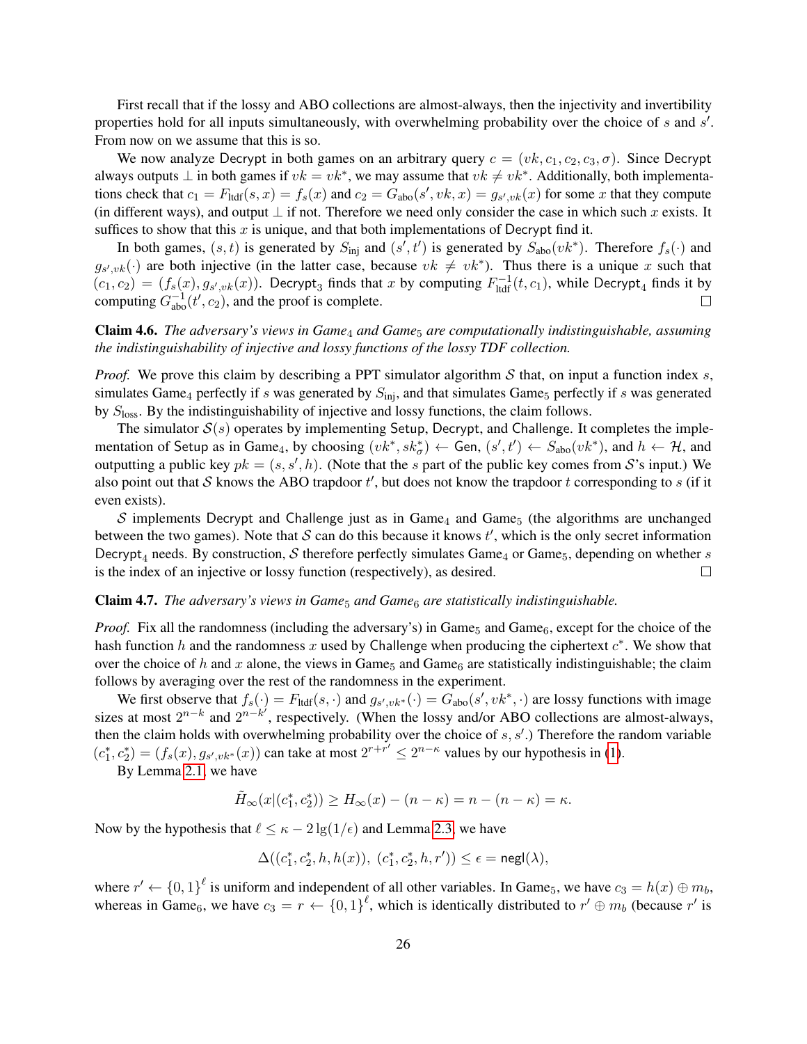First recall that if the lossy and ABO collections are almost-always, then the injectivity and invertibility properties hold for all inputs simultaneously, with overwhelming probability over the choice of $s$ and $s'$. From now on we assume that this is so.

We now analyze Decrypt in both games on an arbitrary query $c = (vk, c_1, c_2, c_3, \sigma)$. Since Decrypt always outputs $\perp$ in both games if $vk = vk^*$, we may assume that $vk \neq vk^*$. Additionally, both implementations check that $c_1 = F_{\text{ltdf}}(s, x) = f_s(x)$ and $c_2 = G_{\text{abo}}(s', vk, x) = g_{s',vk}(x)$ for some $x$ that they compute (in different ways), and output $\perp$ if not. Therefore we need only consider the case in which such $x$ exists. It suffices to show that this $x$ is unique, and that both implementations of Decrypt find it.

In both games, $(s, t)$ is generated by $S_{\text{inj}}$ and $(s', t')$ is generated by $S_{\text{abo}}(vk^*)$. Therefore $f_s(\cdot)$ and $g_{s',vk}(\cdot)$ are both injective (in the latter case, because $vk \neq vk^*$). Thus there is a unique $x$ such that $(c_1, c_2) = (f_s(x), g_{s',vk}(x))$. $\mathsf{Decrypt}_3$ finds that $x$ by computing $F_{\text{ltdf}}^{-1}(t, c_1)$, while $\mathsf{Decrypt}_4$ finds it by computing $G_{\text{abo}}^{-1}(t', c_2)$, and the proof is complete. □

**Claim 4.6.** *The adversary's views in $\text{Game}_4$ and $\text{Game}_5$ are computationally indistinguishable, assuming the indistinguishability of injective and lossy functions of the lossy TDF collection.*

*Proof.* We prove this claim by describing a PPT simulator algorithm $\mathcal{S}$ that, on input a function index $s$, simulates $\text{Game}_4$ perfectly if $s$ was generated by $S_{\text{inj}}$, and that simulates $\text{Game}_5$ perfectly if $s$ was generated by $S_{\text{loss}}$. By the indistinguishability of injective and lossy functions, the claim follows.

The simulator $\mathcal{S}(s)$ operates by implementing Setup, Decrypt, and Challenge. It completes the implementation of Setup as in $\text{Game}_4$, by choosing $(vk^*, sk^*_\sigma) \leftarrow \mathsf{Gen}$, $(s', t') \leftarrow S_{\text{abo}}(vk^*)$, and $h \leftarrow \mathcal{H}$, and outputting a public key $pk = (s, s', h)$. (Note that the $s$ part of the public key comes from $\mathcal{S}$'s input.) We also point out that $\mathcal{S}$ knows the ABO trapdoor $t'$, but does not know the trapdoor $t$ corresponding to $s$ (if it even exists).

$\mathcal{S}$ implements Decrypt and Challenge just as in $\text{Game}_4$ and $\text{Game}_5$ (the algorithms are unchanged between the two games). Note that $\mathcal{S}$ can do this because it knows $t'$, which is the only secret information $\mathsf{Decrypt}_4$ needs. By construction, $\mathcal{S}$ therefore perfectly simulates $\text{Game}_4$ or $\text{Game}_5$, depending on whether $s$ is the index of an injective or lossy function (respectively), as desired. □

**Claim 4.7.** *The adversary's views in $\text{Game}_5$ and $\text{Game}_6$ are statistically indistinguishable.*

*Proof.* Fix all the randomness (including the adversary's) in $\text{Game}_5$ and $\text{Game}_6$, except for the choice of the hash function $h$ and the randomness $x$ used by Challenge when producing the ciphertext $c^*$. We show that over the choice of $h$ and $x$ alone, the views in $\text{Game}_5$ and $\text{Game}_6$ are statistically indistinguishable; the claim follows by averaging over the rest of the randomness in the experiment.

We first observe that $f_s(\cdot) = F_{\text{ltdf}}(s, \cdot)$ and $g_{s',vk^*}(\cdot) = G_{\text{abo}}(s', vk^*, \cdot)$ are lossy functions with image sizes at most $2^{n-k}$ and $2^{n-k'}$, respectively. (When the lossy and/or ABO collections are almost-always, then the claim holds with overwhelming probability over the choice of $s, s'$.) Therefore the random variable $(c_1^*, c_2^*) = (f_s(x), g_{s',vk^*}(x))$ can take at most $2^{r+r'} \leq 2^{n-\kappa}$ values by our hypothesis in (1).

By Lemma 2.1, we have

$$\tilde{H}_\infty(x | (c_1^*, c_2^*)) \geq H_\infty(x) - (n - \kappa) = n - (n - \kappa) = \kappa.$$

Now by the hypothesis that $\ell \leq \kappa - 2\lg(1/\epsilon)$ and Lemma 2.3, we have

$$\Delta((c_1^*, c_2^*, h, h(x)),\ (c_1^*, c_2^*, h, r')) \leq \epsilon = \mathsf{negl}(\lambda),$$

where $r' \leftarrow \{0,1\}^\ell$ is uniform and independent of all other variables. In $\text{Game}_5$, we have $c_3 = h(x) \oplus m_b$, whereas in $\text{Game}_6$, we have $c_3 = r \leftarrow \{0,1\}^\ell$, which is identically distributed to $r' \oplus m_b$ (because $r'$ is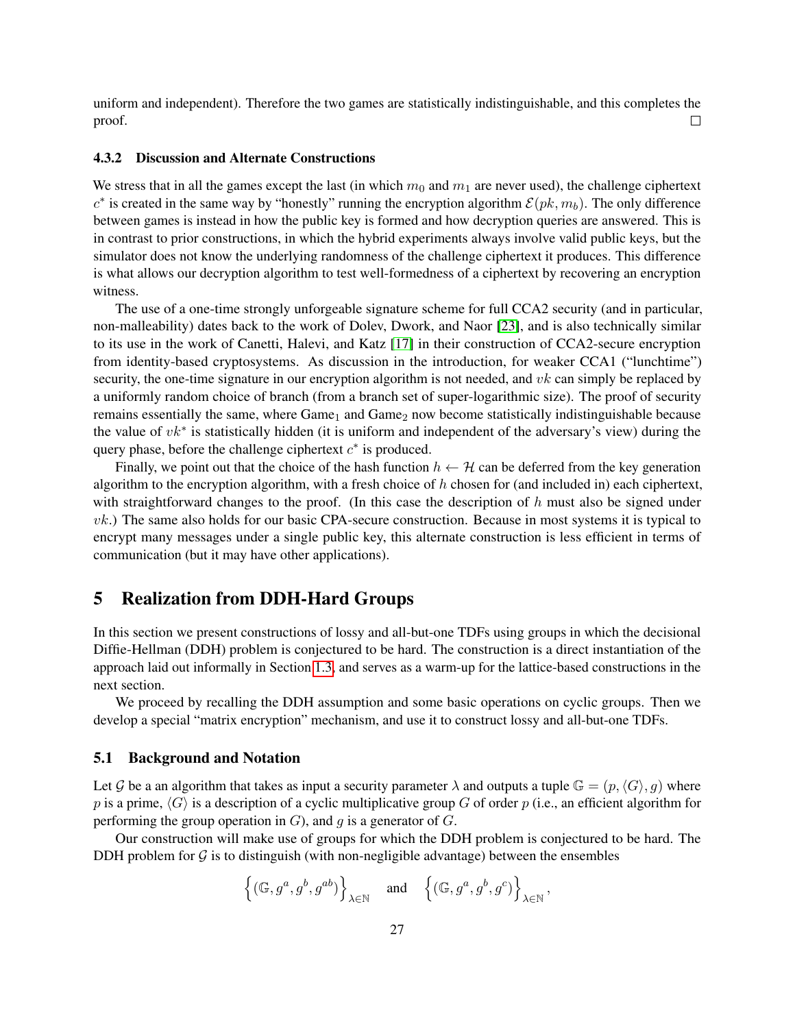uniform and independent). Therefore the two games are statistically indistinguishable, and this completes the proof. □

### 4.3.2 Discussion and Alternate Constructions

We stress that in all the games except the last (in which $m_0$ and $m_1$ are never used), the challenge ciphertext $c^*$ is created in the same way by "honestly" running the encryption algorithm $\mathcal{E}(pk, m_b)$. The only difference between games is instead in how the public key is formed and how decryption queries are answered. This is in contrast to prior constructions, in which the hybrid experiments always involve valid public keys, but the simulator does not know the underlying randomness of the challenge ciphertext it produces. This difference is what allows our decryption algorithm to test well-formedness of a ciphertext by recovering an encryption witness.

The use of a one-time strongly unforgeable signature scheme for full CCA2 security (and in particular, non-malleability) dates back to the work of Dolev, Dwork, and Naor [23], and is also technically similar to its use in the work of Canetti, Halevi, and Katz [17] in their construction of CCA2-secure encryption from identity-based cryptosystems. As discussion in the introduction, for weaker CCA1 ("lunchtime") security, the one-time signature in our encryption algorithm is not needed, and $vk$ can simply be replaced by a uniformly random choice of branch (from a branch set of super-logarithmic size). The proof of security remains essentially the same, where Game$_1$ and Game$_2$ now become statistically indistinguishable because the value of $vk^*$ is statistically hidden (it is uniform and independent of the adversary's view) during the query phase, before the challenge ciphertext $c^*$ is produced.

Finally, we point out that the choice of the hash function $h \leftarrow \mathcal{H}$ can be deferred from the key generation algorithm to the encryption algorithm, with a fresh choice of $h$ chosen for (and included in) each ciphertext, with straightforward changes to the proof. (In this case the description of $h$ must also be signed under $vk$.) The same also holds for our basic CPA-secure construction. Because in most systems it is typical to encrypt many messages under a single public key, this alternate construction is less efficient in terms of communication (but it may have other applications).

# 5 Realization from DDH-Hard Groups

In this section we present constructions of lossy and all-but-one TDFs using groups in which the decisional Diffie-Hellman (DDH) problem is conjectured to be hard. The construction is a direct instantiation of the approach laid out informally in Section 1.3, and serves as a warm-up for the lattice-based constructions in the next section.

We proceed by recalling the DDH assumption and some basic operations on cyclic groups. Then we develop a special "matrix encryption" mechanism, and use it to construct lossy and all-but-one TDFs.

## 5.1 Background and Notation

Let $\mathcal{G}$ be a an algorithm that takes as input a security parameter $\lambda$ and outputs a tuple $\mathbb{G} = (p, \langle G \rangle, g)$ where $p$ is a prime, $\langle G \rangle$ is a description of a cyclic multiplicative group $G$ of order $p$ (i.e., an efficient algorithm for performing the group operation in $G$), and $g$ is a generator of $G$.

Our construction will make use of groups for which the DDH problem is conjectured to be hard. The DDH problem for $\mathcal{G}$ is to distinguish (with non-negligible advantage) between the ensembles

$$\left\{(\mathbb{G}, g^a, g^b, g^{ab})\right\}_{\lambda \in \mathbb{N}} \quad \text{and} \quad \left\{(\mathbb{G}, g^a, g^b, g^c)\right\}_{\lambda \in \mathbb{N}},$$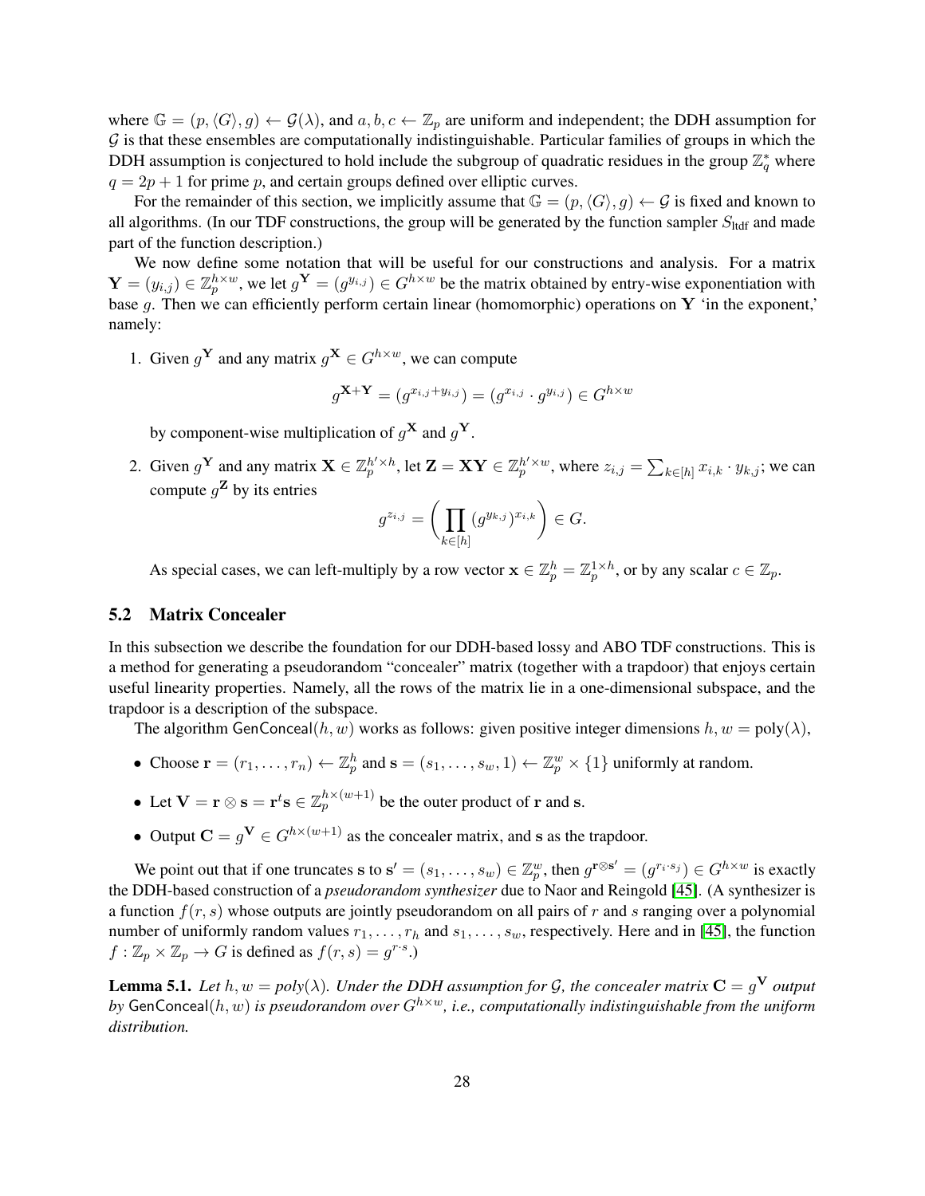where $\mathbb{G} = (p, \langle G \rangle, g) \leftarrow \mathcal{G}(\lambda)$, and $a, b, c \leftarrow \mathbb{Z}_p$ are uniform and independent; the DDH assumption for $\mathcal{G}$ is that these ensembles are computationally indistinguishable. Particular families of groups in which the DDH assumption is conjectured to hold include the subgroup of quadratic residues in the group $\mathbb{Z}_q^*$ where $q = 2p + 1$ for prime $p$, and certain groups defined over elliptic curves.

For the remainder of this section, we implicitly assume that $\mathbb{G} = (p, \langle G \rangle, g) \leftarrow \mathcal{G}$ is fixed and known to all algorithms. (In our TDF constructions, the group will be generated by the function sampler $S_{\text{ltdf}}$ and made part of the function description.)

We now define some notation that will be useful for our constructions and analysis. For a matrix $\mathbf{Y} = (y_{i,j}) \in \mathbb{Z}_p^{h \times w}$, we let $g^{\mathbf{Y}} = (g^{y_{i,j}}) \in G^{h \times w}$ be the matrix obtained by entry-wise exponentiation with base $g$. Then we can efficiently perform certain linear (homomorphic) operations on $\mathbf{Y}$ 'in the exponent,' namely:

1. Given $g^{\mathbf{Y}}$ and any matrix $g^{\mathbf{X}} \in G^{h \times w}$, we can compute

$$g^{\mathbf{X}+\mathbf{Y}} = (g^{x_{i,j}+y_{i,j}}) = (g^{x_{i,j}} \cdot g^{y_{i,j}}) \in G^{h \times w}$$

   by component-wise multiplication of $g^{\mathbf{X}}$ and $g^{\mathbf{Y}}$.

2. Given $g^{\mathbf{Y}}$ and any matrix $\mathbf{X} \in \mathbb{Z}_p^{h' \times h}$, let $\mathbf{Z} = \mathbf{X}\mathbf{Y} \in \mathbb{Z}_p^{h' \times w}$, where $z_{i,j} = \sum_{k \in [h]} x_{i,k} \cdot y_{k,j}$; we can compute $g^{\mathbf{Z}}$ by its entries

$$g^{z_{i,j}} = \left( \prod_{k \in [h]} (g^{y_{k,j}})^{x_{i,k}} \right) \in G.$$

   As special cases, we can left-multiply by a row vector $\mathbf{x} \in \mathbb{Z}_p^h = \mathbb{Z}_p^{1 \times h}$, or by any scalar $c \in \mathbb{Z}_p$.

## 5.2 Matrix Concealer

In this subsection we describe the foundation for our DDH-based lossy and ABO TDF constructions. This is a method for generating a pseudorandom "concealer" matrix (together with a trapdoor) that enjoys certain useful linearity properties. Namely, all the rows of the matrix lie in a one-dimensional subspace, and the trapdoor is a description of the subspace.

The algorithm $\mathsf{GenConceal}(h, w)$ works as follows: given positive integer dimensions $h, w = \text{poly}(\lambda)$,

- Choose $\mathbf{r} = (r_1, \ldots, r_n) \leftarrow \mathbb{Z}_p^h$ and $\mathbf{s} = (s_1, \ldots, s_w, 1) \leftarrow \mathbb{Z}_p^w \times \{1\}$ uniformly at random.
- Let $\mathbf{V} = \mathbf{r} \otimes \mathbf{s} = \mathbf{r}^t \mathbf{s} \in \mathbb{Z}_p^{h \times (w+1)}$ be the outer product of $\mathbf{r}$ and $\mathbf{s}$.
- Output $\mathbf{C} = g^{\mathbf{V}} \in G^{h \times (w+1)}$ as the concealer matrix, and $\mathbf{s}$ as the trapdoor.

We point out that if one truncates $\mathbf{s}$ to $\mathbf{s}' = (s_1, \ldots, s_w) \in \mathbb{Z}_p^w$, then $g^{\mathbf{r} \otimes \mathbf{s}'} = (g^{r_i \cdot s_j}) \in G^{h \times w}$ is exactly the DDH-based construction of a *pseudorandom synthesizer* due to Naor and Reingold [45]. (A synthesizer is a function $f(r, s)$ whose outputs are jointly pseudorandom on all pairs of $r$ and $s$ ranging over a polynomial number of uniformly random values $r_1, \ldots, r_h$ and $s_1, \ldots, s_w$, respectively. Here and in [45], the function $f : \mathbb{Z}_p \times \mathbb{Z}_p \to G$ is defined as $f(r, s) = g^{r \cdot s}$.)

**Lemma 5.1.** *Let $h, w = \text{poly}(\lambda)$. Under the DDH assumption for $\mathcal{G}$, the concealer matrix $\mathbf{C} = g^{\mathbf{V}}$ output by $\mathsf{GenConceal}(h, w)$ is pseudorandom over $G^{h \times w}$, i.e., computationally indistinguishable from the uniform distribution.*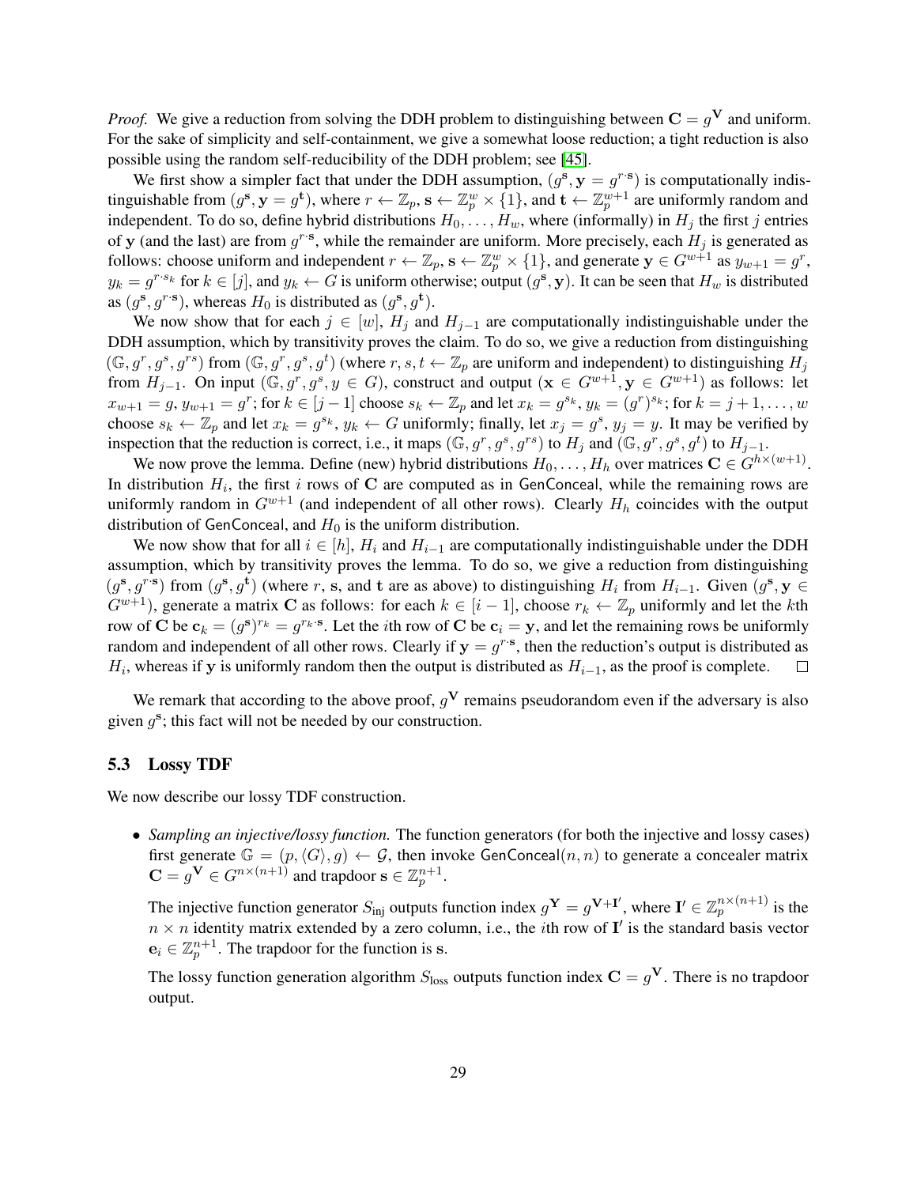*Proof.* We give a reduction from solving the DDH problem to distinguishing between $\mathbf{C} = g^{\mathbf{V}}$ and uniform. For the sake of simplicity and self-containment, we give a somewhat loose reduction; a tight reduction is also possible using the random self-reducibility of the DDH problem; see [45].

We first show a simpler fact that under the DDH assumption, $(g^{\mathbf{s}}, \mathbf{y} = g^{r \cdot \mathbf{s}})$ is computationally indistinguishable from $(g^{\mathbf{s}}, \mathbf{y} = g^{\mathbf{t}})$, where $r \leftarrow \mathbb{Z}_p$, $\mathbf{s} \leftarrow \mathbb{Z}_p^w \times \{1\}$, and $\mathbf{t} \leftarrow \mathbb{Z}_p^{w+1}$ are uniformly random and independent. To do so, define hybrid distributions $H_0, \ldots, H_w$, where (informally) in $H_j$ the first $j$ entries of $\mathbf{y}$ (and the last) are from $g^{r \cdot \mathbf{s}}$, while the remainder are uniform. More precisely, each $H_j$ is generated as follows: choose uniform and independent $r \leftarrow \mathbb{Z}_p$, $\mathbf{s} \leftarrow \mathbb{Z}_p^w \times \{1\}$, and generate $\mathbf{y} \in G^{w+1}$ as $y_{w+1} = g^r$, $y_k = g^{r \cdot s_k}$ for $k \in [j]$, and $y_k \leftarrow G$ is uniform otherwise; output $(g^{\mathbf{s}}, \mathbf{y})$. It can be seen that $H_w$ is distributed as $(g^{\mathbf{s}}, g^{r \cdot \mathbf{s}})$, whereas $H_0$ is distributed as $(g^{\mathbf{s}}, g^{\mathbf{t}})$.

We now show that for each $j \in [w]$, $H_j$ and $H_{j-1}$ are computationally indistinguishable under the DDH assumption, which by transitivity proves the claim. To do so, we give a reduction from distinguishing $(\mathbb{G}, g^r, g^s, g^{rs})$ from $(\mathbb{G}, g^r, g^s, g^t)$ (where $r, s, t \leftarrow \mathbb{Z}_p$ are uniform and independent) to distinguishing $H_j$ from $H_{j-1}$. On input $(\mathbb{G}, g^r, g^s, y \in G)$, construct and output $(\mathbf{x} \in G^{w+1}, \mathbf{y} \in G^{w+1})$ as follows: let $x_{w+1} = g$, $y_{w+1} = g^r$; for $k \in [j-1]$ choose $s_k \leftarrow \mathbb{Z}_p$ and let $x_k = g^{s_k}$, $y_k = (g^r)^{s_k}$; for $k = j+1, \ldots, w$ choose $s_k \leftarrow \mathbb{Z}_p$ and let $x_k = g^{s_k}$, $y_k \leftarrow G$ uniformly; finally, let $x_j = g^s$, $y_j = y$. It may be verified by inspection that the reduction is correct, i.e., it maps $(\mathbb{G}, g^r, g^s, g^{rs})$ to $H_j$ and $(\mathbb{G}, g^r, g^s, g^t)$ to $H_{j-1}$.

We now prove the lemma. Define (new) hybrid distributions $H_0, \ldots, H_h$ over matrices $\mathbf{C} \in G^{h \times (w+1)}$. In distribution $H_i$, the first $i$ rows of $\mathbf{C}$ are computed as in GenConceal, while the remaining rows are uniformly random in $G^{w+1}$ (and independent of all other rows). Clearly $H_h$ coincides with the output distribution of GenConceal, and $H_0$ is the uniform distribution.

We now show that for all $i \in [h]$, $H_i$ and $H_{i-1}$ are computationally indistinguishable under the DDH assumption, which by transitivity proves the lemma. To do so, we give a reduction from distinguishing $(g^{\mathbf{s}}, g^{r \cdot \mathbf{s}})$ from $(g^{\mathbf{s}}, g^{\mathbf{t}})$ (where $r$, $\mathbf{s}$, and $\mathbf{t}$ are as above) to distinguishing $H_i$ from $H_{i-1}$. Given $(g^{\mathbf{s}}, \mathbf{y} \in G^{w+1})$, generate a matrix $\mathbf{C}$ as follows: for each $k \in [i-1]$, choose $r_k \leftarrow \mathbb{Z}_p$ uniformly and let the $k$th row of $\mathbf{C}$ be $\mathbf{c}_k = (g^{\mathbf{s}})^{r_k} = g^{r_k \cdot \mathbf{s}}$. Let the $i$th row of $\mathbf{C}$ be $\mathbf{c}_i = \mathbf{y}$, and let the remaining rows be uniformly random and independent of all other rows. Clearly if $\mathbf{y} = g^{r \cdot \mathbf{s}}$, then the reduction's output is distributed as $H_i$, whereas if $\mathbf{y}$ is uniformly random then the output is distributed as $H_{i-1}$, as the proof is complete. $\square$

We remark that according to the above proof, $g^{\mathbf{V}}$ remains pseudorandom even if the adversary is also given $g^{\mathbf{s}}$; this fact will not be needed by our construction.

### 5.3 Lossy TDF

We now describe our lossy TDF construction.

- *Sampling an injective/lossy function.* The function generators (for both the injective and lossy cases) first generate $\mathbb{G} = (p, \langle G \rangle, g) \leftarrow \mathcal{G}$, then invoke $\mathsf{GenConceal}(n, n)$ to generate a concealer matrix $\mathbf{C} = g^{\mathbf{V}} \in G^{n \times (n+1)}$ and trapdoor $\mathbf{s} \in \mathbb{Z}_p^{n+1}$.

  The injective function generator $S_{\text{inj}}$ outputs function index $g^{\mathbf{Y}} = g^{\mathbf{V} + \mathbf{I}'}$, where $\mathbf{I}' \in \mathbb{Z}_p^{n \times (n+1)}$ is the $n \times n$ identity matrix extended by a zero column, i.e., the $i$th row of $\mathbf{I}'$ is the standard basis vector $\mathbf{e}_i \in \mathbb{Z}_p^{n+1}$. The trapdoor for the function is $\mathbf{s}$.

  The lossy function generation algorithm $S_{\text{loss}}$ outputs function index $\mathbf{C} = g^{\mathbf{V}}$. There is no trapdoor output.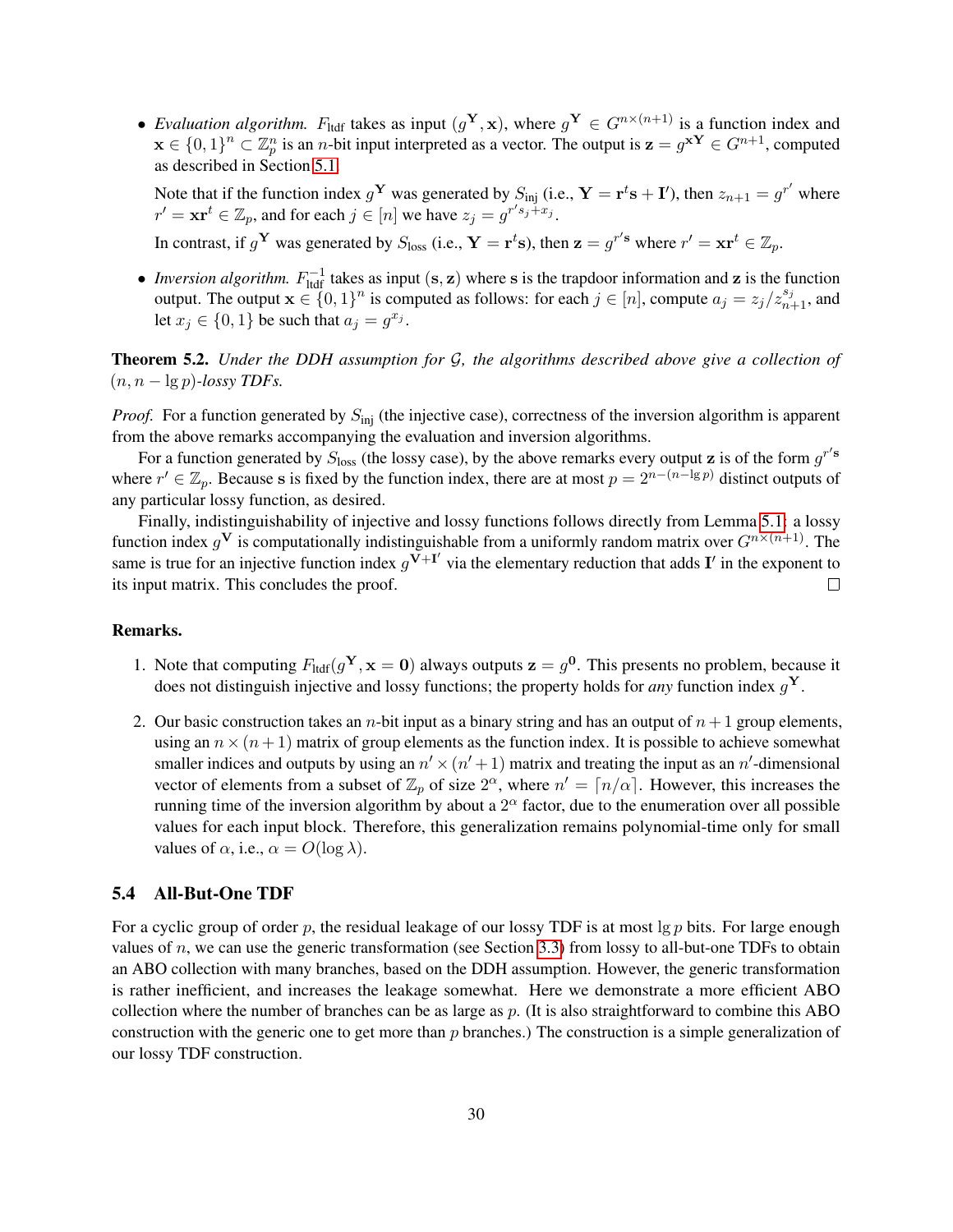- *Evaluation algorithm.* $F_{\text{ltdf}}$ takes as input $(g^{\mathbf{Y}}, \mathbf{x})$, where $g^{\mathbf{Y}} \in G^{n \times (n+1)}$ is a function index and $\mathbf{x} \in \{0,1\}^n \subset \mathbb{Z}_p^n$ is an $n$-bit input interpreted as a vector. The output is $\mathbf{z} = g^{\mathbf{x}\mathbf{Y}} \in G^{n+1}$, computed as described in Section 5.1.

  Note that if the function index $g^{\mathbf{Y}}$ was generated by $S_{\text{inj}}$ (i.e., $\mathbf{Y} = \mathbf{r}^t\mathbf{s} + \mathbf{I}'$), then $z_{n+1} = g^{r'}$ where $r' = \mathbf{x}\mathbf{r}^t \in \mathbb{Z}_p$, and for each $j \in [n]$ we have $z_j = g^{r's_j + x_j}$.

  In contrast, if $g^{\mathbf{Y}}$ was generated by $S_{\text{loss}}$ (i.e., $\mathbf{Y} = \mathbf{r}^t\mathbf{s}$), then $\mathbf{z} = g^{r'\mathbf{s}}$ where $r' = \mathbf{x}\mathbf{r}^t \in \mathbb{Z}_p$.

- *Inversion algorithm.* $F_{\text{ltdf}}^{-1}$ takes as input $(\mathbf{s}, \mathbf{z})$ where $\mathbf{s}$ is the trapdoor information and $\mathbf{z}$ is the function output. The output $\mathbf{x} \in \{0,1\}^n$ is computed as follows: for each $j \in [n]$, compute $a_j = z_j / z_{n+1}^{s_j}$, and let $x_j \in \{0,1\}$ be such that $a_j = g^{x_j}$.

**Theorem 5.2.** *Under the DDH assumption for $\mathcal{G}$, the algorithms described above give a collection of $(n, n - \lg p)$-lossy TDFs.*

*Proof.* For a function generated by $S_{\text{inj}}$ (the injective case), correctness of the inversion algorithm is apparent from the above remarks accompanying the evaluation and inversion algorithms.

For a function generated by $S_{\text{loss}}$ (the lossy case), by the above remarks every output $\mathbf{z}$ is of the form $g^{r'\mathbf{s}}$ where $r' \in \mathbb{Z}_p$. Because $\mathbf{s}$ is fixed by the function index, there are at most $p = 2^{n-(n-\lg p)}$ distinct outputs of any particular lossy function, as desired.

Finally, indistinguishability of injective and lossy functions follows directly from Lemma 5.1: a lossy function index $g^{\mathbf{V}}$ is computationally indistinguishable from a uniformly random matrix over $G^{n \times (n+1)}$. The same is true for an injective function index $g^{\mathbf{V}+\mathbf{I}'}$ via the elementary reduction that adds $\mathbf{I}'$ in the exponent to its input matrix. This concludes the proof. $\square$

**Remarks.**

1. Note that computing $F_{\text{ltdf}}(g^{\mathbf{Y}}, \mathbf{x} = \mathbf{0})$ always outputs $\mathbf{z} = g^{\mathbf{0}}$. This presents no problem, because it does not distinguish injective and lossy functions; the property holds for *any* function index $g^{\mathbf{Y}}$.

2. Our basic construction takes an $n$-bit input as a binary string and has an output of $n+1$ group elements, using an $n \times (n+1)$ matrix of group elements as the function index. It is possible to achieve somewhat smaller indices and outputs by using an $n' \times (n'+1)$ matrix and treating the input as an $n'$-dimensional vector of elements from a subset of $\mathbb{Z}_p$ of size $2^\alpha$, where $n' = \lceil n/\alpha \rceil$. However, this increases the running time of the inversion algorithm by about a $2^\alpha$ factor, due to the enumeration over all possible values for each input block. Therefore, this generalization remains polynomial-time only for small values of $\alpha$, i.e., $\alpha = O(\log \lambda)$.

### 5.4 All-But-One TDF

For a cyclic group of order $p$, the residual leakage of our lossy TDF is at most $\lg p$ bits. For large enough values of $n$, we can use the generic transformation (see Section 3.3) from lossy to all-but-one TDFs to obtain an ABO collection with many branches, based on the DDH assumption. However, the generic transformation is rather inefficient, and increases the leakage somewhat. Here we demonstrate a more efficient ABO collection where the number of branches can be as large as $p$. (It is also straightforward to combine this ABO construction with the generic one to get more than $p$ branches.) The construction is a simple generalization of our lossy TDF construction.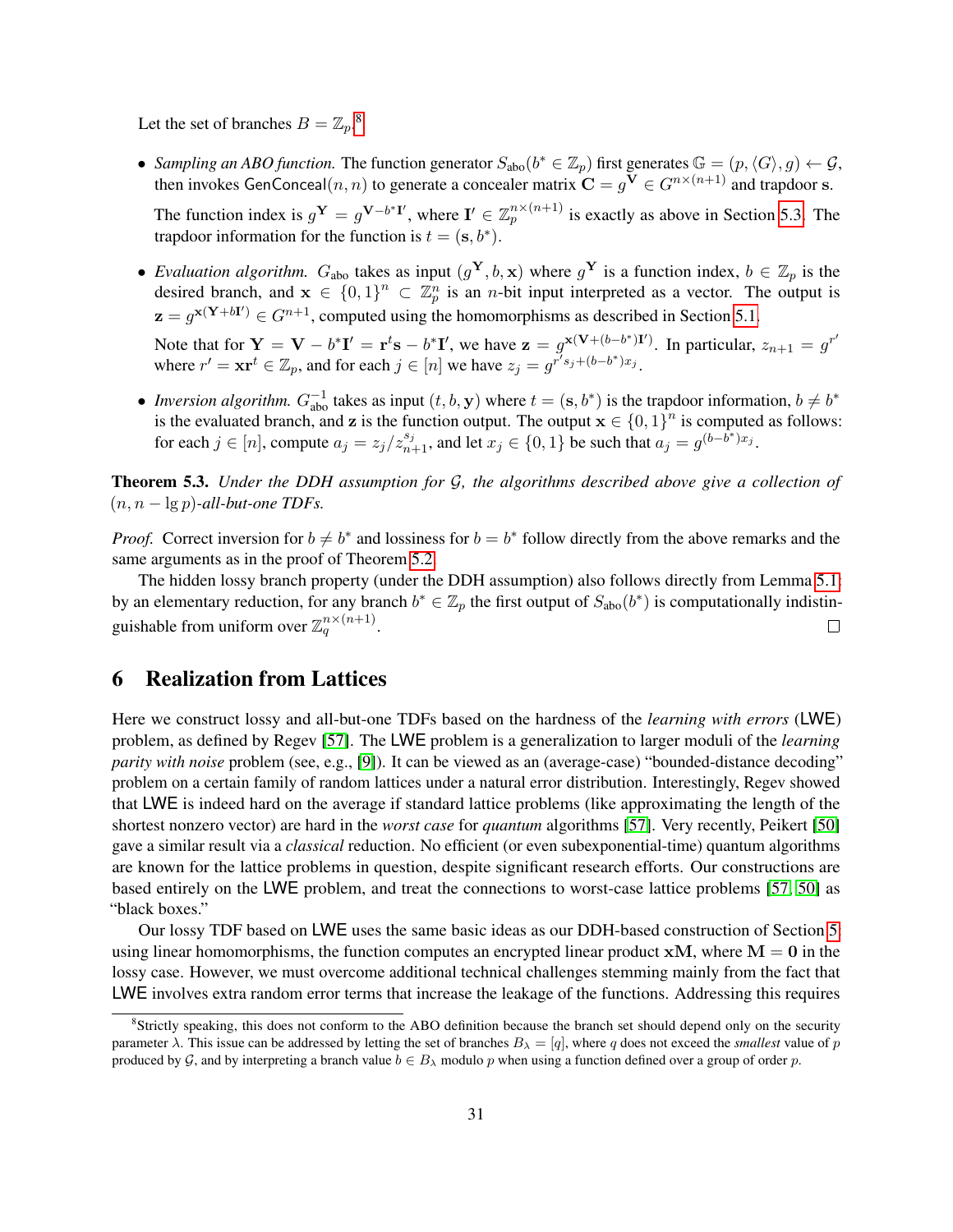Let the set of branches $B = \mathbb{Z}_p$.[8]

- *Sampling an ABO function.* The function generator $S_{\text{abo}}(b^* \in \mathbb{Z}_p)$ first generates $\mathbb{G} = (p, \langle G \rangle, g) \leftarrow \mathcal{G}$, then invokes $\mathsf{GenConceal}(n, n)$ to generate a concealer matrix $\mathbf{C} = g^{\mathbf{V}} \in G^{n \times (n+1)}$ and trapdoor $\mathbf{s}$.

  The function index is $g^{\mathbf{Y}} = g^{\mathbf{V} - b^* \mathbf{I}'}$, where $\mathbf{I}' \in \mathbb{Z}_p^{n \times (n+1)}$ is exactly as above in Section 5.3. The trapdoor information for the function is $t = (\mathbf{s}, b^*)$.

- *Evaluation algorithm.* $G_{\text{abo}}$ takes as input $(g^{\mathbf{Y}}, b, \mathbf{x})$ where $g^{\mathbf{Y}}$ is a function index, $b \in \mathbb{Z}_p$ is the desired branch, and $\mathbf{x} \in \{0,1\}^n \subset \mathbb{Z}_p^n$ is an $n$-bit input interpreted as a vector. The output is $\mathbf{z} = g^{\mathbf{x}(\mathbf{Y} + b\mathbf{I}')} \in G^{n+1}$, computed using the homomorphisms as described in Section 5.1.

  Note that for $\mathbf{Y} = \mathbf{V} - b^* \mathbf{I}' = \mathbf{r}^t \mathbf{s} - b^* \mathbf{I}'$, we have $\mathbf{z} = g^{\mathbf{x}(\mathbf{V} + (b - b^*)\mathbf{I}')}$. In particular, $z_{n+1} = g^{r'}$ where $r' = \mathbf{x}\mathbf{r}^t \in \mathbb{Z}_p$, and for each $j \in [n]$ we have $z_j = g^{r' s_j + (b - b^*) x_j}$.

- *Inversion algorithm.* $G_{\text{abo}}^{-1}$ takes as input $(t, b, \mathbf{y})$ where $t = (\mathbf{s}, b^*)$ is the trapdoor information, $b \neq b^*$ is the evaluated branch, and $\mathbf{z}$ is the function output. The output $\mathbf{x} \in \{0,1\}^n$ is computed as follows: for each $j \in [n]$, compute $a_j = z_j / z_{n+1}^{s_j}$, and let $x_j \in \{0,1\}$ be such that $a_j = g^{(b-b^*)x_j}$.

**Theorem 5.3.** *Under the DDH assumption for $\mathcal{G}$, the algorithms described above give a collection of $(n, n - \lg p)$-all-but-one TDFs.*

*Proof.* Correct inversion for $b \neq b^*$ and lossiness for $b = b^*$ follow directly from the above remarks and the same arguments as in the proof of Theorem 5.2.

The hidden lossy branch property (under the DDH assumption) also follows directly from Lemma 5.1: by an elementary reduction, for any branch $b^* \in \mathbb{Z}_p$ the first output of $S_{\text{abo}}(b^*)$ is computationally indistinguishable from uniform over $\mathbb{Z}_q^{n \times (n+1)}$. $\square$

# 6 Realization from Lattices

Here we construct lossy and all-but-one TDFs based on the hardness of the *learning with errors* ($\mathsf{LWE}$) problem, as defined by Regev [57]. The $\mathsf{LWE}$ problem is a generalization to larger moduli of the *learning parity with noise* problem (see, e.g., [9]). It can be viewed as an (average-case) "bounded-distance decoding" problem on a certain family of random lattices under a natural error distribution. Interestingly, Regev showed that $\mathsf{LWE}$ is indeed hard on the average if standard lattice problems (like approximating the length of the shortest nonzero vector) are hard in the *worst case* for *quantum* algorithms [57]. Very recently, Peikert [50] gave a similar result via a *classical* reduction. No efficient (or even subexponential-time) quantum algorithms are known for the lattice problems in question, despite significant research efforts. Our constructions are based entirely on the $\mathsf{LWE}$ problem, and treat the connections to worst-case lattice problems [57, 50] as "black boxes."

Our lossy TDF based on $\mathsf{LWE}$ uses the same basic ideas as our DDH-based construction of Section 5: using linear homomorphisms, the function computes an encrypted linear product $\mathbf{x}\mathbf{M}$, where $\mathbf{M} = \mathbf{0}$ in the lossy case. However, we must overcome additional technical challenges stemming mainly from the fact that $\mathsf{LWE}$ involves extra random error terms that increase the leakage of the functions. Addressing this requires

[8] Strictly speaking, this does not conform to the ABO definition because the branch set should depend only on the security parameter $\lambda$. This issue can be addressed by letting the set of branches $B_\lambda = [q]$, where $q$ does not exceed the *smallest* value of $p$ produced by $\mathcal{G}$, and by interpreting a branch value $b \in B_\lambda$ modulo $p$ when using a function defined over a group of order $p$.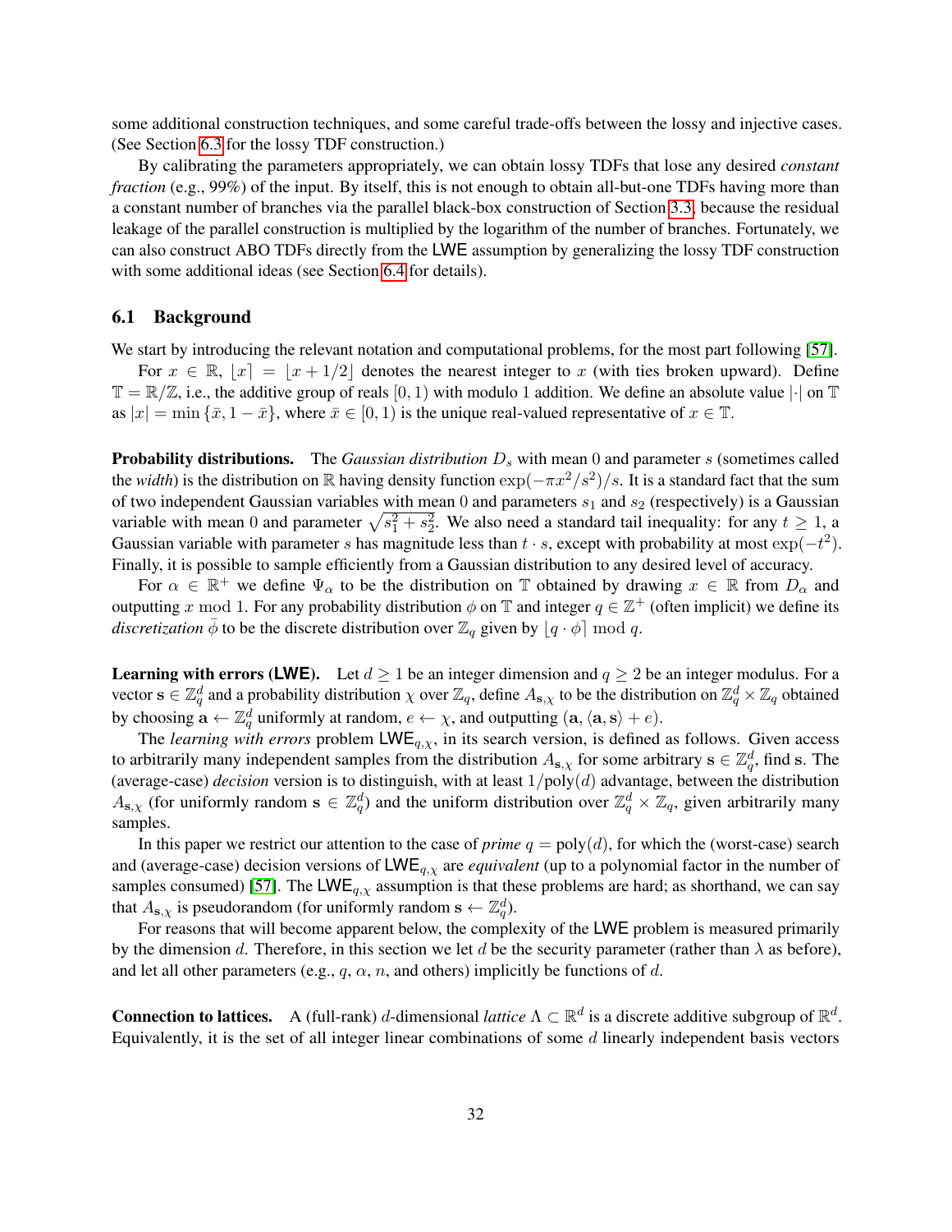some additional construction techniques, and some careful trade-offs between the lossy and injective cases. (See Section 6.3 for the lossy TDF construction.)

By calibrating the parameters appropriately, we can obtain lossy TDFs that lose any desired *constant fraction* (e.g., 99%) of the input. By itself, this is not enough to obtain all-but-one TDFs having more than a constant number of branches via the parallel black-box construction of Section 3.3, because the residual leakage of the parallel construction is multiplied by the logarithm of the number of branches. Fortunately, we can also construct ABO TDFs directly from the LWE assumption by generalizing the lossy TDF construction with some additional ideas (see Section 6.4 for details).

### 6.1 Background

We start by introducing the relevant notation and computational problems, for the most part following [57].

For $x \in \mathbb{R}$, $\lfloor x \rceil = \lfloor x + 1/2 \rfloor$ denotes the nearest integer to $x$ (with ties broken upward). Define $\mathbb{T} = \mathbb{R}/\mathbb{Z}$, i.e., the additive group of reals $[0, 1)$ with modulo 1 addition. We define an absolute value $|\cdot|$ on $\mathbb{T}$ as $|x| = \min \{\bar{x}, 1 - \bar{x}\}$, where $\bar{x} \in [0, 1)$ is the unique real-valued representative of $x \in \mathbb{T}$.

**Probability distributions.** The *Gaussian distribution* $D_s$ with mean 0 and parameter $s$ (sometimes called the *width*) is the distribution on $\mathbb{R}$ having density function $\exp(-\pi x^2/s^2)/s$. It is a standard fact that the sum of two independent Gaussian variables with mean 0 and parameters $s_1$ and $s_2$ (respectively) is a Gaussian variable with mean 0 and parameter $\sqrt{s_1^2 + s_2^2}$. We also need a standard tail inequality: for any $t \geq 1$, a Gaussian variable with parameter $s$ has magnitude less than $t \cdot s$, except with probability at most $\exp(-t^2)$. Finally, it is possible to sample efficiently from a Gaussian distribution to any desired level of accuracy.

For $\alpha \in \mathbb{R}^+$ we define $\Psi_\alpha$ to be the distribution on $\mathbb{T}$ obtained by drawing $x \in \mathbb{R}$ from $D_\alpha$ and outputting $x \bmod 1$. For any probability distribution $\phi$ on $\mathbb{T}$ and integer $q \in \mathbb{Z}^+$ (often implicit) we define its *discretization* $\bar{\phi}$ to be the discrete distribution over $\mathbb{Z}_q$ given by $\lfloor q \cdot \phi \rceil \bmod q$.

**Learning with errors (LWE).** Let $d \geq 1$ be an integer dimension and $q \geq 2$ be an integer modulus. For a vector $\mathbf{s} \in \mathbb{Z}_q^d$ and a probability distribution $\chi$ over $\mathbb{Z}_q$, define $A_{\mathbf{s},\chi}$ to be the distribution on $\mathbb{Z}_q^d \times \mathbb{Z}_q$ obtained by choosing $\mathbf{a} \leftarrow \mathbb{Z}_q^d$ uniformly at random, $e \leftarrow \chi$, and outputting $(\mathbf{a}, \langle \mathbf{a}, \mathbf{s} \rangle + e)$.

The *learning with errors* problem $\mathsf{LWE}_{q,\chi}$, in its search version, is defined as follows. Given access to arbitrarily many independent samples from the distribution $A_{\mathbf{s},\chi}$ for some arbitrary $\mathbf{s} \in \mathbb{Z}_q^d$, find $\mathbf{s}$. The (average-case) *decision* version is to distinguish, with at least $1/\text{poly}(d)$ advantage, between the distribution $A_{\mathbf{s},\chi}$ (for uniformly random $\mathbf{s} \in \mathbb{Z}_q^d$) and the uniform distribution over $\mathbb{Z}_q^d \times \mathbb{Z}_q$, given arbitrarily many samples.

In this paper we restrict our attention to the case of *prime* $q = \text{poly}(d)$, for which the (worst-case) search and (average-case) decision versions of $\mathsf{LWE}_{q,\chi}$ are *equivalent* (up to a polynomial factor in the number of samples consumed) [57]. The $\mathsf{LWE}_{q,\chi}$ assumption is that these problems are hard; as shorthand, we can say that $A_{\mathbf{s},\chi}$ is pseudorandom (for uniformly random $\mathbf{s} \leftarrow \mathbb{Z}_q^d$).

For reasons that will become apparent below, the complexity of the LWE problem is measured primarily by the dimension $d$. Therefore, in this section we let $d$ be the security parameter (rather than $\lambda$ as before), and let all other parameters (e.g., $q$, $\alpha$, $n$, and others) implicitly be functions of $d$.

**Connection to lattices.** A (full-rank) $d$-dimensional *lattice* $\Lambda \subset \mathbb{R}^d$ is a discrete additive subgroup of $\mathbb{R}^d$. Equivalently, it is the set of all integer linear combinations of some $d$ linearly independent basis vectors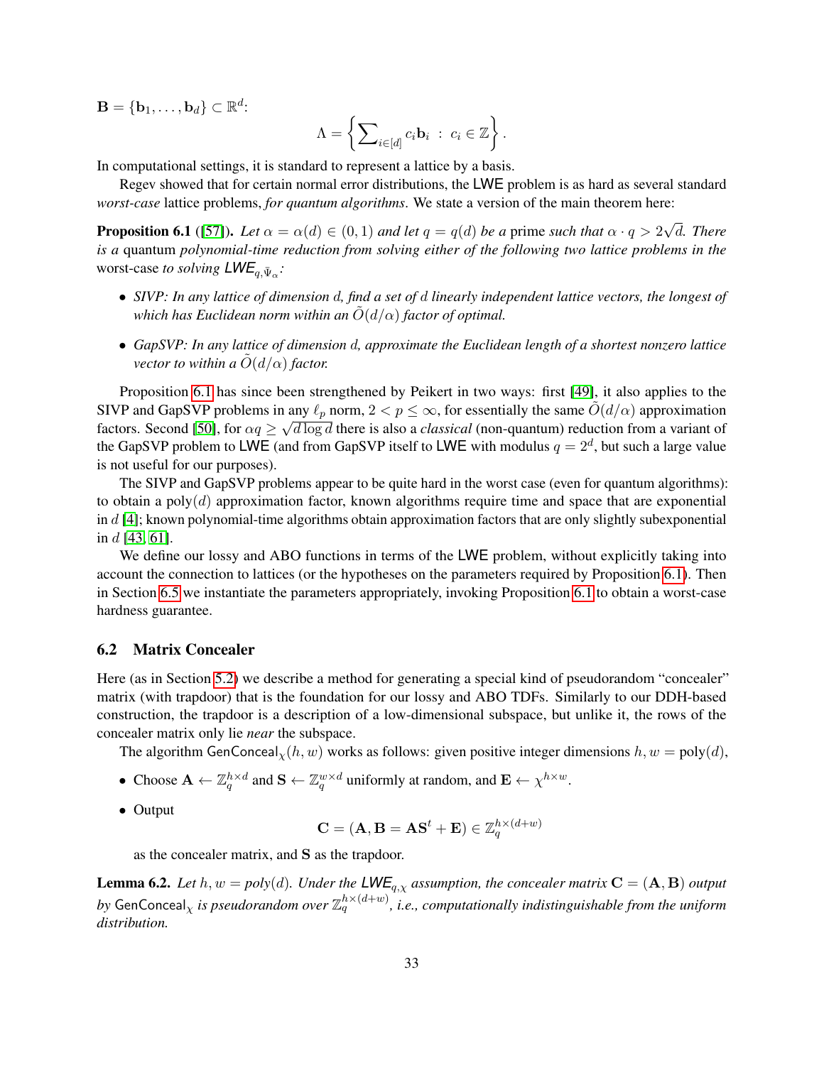$\mathbf{B} = \{\mathbf{b}_1, \ldots, \mathbf{b}_d\} \subset \mathbb{R}^d$:

$$\Lambda = \left\{ \sum\nolimits_{i \in [d]} c_i \mathbf{b}_i \; : \; c_i \in \mathbb{Z} \right\}.$$

In computational settings, it is standard to represent a lattice by a basis.

Regev showed that for certain normal error distributions, the LWE problem is as hard as several standard *worst-case* lattice problems, *for quantum algorithms*. We state a version of the main theorem here:

**Proposition 6.1** ([57]). *Let $\alpha = \alpha(d) \in (0, 1)$ and let $q = q(d)$ be a* prime *such that $\alpha \cdot q > 2\sqrt{d}$. There is a* quantum *polynomial-time reduction from solving either of the following two lattice problems in the* worst-case *to solving $\mathsf{LWE}_{q,\bar{\Psi}_\alpha}$:*

- *SIVP: In any lattice of dimension $d$, find a set of $d$ linearly independent lattice vectors, the longest of which has Euclidean norm within an $\tilde{O}(d/\alpha)$ factor of optimal.*
- *GapSVP: In any lattice of dimension $d$, approximate the Euclidean length of a shortest nonzero lattice vector to within a $\tilde{O}(d/\alpha)$ factor.*

Proposition 6.1 has since been strengthened by Peikert in two ways: first [49], it also applies to the SIVP and GapSVP problems in any $\ell_p$ norm, $2 < p \leq \infty$, for essentially the same $\tilde{O}(d/\alpha)$ approximation factors. Second [50], for $\alpha q \geq \sqrt{d \log d}$ there is also a *classical* (non-quantum) reduction from a variant of the GapSVP problem to LWE (and from GapSVP itself to LWE with modulus $q = 2^d$, but such a large value is not useful for our purposes).

The SIVP and GapSVP problems appear to be quite hard in the worst case (even for quantum algorithms): to obtain a $\text{poly}(d)$ approximation factor, known algorithms require time and space that are exponential in $d$ [4]; known polynomial-time algorithms obtain approximation factors that are only slightly subexponential in $d$ [43, 61].

We define our lossy and ABO functions in terms of the LWE problem, without explicitly taking into account the connection to lattices (or the hypotheses on the parameters required by Proposition 6.1). Then in Section 6.5 we instantiate the parameters appropriately, invoking Proposition 6.1 to obtain a worst-case hardness guarantee.

## 6.2 Matrix Concealer

Here (as in Section 5.2) we describe a method for generating a special kind of pseudorandom "concealer" matrix (with trapdoor) that is the foundation for our lossy and ABO TDFs. Similarly to our DDH-based construction, the trapdoor is a description of a low-dimensional subspace, but unlike it, the rows of the concealer matrix only lie *near* the subspace.

The algorithm $\mathsf{GenConceal}_\chi(h, w)$ works as follows: given positive integer dimensions $h, w = \text{poly}(d)$,

- Choose $\mathbf{A} \leftarrow \mathbb{Z}_q^{h \times d}$ and $\mathbf{S} \leftarrow \mathbb{Z}_q^{w \times d}$ uniformly at random, and $\mathbf{E} \leftarrow \chi^{h \times w}$.
- Output

$$\mathbf{C} = (\mathbf{A}, \mathbf{B} = \mathbf{A}\mathbf{S}^t + \mathbf{E}) \in \mathbb{Z}_q^{h \times (d+w)}$$

as the concealer matrix, and $\mathbf{S}$ as the trapdoor.

**Lemma 6.2.** *Let $h, w = poly(d)$. Under the $\mathsf{LWE}_{q,\chi}$ assumption, the concealer matrix $\mathbf{C} = (\mathbf{A}, \mathbf{B})$ output by $\mathsf{GenConceal}_\chi$ is pseudorandom over $\mathbb{Z}_q^{h \times (d+w)}$, i.e., computationally indistinguishable from the uniform distribution.*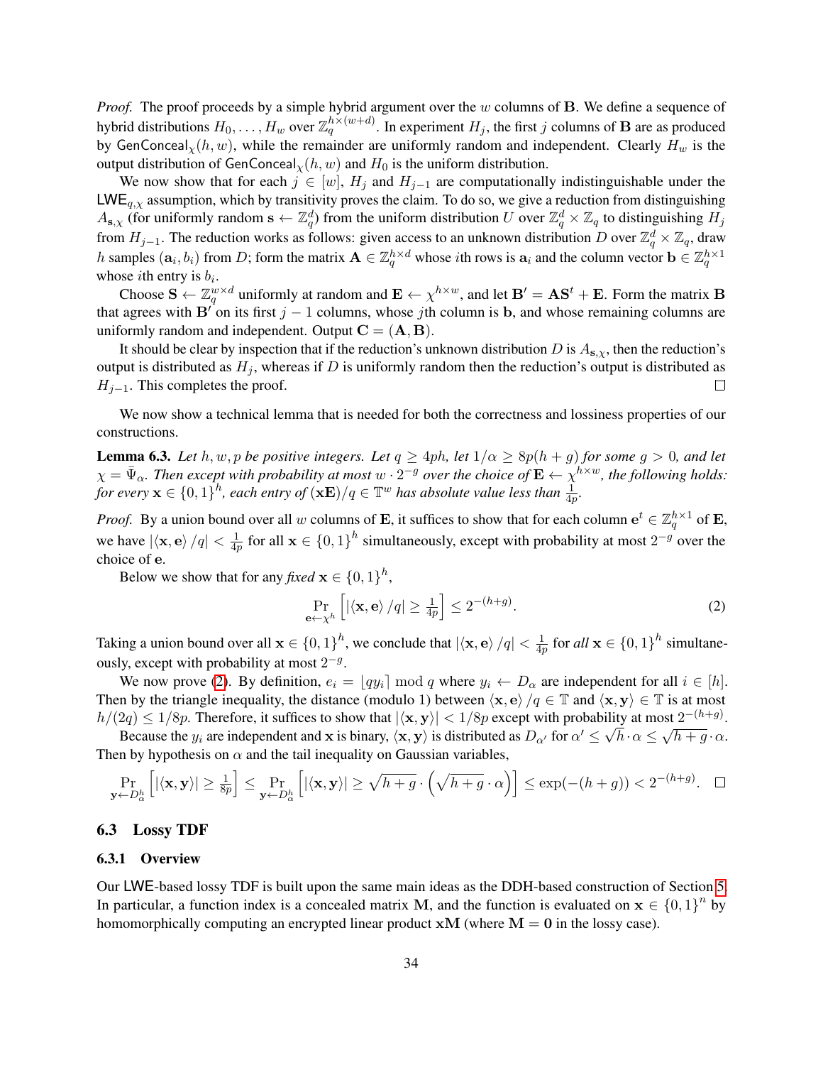*Proof.* The proof proceeds by a simple hybrid argument over the $w$ columns of $\mathbf{B}$. We define a sequence of hybrid distributions $H_0, \ldots, H_w$ over $\mathbb{Z}_q^{h \times (w+d)}$. In experiment $H_j$, the first $j$ columns of $\mathbf{B}$ are as produced by $\mathsf{GenConceal}_\chi(h, w)$, while the remainder are uniformly random and independent. Clearly $H_w$ is the output distribution of $\mathsf{GenConceal}_\chi(h, w)$ and $H_0$ is the uniform distribution.

We now show that for each $j \in [w]$, $H_j$ and $H_{j-1}$ are computationally indistinguishable under the $\mathsf{LWE}_{q,\chi}$ assumption, which by transitivity proves the claim. To do so, we give a reduction from distinguishing $A_{\mathbf{s},\chi}$ (for uniformly random $\mathbf{s} \leftarrow \mathbb{Z}_q^d$) from the uniform distribution $U$ over $\mathbb{Z}_q^d \times \mathbb{Z}_q$ to distinguishing $H_j$ from $H_{j-1}$. The reduction works as follows: given access to an unknown distribution $D$ over $\mathbb{Z}_q^d \times \mathbb{Z}_q$, draw $h$ samples $(\mathbf{a}_i, b_i)$ from $D$; form the matrix $\mathbf{A} \in \mathbb{Z}_q^{h \times d}$ whose $i$th rows is $\mathbf{a}_i$ and the column vector $\mathbf{b} \in \mathbb{Z}_q^{h \times 1}$ whose $i$th entry is $b_i$.

Choose $\mathbf{S} \leftarrow \mathbb{Z}_q^{w \times d}$ uniformly at random and $\mathbf{E} \leftarrow \chi^{h \times w}$, and let $\mathbf{B}' = \mathbf{A}\mathbf{S}^t + \mathbf{E}$. Form the matrix $\mathbf{B}$ that agrees with $\mathbf{B}'$ on its first $j-1$ columns, whose $j$th column is $\mathbf{b}$, and whose remaining columns are uniformly random and independent. Output $\mathbf{C} = (\mathbf{A}, \mathbf{B})$.

It should be clear by inspection that if the reduction's unknown distribution $D$ is $A_{\mathbf{s},\chi}$, then the reduction's output is distributed as $H_j$, whereas if $D$ is uniformly random then the reduction's output is distributed as $H_{j-1}$. This completes the proof. $\square$

We now show a technical lemma that is needed for both the correctness and lossiness properties of our constructions.

**Lemma 6.3.** *Let $h, w, p$ be positive integers. Let $q \geq 4ph$, let $1/\alpha \geq 8p(h+g)$ for some $g > 0$, and let $\chi = \bar{\Psi}_\alpha$. Then except with probability at most $w \cdot 2^{-g}$ over the choice of $\mathbf{E} \leftarrow \chi^{h \times w}$, the following holds: for every $\mathbf{x} \in \{0,1\}^h$, each entry of $(\mathbf{x}\mathbf{E})/q \in \mathbb{T}^w$ has absolute value less than $\frac{1}{4p}$.*

*Proof.* By a union bound over all $w$ columns of $\mathbf{E}$, it suffices to show that for each column $\mathbf{e}^t \in \mathbb{Z}_q^{h \times 1}$ of $\mathbf{E}$, we have $|\langle \mathbf{x}, \mathbf{e} \rangle / q| < \frac{1}{4p}$ for all $\mathbf{x} \in \{0,1\}^h$ simultaneously, except with probability at most $2^{-g}$ over the choice of $\mathbf{e}$.

Below we show that for any *fixed* $\mathbf{x} \in \{0,1\}^h$,

$$\Pr_{\mathbf{e} \leftarrow \chi^h}\left[|\langle \mathbf{x}, \mathbf{e} \rangle / q| \geq \tfrac{1}{4p}\right] \leq 2^{-(h+g)}. \tag{2}$$

Taking a union bound over all $\mathbf{x} \in \{0,1\}^h$, we conclude that $|\langle \mathbf{x}, \mathbf{e} \rangle / q| < \frac{1}{4p}$ for *all* $\mathbf{x} \in \{0,1\}^h$ simultaneously, except with probability at most $2^{-g}$.

We now prove (2). By definition, $e_i = \lfloor q y_i \rceil \bmod q$ where $y_i \leftarrow D_\alpha$ are independent for all $i \in [h]$. Then by the triangle inequality, the distance (modulo 1) between $\langle \mathbf{x}, \mathbf{e} \rangle / q \in \mathbb{T}$ and $\langle \mathbf{x}, \mathbf{y} \rangle \in \mathbb{T}$ is at most $h/(2q) \leq 1/8p$. Therefore, it suffices to show that $|\langle \mathbf{x}, \mathbf{y} \rangle| < 1/8p$ except with probability at most $2^{-(h+g)}$.

Because the $y_i$ are independent and $\mathbf{x}$ is binary, $\langle \mathbf{x}, \mathbf{y} \rangle$ is distributed as $D_{\alpha'}$ for $\alpha' \leq \sqrt{h} \cdot \alpha \leq \sqrt{h+g} \cdot \alpha$. Then by hypothesis on $\alpha$ and the tail inequality on Gaussian variables,

$$\Pr_{\mathbf{y} \leftarrow D_\alpha^h}\left[|\langle \mathbf{x}, \mathbf{y} \rangle| \geq \tfrac{1}{8p}\right] \leq \Pr_{\mathbf{y} \leftarrow D_\alpha^h}\left[|\langle \mathbf{x}, \mathbf{y} \rangle| \geq \sqrt{h+g} \cdot \left(\sqrt{h+g} \cdot \alpha\right)\right] \leq \exp(-(h+g)) < 2^{-(h+g)}. \quad \square$$

### 6.3 Lossy TDF

#### 6.3.1 Overview

Our $\mathsf{LWE}$-based lossy TDF is built upon the same main ideas as the DDH-based construction of Section 5. In particular, a function index is a concealed matrix $\mathbf{M}$, and the function is evaluated on $\mathbf{x} \in \{0,1\}^n$ by homomorphically computing an encrypted linear product $\mathbf{x}\mathbf{M}$ (where $\mathbf{M} = \mathbf{0}$ in the lossy case).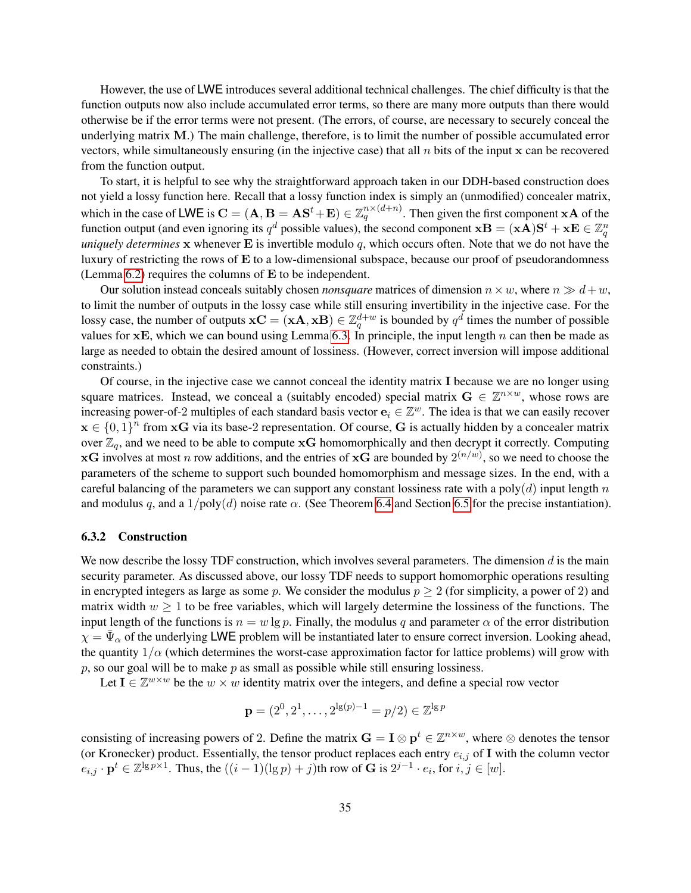However, the use of LWE introduces several additional technical challenges. The chief difficulty is that the function outputs now also include accumulated error terms, so there are many more outputs than there would otherwise be if the error terms were not present. (The errors, of course, are necessary to securely conceal the underlying matrix $\mathbf{M}$.) The main challenge, therefore, is to limit the number of possible accumulated error vectors, while simultaneously ensuring (in the injective case) that all $n$ bits of the input $\mathbf{x}$ can be recovered from the function output.

To start, it is helpful to see why the straightforward approach taken in our DDH-based construction does not yield a lossy function here. Recall that a lossy function index is simply an (unmodified) concealer matrix, which in the case of LWE is $\mathbf{C} = (\mathbf{A}, \mathbf{B} = \mathbf{A}\mathbf{S}^t + \mathbf{E}) \in \mathbb{Z}_q^{n \times (d+n)}$. Then given the first component $\mathbf{x}\mathbf{A}$ of the function output (and even ignoring its $q^d$ possible values), the second component $\mathbf{x}\mathbf{B} = (\mathbf{x}\mathbf{A})\mathbf{S}^t + \mathbf{x}\mathbf{E} \in \mathbb{Z}_q^n$ *uniquely determines* $\mathbf{x}$ whenever $\mathbf{E}$ is invertible modulo $q$, which occurs often. Note that we do not have the luxury of restricting the rows of $\mathbf{E}$ to a low-dimensional subspace, because our proof of pseudorandomness (Lemma 6.2) requires the columns of $\mathbf{E}$ to be independent.

Our solution instead conceals suitably chosen *nonsquare* matrices of dimension $n \times w$, where $n \gg d + w$, to limit the number of outputs in the lossy case while still ensuring invertibility in the injective case. For the lossy case, the number of outputs $\mathbf{x}\mathbf{C} = (\mathbf{x}\mathbf{A}, \mathbf{x}\mathbf{B}) \in \mathbb{Z}_q^{d+w}$ is bounded by $q^d$ times the number of possible values for $\mathbf{x}\mathbf{E}$, which we can bound using Lemma 6.3. In principle, the input length $n$ can then be made as large as needed to obtain the desired amount of lossiness. (However, correct inversion will impose additional constraints.)

Of course, in the injective case we cannot conceal the identity matrix $\mathbf{I}$ because we are no longer using square matrices. Instead, we conceal a (suitably encoded) special matrix $\mathbf{G} \in \mathbb{Z}^{n \times w}$, whose rows are increasing power-of-2 multiples of each standard basis vector $\mathbf{e}_i \in \mathbb{Z}^w$. The idea is that we can easily recover $\mathbf{x} \in \{0,1\}^n$ from $\mathbf{x}\mathbf{G}$ via its base-2 representation. Of course, $\mathbf{G}$ is actually hidden by a concealer matrix over $\mathbb{Z}_q$, and we need to be able to compute $\mathbf{x}\mathbf{G}$ homomorphically and then decrypt it correctly. Computing $\mathbf{x}\mathbf{G}$ involves at most $n$ row additions, and the entries of $\mathbf{x}\mathbf{G}$ are bounded by $2^{(n/w)}$, so we need to choose the parameters of the scheme to support such bounded homomorphism and message sizes. In the end, with a careful balancing of the parameters we can support any constant lossiness rate with a $\text{poly}(d)$ input length $n$ and modulus $q$, and a $1/\text{poly}(d)$ noise rate $\alpha$. (See Theorem 6.4 and Section 6.5 for the precise instantiation).

### 6.3.2 Construction

We now describe the lossy TDF construction, which involves several parameters. The dimension $d$ is the main security parameter. As discussed above, our lossy TDF needs to support homomorphic operations resulting in encrypted integers as large as some $p$. We consider the modulus $p \geq 2$ (for simplicity, a power of 2) and matrix width $w \geq 1$ to be free variables, which will largely determine the lossiness of the functions. The input length of the functions is $n = w \lg p$. Finally, the modulus $q$ and parameter $\alpha$ of the error distribution $\chi = \bar{\Psi}_\alpha$ of the underlying LWE problem will be instantiated later to ensure correct inversion. Looking ahead, the quantity $1/\alpha$ (which determines the worst-case approximation factor for lattice problems) will grow with $p$, so our goal will be to make $p$ as small as possible while still ensuring lossiness.

Let $\mathbf{I} \in \mathbb{Z}^{w \times w}$ be the $w \times w$ identity matrix over the integers, and define a special row vector

$$\mathbf{p} = (2^0, 2^1, \ldots, 2^{\lg(p)-1} = p/2) \in \mathbb{Z}^{\lg p}$$

consisting of increasing powers of 2. Define the matrix $\mathbf{G} = \mathbf{I} \otimes \mathbf{p}^t \in \mathbb{Z}^{n \times w}$, where $\otimes$ denotes the tensor (or Kronecker) product. Essentially, the tensor product replaces each entry $e_{i,j}$ of $\mathbf{I}$ with the column vector $e_{i,j} \cdot \mathbf{p}^t \in \mathbb{Z}^{\lg p \times 1}$. Thus, the $((i-1)(\lg p) + j)$th row of $\mathbf{G}$ is $2^{j-1} \cdot e_i$, for $i, j \in [w]$.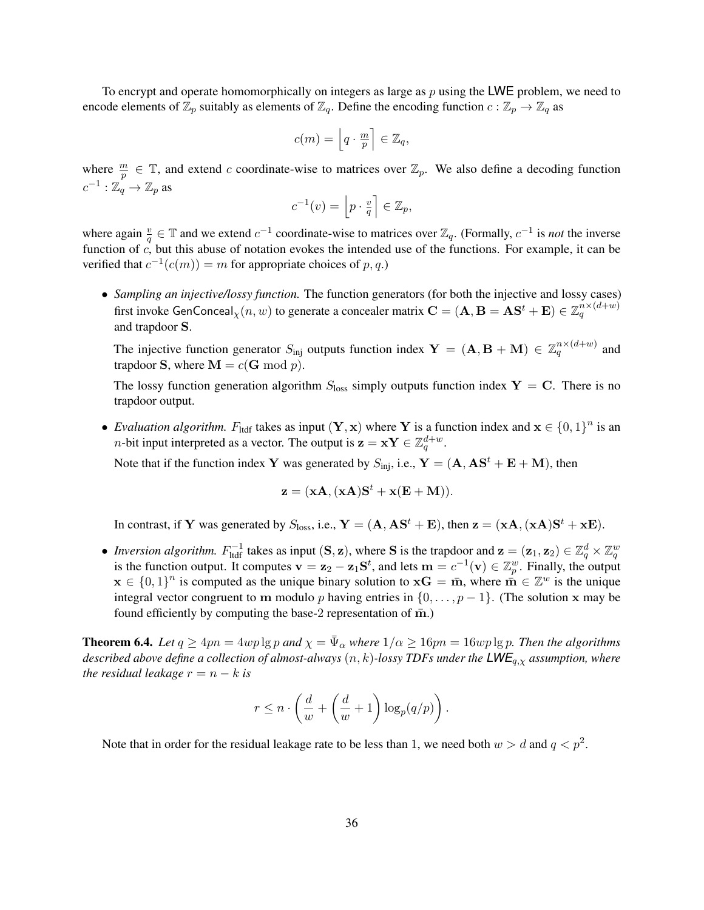To encrypt and operate homomorphically on integers as large as $p$ using the LWE problem, we need to encode elements of $\mathbb{Z}_p$ suitably as elements of $\mathbb{Z}_q$. Define the encoding function $c : \mathbb{Z}_p \to \mathbb{Z}_q$ as

$$c(m) = \left\lfloor q \cdot \tfrac{m}{p} \right\rceil \in \mathbb{Z}_q,$$

where $\frac{m}{p} \in \mathbb{T}$, and extend $c$ coordinate-wise to matrices over $\mathbb{Z}_p$. We also define a decoding function $c^{-1} : \mathbb{Z}_q \to \mathbb{Z}_p$ as

$$c^{-1}(v) = \left\lfloor p \cdot \tfrac{v}{q} \right\rceil \in \mathbb{Z}_p,$$

where again $\frac{v}{q} \in \mathbb{T}$ and we extend $c^{-1}$ coordinate-wise to matrices over $\mathbb{Z}_q$. (Formally, $c^{-1}$ is *not* the inverse function of $c$, but this abuse of notation evokes the intended use of the functions. For example, it can be verified that $c^{-1}(c(m)) = m$ for appropriate choices of $p, q$.)

- *Sampling an injective/lossy function.* The function generators (for both the injective and lossy cases) first invoke $\mathsf{GenConceal}_\chi(n, w)$ to generate a concealer matrix $\mathbf{C} = (\mathbf{A}, \mathbf{B} = \mathbf{A}\mathbf{S}^t + \mathbf{E}) \in \mathbb{Z}_q^{n \times (d+w)}$ and trapdoor $\mathbf{S}$.

  The injective function generator $S_{\text{inj}}$ outputs function index $\mathbf{Y} = (\mathbf{A}, \mathbf{B} + \mathbf{M}) \in \mathbb{Z}_q^{n \times (d+w)}$ and trapdoor $\mathbf{S}$, where $\mathbf{M} = c(\mathbf{G} \bmod p)$.

  The lossy function generation algorithm $S_{\text{loss}}$ simply outputs function index $\mathbf{Y} = \mathbf{C}$. There is no trapdoor output.

- *Evaluation algorithm.* $F_{\text{ltdf}}$ takes as input $(\mathbf{Y}, \mathbf{x})$ where $\mathbf{Y}$ is a function index and $\mathbf{x} \in \{0,1\}^n$ is an $n$-bit input interpreted as a vector. The output is $\mathbf{z} = \mathbf{x}\mathbf{Y} \in \mathbb{Z}_q^{d+w}$.

  Note that if the function index $\mathbf{Y}$ was generated by $S_{\text{inj}}$, i.e., $\mathbf{Y} = (\mathbf{A}, \mathbf{A}\mathbf{S}^t + \mathbf{E} + \mathbf{M})$, then

  $$\mathbf{z} = (\mathbf{x}\mathbf{A}, (\mathbf{x}\mathbf{A})\mathbf{S}^t + \mathbf{x}(\mathbf{E} + \mathbf{M})).$$

  In contrast, if $\mathbf{Y}$ was generated by $S_{\text{loss}}$, i.e., $\mathbf{Y} = (\mathbf{A}, \mathbf{A}\mathbf{S}^t + \mathbf{E})$, then $\mathbf{z} = (\mathbf{x}\mathbf{A}, (\mathbf{x}\mathbf{A})\mathbf{S}^t + \mathbf{x}\mathbf{E})$.

- *Inversion algorithm.* $F_{\text{ltdf}}^{-1}$ takes as input $(\mathbf{S}, \mathbf{z})$, where $\mathbf{S}$ is the trapdoor and $\mathbf{z} = (\mathbf{z}_1, \mathbf{z}_2) \in \mathbb{Z}_q^d \times \mathbb{Z}_q^w$ is the function output. It computes $\mathbf{v} = \mathbf{z}_2 - \mathbf{z}_1\mathbf{S}^t$, and lets $\mathbf{m} = c^{-1}(\mathbf{v}) \in \mathbb{Z}_p^w$. Finally, the output $\mathbf{x} \in \{0,1\}^n$ is computed as the unique binary solution to $\mathbf{x}\mathbf{G} = \bar{\mathbf{m}}$, where $\bar{\mathbf{m}} \in \mathbb{Z}^w$ is the unique integral vector congruent to $\mathbf{m}$ modulo $p$ having entries in $\{0, \ldots, p-1\}$. (The solution $\mathbf{x}$ may be found efficiently by computing the base-2 representation of $\bar{\mathbf{m}}$.)

**Theorem 6.4.** *Let $q \geq 4pn = 4wp \lg p$ and $\chi = \bar{\Psi}_\alpha$ where $1/\alpha \geq 16pn = 16wp \lg p$. Then the algorithms described above define a collection of almost-always $(n, k)$-lossy TDFs under the $\mathsf{LWE}_{q,\chi}$ assumption, where the residual leakage $r = n - k$ is*

$$r \leq n \cdot \left( \frac{d}{w} + \left( \frac{d}{w} + 1 \right) \log_p(q/p) \right).$$

Note that in order for the residual leakage rate to be less than 1, we need both $w > d$ and $q < p^2$.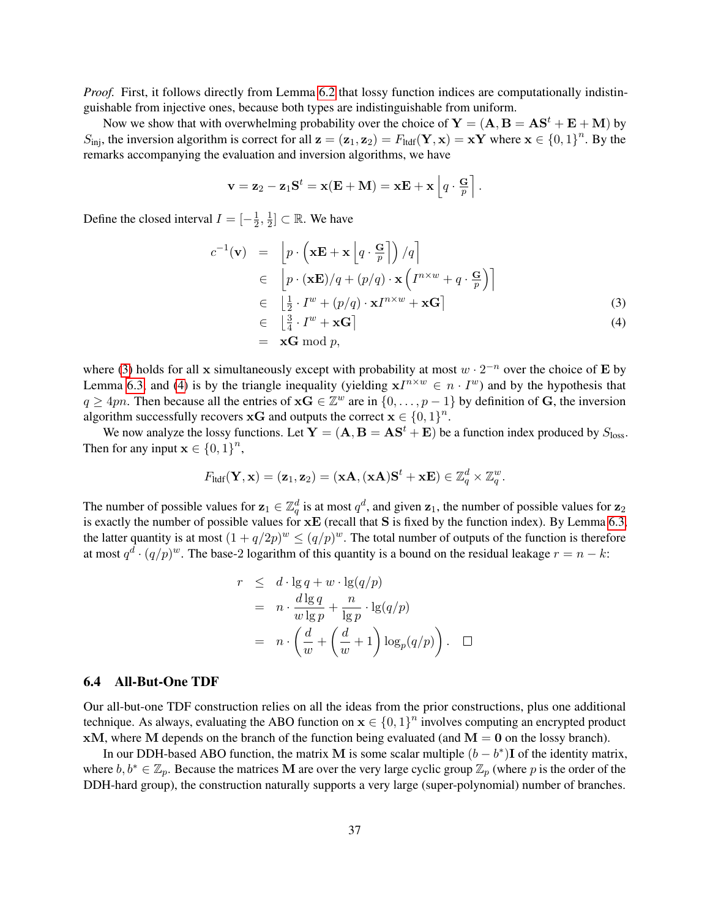*Proof.* First, it follows directly from Lemma 6.2 that lossy function indices are computationally indistinguishable from injective ones, because both types are indistinguishable from uniform.

Now we show that with overwhelming probability over the choice of $\mathbf{Y} = (\mathbf{A}, \mathbf{B} = \mathbf{A}\mathbf{S}^t + \mathbf{E} + \mathbf{M})$ by $S_{\text{inj}}$, the inversion algorithm is correct for all $\mathbf{z} = (\mathbf{z}_1, \mathbf{z}_2) = F_{\text{ltdf}}(\mathbf{Y}, \mathbf{x}) = \mathbf{x}\mathbf{Y}$ where $\mathbf{x} \in \{0,1\}^n$. By the remarks accompanying the evaluation and inversion algorithms, we have

$$\mathbf{v} = \mathbf{z}_2 - \mathbf{z}_1\mathbf{S}^t = \mathbf{x}(\mathbf{E} + \mathbf{M}) = \mathbf{x}\mathbf{E} + \mathbf{x}\left\lfloor q \cdot \tfrac{\mathbf{G}}{p} \right\rceil.$$

Define the closed interval $I = [-\frac{1}{2}, \frac{1}{2}] \subset \mathbb{R}$. We have

$$
\begin{aligned}
c^{-1}(\mathbf{v}) &= \left\lfloor p \cdot \left( \mathbf{x}\mathbf{E} + \mathbf{x}\left\lfloor q \cdot \tfrac{\mathbf{G}}{p} \right\rceil \right) / q \right\rceil \\
&\in \left\lfloor p \cdot (\mathbf{x}\mathbf{E})/q + (p/q) \cdot \mathbf{x}\left( I^{n \times w} + q \cdot \tfrac{\mathbf{G}}{p} \right) \right\rceil \\
&\in \left\lfloor \tfrac{1}{2} \cdot I^w + (p/q) \cdot \mathbf{x} I^{n \times w} + \mathbf{x}\mathbf{G} \right\rceil \qquad (3) \\
&\in \left\lfloor \tfrac{3}{4} \cdot I^w + \mathbf{x}\mathbf{G} \right\rceil \qquad (4) \\
&= \mathbf{x}\mathbf{G} \bmod p,
\end{aligned}
$$

where (3) holds for all $\mathbf{x}$ simultaneously except with probability at most $w \cdot 2^{-n}$ over the choice of $\mathbf{E}$ by Lemma 6.3, and (4) is by the triangle inequality (yielding $\mathbf{x}I^{n \times w} \in n \cdot I^w$) and by the hypothesis that $q \geq 4pn$. Then because all the entries of $\mathbf{x}\mathbf{G} \in \mathbb{Z}^w$ are in $\{0, \ldots, p-1\}$ by definition of $\mathbf{G}$, the inversion algorithm successfully recovers $\mathbf{x}\mathbf{G}$ and outputs the correct $\mathbf{x} \in \{0,1\}^n$.

We now analyze the lossy functions. Let $\mathbf{Y} = (\mathbf{A}, \mathbf{B} = \mathbf{A}\mathbf{S}^t + \mathbf{E})$ be a function index produced by $S_{\text{loss}}$. Then for any input $\mathbf{x} \in \{0,1\}^n$,

$$F_{\text{ltdf}}(\mathbf{Y}, \mathbf{x}) = (\mathbf{z}_1, \mathbf{z}_2) = (\mathbf{x}\mathbf{A}, (\mathbf{x}\mathbf{A})\mathbf{S}^t + \mathbf{x}\mathbf{E}) \in \mathbb{Z}_q^d \times \mathbb{Z}_q^w.$$

The number of possible values for $\mathbf{z}_1 \in \mathbb{Z}_q^d$ is at most $q^d$, and given $\mathbf{z}_1$, the number of possible values for $\mathbf{z}_2$ is exactly the number of possible values for $\mathbf{x}\mathbf{E}$ (recall that $\mathbf{S}$ is fixed by the function index). By Lemma 6.3, the latter quantity is at most $(1 + q/2p)^w \leq (q/p)^w$. The total number of outputs of the function is therefore at most $q^d \cdot (q/p)^w$. The base-2 logarithm of this quantity is a bound on the residual leakage $r = n - k$:

$$
\begin{aligned}
r &\leq d \cdot \lg q + w \cdot \lg(q/p) \\
&= n \cdot \frac{d \lg q}{w \lg p} + \frac{n}{\lg p} \cdot \lg(q/p) \\
&= n \cdot \left( \frac{d}{w} + \left( \frac{d}{w} + 1 \right) \log_p(q/p) \right). \qquad \square
\end{aligned}
$$

### 6.4 All-But-One TDF

Our all-but-one TDF construction relies on all the ideas from the prior constructions, plus one additional technique. As always, evaluating the ABO function on $\mathbf{x} \in \{0,1\}^n$ involves computing an encrypted product $\mathbf{x}\mathbf{M}$, where $\mathbf{M}$ depends on the branch of the function being evaluated (and $\mathbf{M} = \mathbf{0}$ on the lossy branch).

In our DDH-based ABO function, the matrix $\mathbf{M}$ is some scalar multiple $(b - b^*)\mathbf{I}$ of the identity matrix, where $b, b^* \in \mathbb{Z}_p$. Because the matrices $\mathbf{M}$ are over the very large cyclic group $\mathbb{Z}_p$ (where $p$ is the order of the DDH-hard group), the construction naturally supports a very large (super-polynomial) number of branches.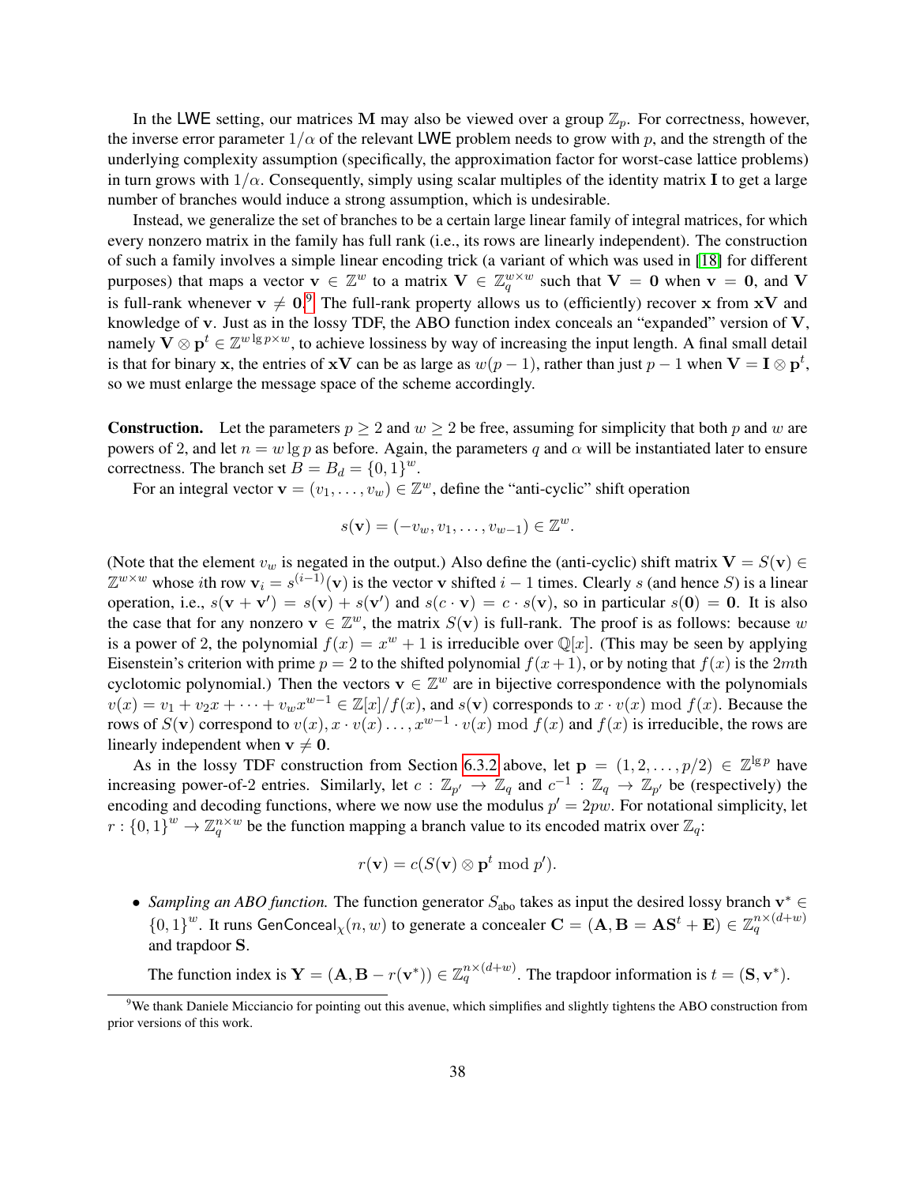In the LWE setting, our matrices $\mathbf{M}$ may also be viewed over a group $\mathbb{Z}_p$. For correctness, however, the inverse error parameter $1/\alpha$ of the relevant LWE problem needs to grow with $p$, and the strength of the underlying complexity assumption (specifically, the approximation factor for worst-case lattice problems) in turn grows with $1/\alpha$. Consequently, simply using scalar multiples of the identity matrix $\mathbf{I}$ to get a large number of branches would induce a strong assumption, which is undesirable.

Instead, we generalize the set of branches to be a certain large linear family of integral matrices, for which every nonzero matrix in the family has full rank (i.e., its rows are linearly independent). The construction of such a family involves a simple linear encoding trick (a variant of which was used in [18] for different purposes) that maps a vector $\mathbf{v} \in \mathbb{Z}^w$ to a matrix $\mathbf{V} \in \mathbb{Z}_q^{w \times w}$ such that $\mathbf{V} = \mathbf{0}$ when $\mathbf{v} = \mathbf{0}$, and $\mathbf{V}$ is full-rank whenever $\mathbf{v} \neq \mathbf{0}$.[9] The full-rank property allows us to (efficiently) recover $\mathbf{x}$ from $\mathbf{x}\mathbf{V}$ and knowledge of $\mathbf{v}$. Just as in the lossy TDF, the ABO function index conceals an "expanded" version of $\mathbf{V}$, namely $\mathbf{V} \otimes \mathbf{p}^t \in \mathbb{Z}^{w \lg p \times w}$, to achieve lossiness by way of increasing the input length. A final small detail is that for binary $\mathbf{x}$, the entries of $\mathbf{x}\mathbf{V}$ can be as large as $w(p-1)$, rather than just $p-1$ when $\mathbf{V} = \mathbf{I} \otimes \mathbf{p}^t$, so we must enlarge the message space of the scheme accordingly.

**Construction.** Let the parameters $p \geq 2$ and $w \geq 2$ be free, assuming for simplicity that both $p$ and $w$ are powers of 2, and let $n = w \lg p$ as before. Again, the parameters $q$ and $\alpha$ will be instantiated later to ensure correctness. The branch set $B = B_d = \{0,1\}^w$.

For an integral vector $\mathbf{v} = (v_1, \ldots, v_w) \in \mathbb{Z}^w$, define the "anti-cyclic" shift operation

$$s(\mathbf{v}) = (-v_w, v_1, \ldots, v_{w-1}) \in \mathbb{Z}^w.$$

(Note that the element $v_w$ is negated in the output.) Also define the (anti-cyclic) shift matrix $\mathbf{V} = S(\mathbf{v}) \in \mathbb{Z}^{w \times w}$ whose $i$th row $\mathbf{v}_i = s^{(i-1)}(\mathbf{v})$ is the vector $\mathbf{v}$ shifted $i-1$ times. Clearly $s$ (and hence $S$) is a linear operation, i.e., $s(\mathbf{v} + \mathbf{v}') = s(\mathbf{v}) + s(\mathbf{v}')$ and $s(c \cdot \mathbf{v}) = c \cdot s(\mathbf{v})$, so in particular $s(\mathbf{0}) = \mathbf{0}$. It is also the case that for any nonzero $\mathbf{v} \in \mathbb{Z}^w$, the matrix $S(\mathbf{v})$ is full-rank. The proof is as follows: because $w$ is a power of 2, the polynomial $f(x) = x^w + 1$ is irreducible over $\mathbb{Q}[x]$. (This may be seen by applying Eisenstein's criterion with prime $p = 2$ to the shifted polynomial $f(x+1)$, or by noting that $f(x)$ is the $2m$th cyclotomic polynomial.) Then the vectors $\mathbf{v} \in \mathbb{Z}^w$ are in bijective correspondence with the polynomials $v(x) = v_1 + v_2 x + \cdots + v_w x^{w-1} \in \mathbb{Z}[x]/f(x)$, and $s(\mathbf{v})$ corresponds to $x \cdot v(x) \bmod f(x)$. Because the rows of $S(\mathbf{v})$ correspond to $v(x), x \cdot v(x) \ldots, x^{w-1} \cdot v(x) \bmod f(x)$ and $f(x)$ is irreducible, the rows are linearly independent when $\mathbf{v} \neq \mathbf{0}$.

As in the lossy TDF construction from Section 6.3.2 above, let $\mathbf{p} = (1, 2, \ldots, p/2) \in \mathbb{Z}^{\lg p}$ have increasing power-of-2 entries. Similarly, let $c : \mathbb{Z}_{p'} \to \mathbb{Z}_q$ and $c^{-1} : \mathbb{Z}_q \to \mathbb{Z}_{p'}$ be (respectively) the encoding and decoding functions, where we now use the modulus $p' = 2pw$. For notational simplicity, let $r : \{0,1\}^w \to \mathbb{Z}_q^{n \times w}$ be the function mapping a branch value to its encoded matrix over $\mathbb{Z}_q$:

$$r(\mathbf{v}) = c(S(\mathbf{v}) \otimes \mathbf{p}^t \bmod p').$$

- *Sampling an ABO function.* The function generator $S_{\text{abo}}$ takes as input the desired lossy branch $\mathbf{v}^* \in \{0,1\}^w$. It runs $\mathsf{GenConceal}_\chi(n, w)$ to generate a concealer $\mathbf{C} = (\mathbf{A}, \mathbf{B} = \mathbf{A}\mathbf{S}^t + \mathbf{E}) \in \mathbb{Z}_q^{n \times (d+w)}$ and trapdoor $\mathbf{S}$.

  The function index is $\mathbf{Y} = (\mathbf{A}, \mathbf{B} - r(\mathbf{v}^*)) \in \mathbb{Z}_q^{n \times (d+w)}$. The trapdoor information is $t = (\mathbf{S}, \mathbf{v}^*)$.

[9] We thank Daniele Micciancio for pointing out this avenue, which simplifies and slightly tightens the ABO construction from prior versions of this work.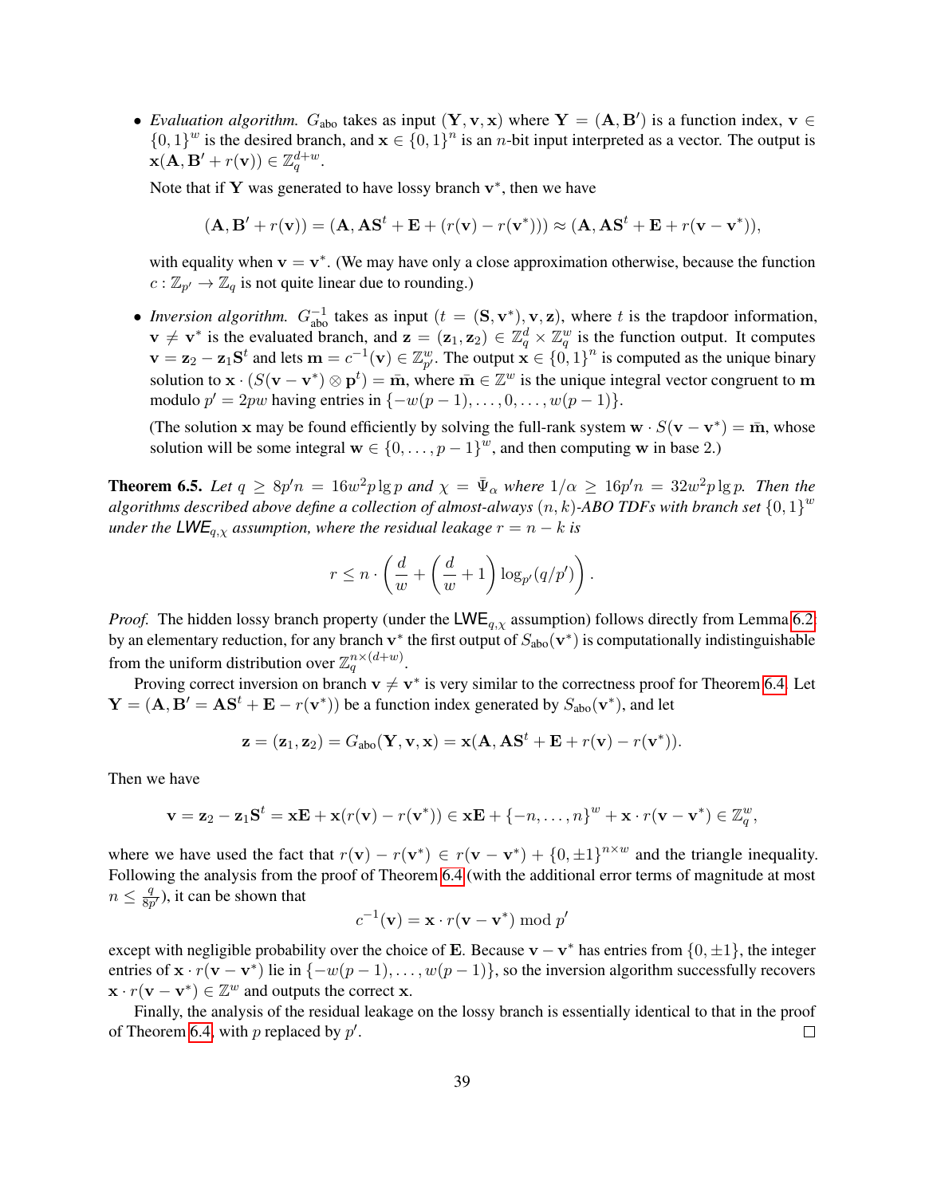- *Evaluation algorithm.* $G_{\text{abo}}$ takes as input $(\mathbf{Y}, \mathbf{v}, \mathbf{x})$ where $\mathbf{Y} = (\mathbf{A}, \mathbf{B}')$ is a function index, $\mathbf{v} \in \{0,1\}^w$ is the desired branch, and $\mathbf{x} \in \{0,1\}^n$ is an $n$-bit input interpreted as a vector. The output is $\mathbf{x}(\mathbf{A}, \mathbf{B}' + r(\mathbf{v})) \in \mathbb{Z}_q^{d+w}$.

  Note that if $\mathbf{Y}$ was generated to have lossy branch $\mathbf{v}^*$, then we have

  $$(\mathbf{A}, \mathbf{B}' + r(\mathbf{v})) = (\mathbf{A}, \mathbf{A}\mathbf{S}^t + \mathbf{E} + (r(\mathbf{v}) - r(\mathbf{v}^*))) \approx (\mathbf{A}, \mathbf{A}\mathbf{S}^t + \mathbf{E} + r(\mathbf{v} - \mathbf{v}^*)),$$

  with equality when $\mathbf{v} = \mathbf{v}^*$. (We may have only a close approximation otherwise, because the function $c : \mathbb{Z}_{p'} \to \mathbb{Z}_q$ is not quite linear due to rounding.)

- *Inversion algorithm.* $G_{\text{abo}}^{-1}$ takes as input $(t = (\mathbf{S}, \mathbf{v}^*), \mathbf{v}, \mathbf{z})$, where $t$ is the trapdoor information, $\mathbf{v} \neq \mathbf{v}^*$ is the evaluated branch, and $\mathbf{z} = (\mathbf{z}_1, \mathbf{z}_2) \in \mathbb{Z}_q^d \times \mathbb{Z}_q^w$ is the function output. It computes $\mathbf{v} = \mathbf{z}_2 - \mathbf{z}_1\mathbf{S}^t$ and lets $\mathbf{m} = c^{-1}(\mathbf{v}) \in \mathbb{Z}_{p'}^w$. The output $\mathbf{x} \in \{0,1\}^n$ is computed as the unique binary solution to $\mathbf{x} \cdot (S(\mathbf{v} - \mathbf{v}^*) \otimes \mathbf{p}^t) = \bar{\mathbf{m}}$, where $\bar{\mathbf{m}} \in \mathbb{Z}^w$ is the unique integral vector congruent to $\mathbf{m}$ modulo $p' = 2pw$ having entries in $\{-w(p-1), \ldots, 0, \ldots, w(p-1)\}$.

  (The solution $\mathbf{x}$ may be found efficiently by solving the full-rank system $\mathbf{w} \cdot S(\mathbf{v} - \mathbf{v}^*) = \bar{\mathbf{m}}$, whose solution will be some integral $\mathbf{w} \in \{0, \ldots, p-1\}^w$, and then computing $\mathbf{w}$ in base 2.)

**Theorem 6.5.** *Let $q \geq 8p'n = 16w^2 p \lg p$ and $\chi = \bar{\Psi}_\alpha$ where $1/\alpha \geq 16p'n = 32w^2 p \lg p$. Then the algorithms described above define a collection of almost-always $(n,k)$-ABO TDFs with branch set $\{0,1\}^w$ under the $\mathsf{LWE}_{q,\chi}$ assumption, where the residual leakage $r = n - k$ is*

$$r \leq n \cdot \left( \frac{d}{w} + \left( \frac{d}{w} + 1 \right) \log_{p'}(q/p') \right).$$

*Proof.* The hidden lossy branch property (under the $\mathsf{LWE}_{q,\chi}$ assumption) follows directly from Lemma 6.2: by an elementary reduction, for any branch $\mathbf{v}^*$ the first output of $S_{\text{abo}}(\mathbf{v}^*)$ is computationally indistinguishable from the uniform distribution over $\mathbb{Z}_q^{n \times (d+w)}$.

Proving correct inversion on branch $\mathbf{v} \neq \mathbf{v}^*$ is very similar to the correctness proof for Theorem 6.4. Let $\mathbf{Y} = (\mathbf{A}, \mathbf{B}' = \mathbf{A}\mathbf{S}^t + \mathbf{E} - r(\mathbf{v}^*))$ be a function index generated by $S_{\text{abo}}(\mathbf{v}^*)$, and let

$$\mathbf{z} = (\mathbf{z}_1, \mathbf{z}_2) = G_{\text{abo}}(\mathbf{Y}, \mathbf{v}, \mathbf{x}) = \mathbf{x}(\mathbf{A}, \mathbf{A}\mathbf{S}^t + \mathbf{E} + r(\mathbf{v}) - r(\mathbf{v}^*)).$$

Then we have

$$\mathbf{v} = \mathbf{z}_2 - \mathbf{z}_1\mathbf{S}^t = \mathbf{x}\mathbf{E} + \mathbf{x}(r(\mathbf{v}) - r(\mathbf{v}^*)) \in \mathbf{x}\mathbf{E} + \{-n, \ldots, n\}^w + \mathbf{x} \cdot r(\mathbf{v} - \mathbf{v}^*) \in \mathbb{Z}_q^w,$$

where we have used the fact that $r(\mathbf{v}) - r(\mathbf{v}^*) \in r(\mathbf{v} - \mathbf{v}^*) + \{0, \pm 1\}^{n \times w}$ and the triangle inequality. Following the analysis from the proof of Theorem 6.4 (with the additional error terms of magnitude at most $n \leq \frac{q}{8p'}$), it can be shown that

$$c^{-1}(\mathbf{v}) = \mathbf{x} \cdot r(\mathbf{v} - \mathbf{v}^*) \bmod p'$$

except with negligible probability over the choice of $\mathbf{E}$. Because $\mathbf{v} - \mathbf{v}^*$ has entries from $\{0, \pm 1\}$, the integer entries of $\mathbf{x} \cdot r(\mathbf{v} - \mathbf{v}^*)$ lie in $\{-w(p-1), \ldots, w(p-1)\}$, so the inversion algorithm successfully recovers $\mathbf{x} \cdot r(\mathbf{v} - \mathbf{v}^*) \in \mathbb{Z}^w$ and outputs the correct $\mathbf{x}$.

Finally, the analysis of the residual leakage on the lossy branch is essentially identical to that in the proof of Theorem 6.4, with $p$ replaced by $p'$. $\square$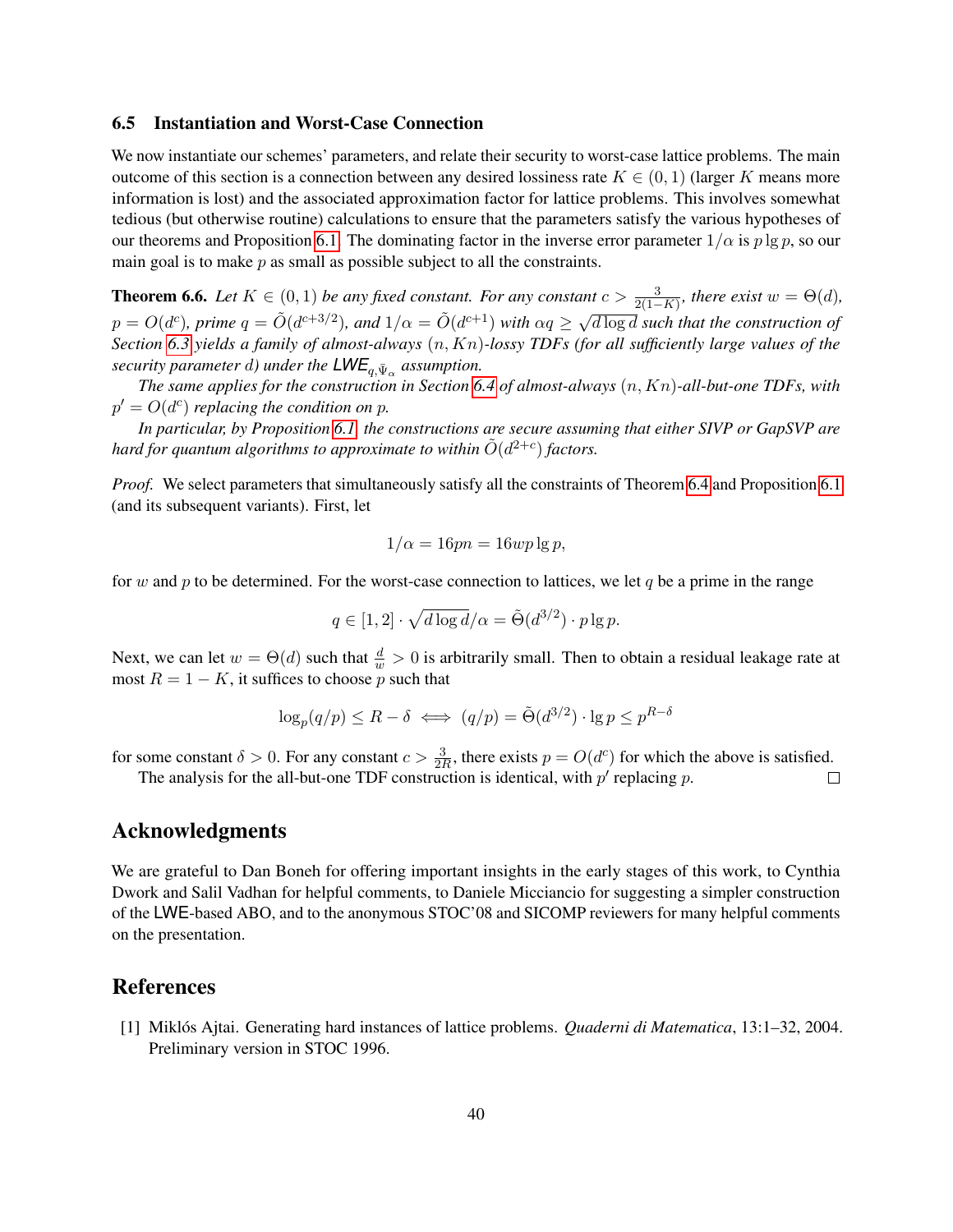### 6.5 Instantiation and Worst-Case Connection

We now instantiate our schemes' parameters, and relate their security to worst-case lattice problems. The main outcome of this section is a connection between any desired lossiness rate $K \in (0,1)$ (larger $K$ means more information is lost) and the associated approximation factor for lattice problems. This involves somewhat tedious (but otherwise routine) calculations to ensure that the parameters satisfy the various hypotheses of our theorems and Proposition 6.1. The dominating factor in the inverse error parameter $1/\alpha$ is $p \lg p$, so our main goal is to make $p$ as small as possible subject to all the constraints.

**Theorem 6.6.** *Let $K \in (0,1)$ be any fixed constant. For any constant $c > \frac{3}{2(1-K)}$, there exist $w = \Theta(d)$, $p = O(d^c)$, prime $q = \tilde{O}(d^{c+3/2})$, and $1/\alpha = \tilde{O}(d^{c+1})$ with $\alpha q \geq \sqrt{d \log d}$ such that the construction of Section 6.3 yields a family of almost-always $(n, Kn)$-lossy TDFs (for all sufficiently large values of the security parameter $d$) under the $\mathsf{LWE}_{q,\bar{\Psi}_\alpha}$ assumption.*

*The same applies for the construction in Section 6.4 of almost-always $(n, Kn)$-all-but-one TDFs, with $p' = O(d^c)$ replacing the condition on $p$.*

*In particular, by Proposition 6.1, the constructions are secure assuming that either SIVP or GapSVP are hard for quantum algorithms to approximate to within $\tilde{O}(d^{2+c})$ factors.*

*Proof.* We select parameters that simultaneously satisfy all the constraints of Theorem 6.4 and Proposition 6.1 (and its subsequent variants). First, let

$$1/\alpha = 16pn = 16wp \lg p,$$

for $w$ and $p$ to be determined. For the worst-case connection to lattices, we let $q$ be a prime in the range

$$q \in [1,2] \cdot \sqrt{d \log d}/\alpha = \tilde{\Theta}(d^{3/2}) \cdot p \lg p.$$

Next, we can let $w = \Theta(d)$ such that $\frac{d}{w} > 0$ is arbitrarily small. Then to obtain a residual leakage rate at most $R = 1 - K$, it suffices to choose $p$ such that

$$\log_p(q/p) \leq R - \delta \iff (q/p) = \tilde{\Theta}(d^{3/2}) \cdot \lg p \leq p^{R-\delta}$$

for some constant $\delta > 0$. For any constant $c > \frac{3}{2R}$, there exists $p = O(d^c)$ for which the above is satisfied.

The analysis for the all-but-one TDF construction is identical, with $p'$ replacing $p$. □

## Acknowledgments

We are grateful to Dan Boneh for offering important insights in the early stages of this work, to Cynthia Dwork and Salil Vadhan for helpful comments, to Daniele Micciancio for suggesting a simpler construction of the LWE-based ABO, and to the anonymous STOC'08 and SICOMP reviewers for many helpful comments on the presentation.

## References

[1] Miklós Ajtai. Generating hard instances of lattice problems. *Quaderni di Matematica*, 13:1–32, 2004. Preliminary version in STOC 1996.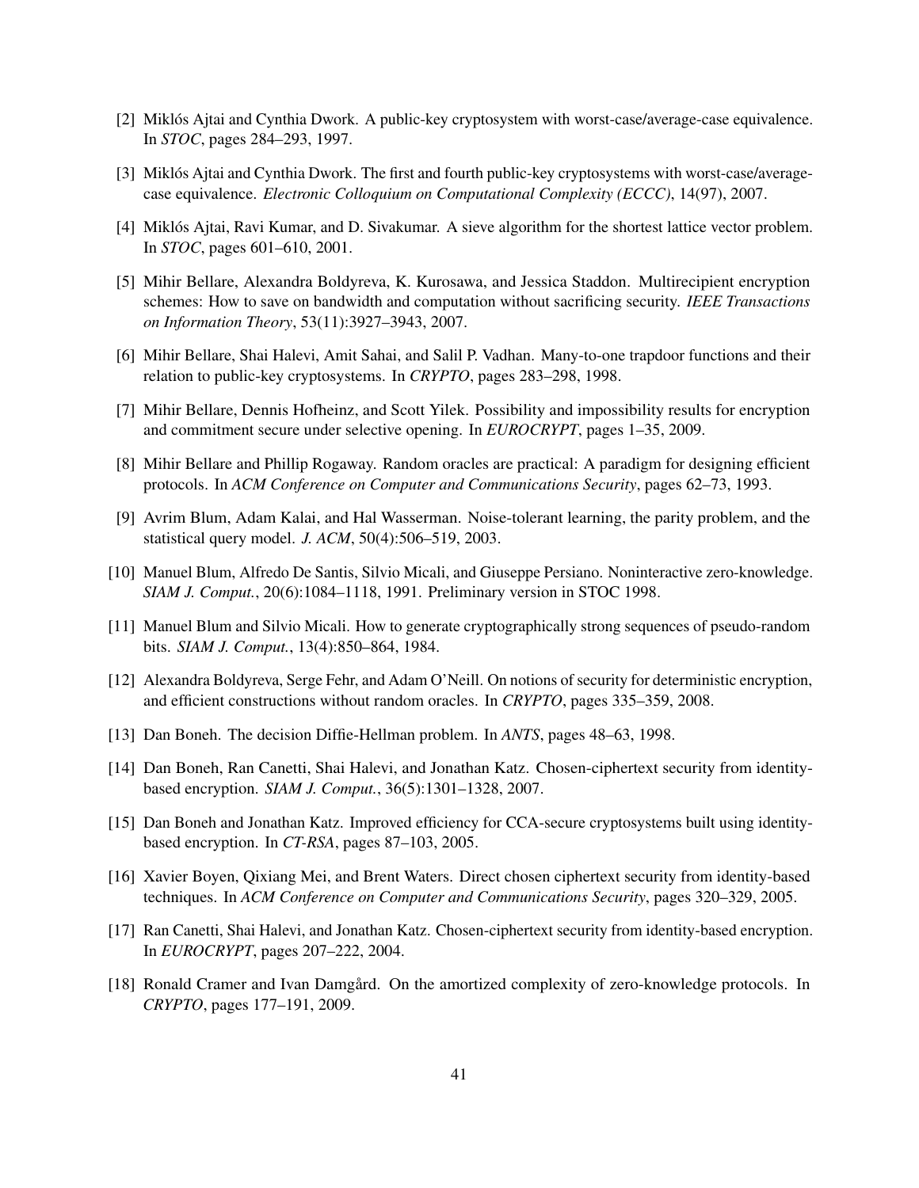[2] Miklós Ajtai and Cynthia Dwork. A public-key cryptosystem with worst-case/average-case equivalence. In *STOC*, pages 284–293, 1997.

[3] Miklós Ajtai and Cynthia Dwork. The first and fourth public-key cryptosystems with worst-case/average-case equivalence. *Electronic Colloquium on Computational Complexity (ECCC)*, 14(97), 2007.

[4] Miklós Ajtai, Ravi Kumar, and D. Sivakumar. A sieve algorithm for the shortest lattice vector problem. In *STOC*, pages 601–610, 2001.

[5] Mihir Bellare, Alexandra Boldyreva, K. Kurosawa, and Jessica Staddon. Multirecipient encryption schemes: How to save on bandwidth and computation without sacrificing security. *IEEE Transactions on Information Theory*, 53(11):3927–3943, 2007.

[6] Mihir Bellare, Shai Halevi, Amit Sahai, and Salil P. Vadhan. Many-to-one trapdoor functions and their relation to public-key cryptosystems. In *CRYPTO*, pages 283–298, 1998.

[7] Mihir Bellare, Dennis Hofheinz, and Scott Yilek. Possibility and impossibility results for encryption and commitment secure under selective opening. In *EUROCRYPT*, pages 1–35, 2009.

[8] Mihir Bellare and Phillip Rogaway. Random oracles are practical: A paradigm for designing efficient protocols. In *ACM Conference on Computer and Communications Security*, pages 62–73, 1993.

[9] Avrim Blum, Adam Kalai, and Hal Wasserman. Noise-tolerant learning, the parity problem, and the statistical query model. *J. ACM*, 50(4):506–519, 2003.

[10] Manuel Blum, Alfredo De Santis, Silvio Micali, and Giuseppe Persiano. Noninteractive zero-knowledge. *SIAM J. Comput.*, 20(6):1084–1118, 1991. Preliminary version in STOC 1998.

[11] Manuel Blum and Silvio Micali. How to generate cryptographically strong sequences of pseudo-random bits. *SIAM J. Comput.*, 13(4):850–864, 1984.

[12] Alexandra Boldyreva, Serge Fehr, and Adam O'Neill. On notions of security for deterministic encryption, and efficient constructions without random oracles. In *CRYPTO*, pages 335–359, 2008.

[13] Dan Boneh. The decision Diffie-Hellman problem. In *ANTS*, pages 48–63, 1998.

[14] Dan Boneh, Ran Canetti, Shai Halevi, and Jonathan Katz. Chosen-ciphertext security from identity-based encryption. *SIAM J. Comput.*, 36(5):1301–1328, 2007.

[15] Dan Boneh and Jonathan Katz. Improved efficiency for CCA-secure cryptosystems built using identity-based encryption. In *CT-RSA*, pages 87–103, 2005.

[16] Xavier Boyen, Qixiang Mei, and Brent Waters. Direct chosen ciphertext security from identity-based techniques. In *ACM Conference on Computer and Communications Security*, pages 320–329, 2005.

[17] Ran Canetti, Shai Halevi, and Jonathan Katz. Chosen-ciphertext security from identity-based encryption. In *EUROCRYPT*, pages 207–222, 2004.

[18] Ronald Cramer and Ivan Damgård. On the amortized complexity of zero-knowledge protocols. In *CRYPTO*, pages 177–191, 2009.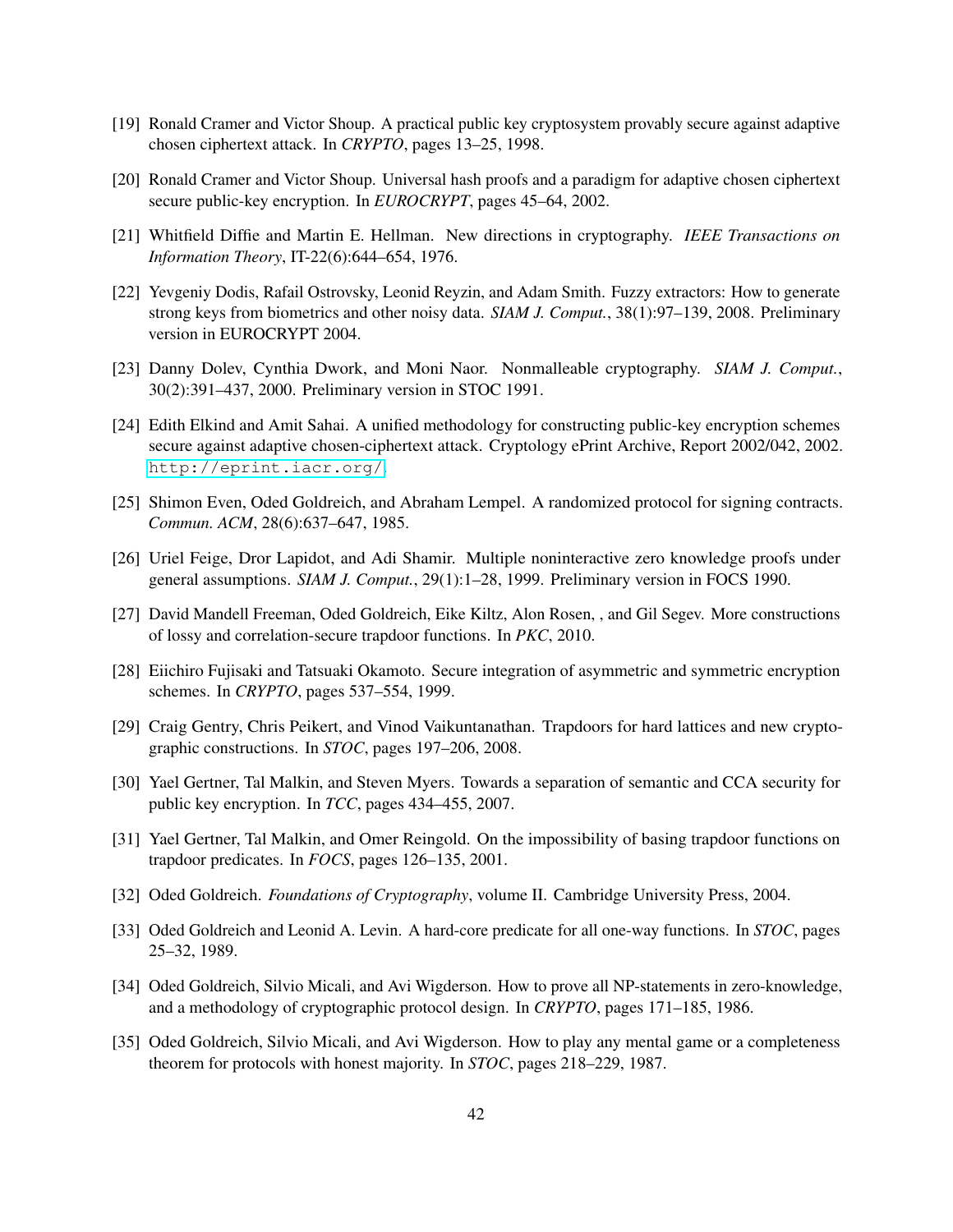[19] Ronald Cramer and Victor Shoup. A practical public key cryptosystem provably secure against adaptive chosen ciphertext attack. In *CRYPTO*, pages 13–25, 1998.

[20] Ronald Cramer and Victor Shoup. Universal hash proofs and a paradigm for adaptive chosen ciphertext secure public-key encryption. In *EUROCRYPT*, pages 45–64, 2002.

[21] Whitfield Diffie and Martin E. Hellman. New directions in cryptography. *IEEE Transactions on Information Theory*, IT-22(6):644–654, 1976.

[22] Yevgeniy Dodis, Rafail Ostrovsky, Leonid Reyzin, and Adam Smith. Fuzzy extractors: How to generate strong keys from biometrics and other noisy data. *SIAM J. Comput.*, 38(1):97–139, 2008. Preliminary version in EUROCRYPT 2004.

[23] Danny Dolev, Cynthia Dwork, and Moni Naor. Nonmalleable cryptography. *SIAM J. Comput.*, 30(2):391–437, 2000. Preliminary version in STOC 1991.

[24] Edith Elkind and Amit Sahai. A unified methodology for constructing public-key encryption schemes secure against adaptive chosen-ciphertext attack. Cryptology ePrint Archive, Report 2002/042, 2002. http://eprint.iacr.org/.

[25] Shimon Even, Oded Goldreich, and Abraham Lempel. A randomized protocol for signing contracts. *Commun. ACM*, 28(6):637–647, 1985.

[26] Uriel Feige, Dror Lapidot, and Adi Shamir. Multiple noninteractive zero knowledge proofs under general assumptions. *SIAM J. Comput.*, 29(1):1–28, 1999. Preliminary version in FOCS 1990.

[27] David Mandell Freeman, Oded Goldreich, Eike Kiltz, Alon Rosen, , and Gil Segev. More constructions of lossy and correlation-secure trapdoor functions. In *PKC*, 2010.

[28] Eiichiro Fujisaki and Tatsuaki Okamoto. Secure integration of asymmetric and symmetric encryption schemes. In *CRYPTO*, pages 537–554, 1999.

[29] Craig Gentry, Chris Peikert, and Vinod Vaikuntanathan. Trapdoors for hard lattices and new cryptographic constructions. In *STOC*, pages 197–206, 2008.

[30] Yael Gertner, Tal Malkin, and Steven Myers. Towards a separation of semantic and CCA security for public key encryption. In *TCC*, pages 434–455, 2007.

[31] Yael Gertner, Tal Malkin, and Omer Reingold. On the impossibility of basing trapdoor functions on trapdoor predicates. In *FOCS*, pages 126–135, 2001.

[32] Oded Goldreich. *Foundations of Cryptography*, volume II. Cambridge University Press, 2004.

[33] Oded Goldreich and Leonid A. Levin. A hard-core predicate for all one-way functions. In *STOC*, pages 25–32, 1989.

[34] Oded Goldreich, Silvio Micali, and Avi Wigderson. How to prove all NP-statements in zero-knowledge, and a methodology of cryptographic protocol design. In *CRYPTO*, pages 171–185, 1986.

[35] Oded Goldreich, Silvio Micali, and Avi Wigderson. How to play any mental game or a completeness theorem for protocols with honest majority. In *STOC*, pages 218–229, 1987.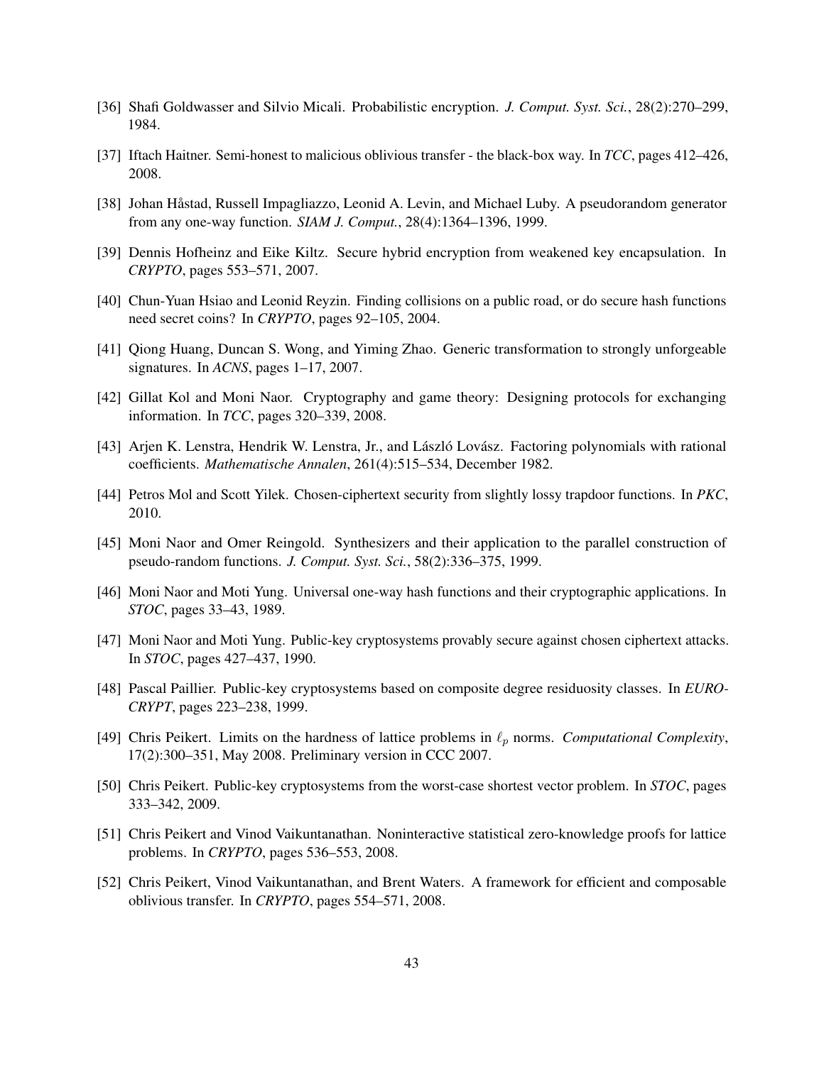[36] Shafi Goldwasser and Silvio Micali. Probabilistic encryption. *J. Comput. Syst. Sci.*, 28(2):270–299, 1984.

[37] Iftach Haitner. Semi-honest to malicious oblivious transfer - the black-box way. In *TCC*, pages 412–426, 2008.

[38] Johan Håstad, Russell Impagliazzo, Leonid A. Levin, and Michael Luby. A pseudorandom generator from any one-way function. *SIAM J. Comput.*, 28(4):1364–1396, 1999.

[39] Dennis Hofheinz and Eike Kiltz. Secure hybrid encryption from weakened key encapsulation. In *CRYPTO*, pages 553–571, 2007.

[40] Chun-Yuan Hsiao and Leonid Reyzin. Finding collisions on a public road, or do secure hash functions need secret coins? In *CRYPTO*, pages 92–105, 2004.

[41] Qiong Huang, Duncan S. Wong, and Yiming Zhao. Generic transformation to strongly unforgeable signatures. In *ACNS*, pages 1–17, 2007.

[42] Gillat Kol and Moni Naor. Cryptography and game theory: Designing protocols for exchanging information. In *TCC*, pages 320–339, 2008.

[43] Arjen K. Lenstra, Hendrik W. Lenstra, Jr., and László Lovász. Factoring polynomials with rational coefficients. *Mathematische Annalen*, 261(4):515–534, December 1982.

[44] Petros Mol and Scott Yilek. Chosen-ciphertext security from slightly lossy trapdoor functions. In *PKC*, 2010.

[45] Moni Naor and Omer Reingold. Synthesizers and their application to the parallel construction of pseudo-random functions. *J. Comput. Syst. Sci.*, 58(2):336–375, 1999.

[46] Moni Naor and Moti Yung. Universal one-way hash functions and their cryptographic applications. In *STOC*, pages 33–43, 1989.

[47] Moni Naor and Moti Yung. Public-key cryptosystems provably secure against chosen ciphertext attacks. In *STOC*, pages 427–437, 1990.

[48] Pascal Paillier. Public-key cryptosystems based on composite degree residuosity classes. In *EUROCRYPT*, pages 223–238, 1999.

[49] Chris Peikert. Limits on the hardness of lattice problems in $\ell_p$ norms. *Computational Complexity*, 17(2):300–351, May 2008. Preliminary version in CCC 2007.

[50] Chris Peikert. Public-key cryptosystems from the worst-case shortest vector problem. In *STOC*, pages 333–342, 2009.

[51] Chris Peikert and Vinod Vaikuntanathan. Noninteractive statistical zero-knowledge proofs for lattice problems. In *CRYPTO*, pages 536–553, 2008.

[52] Chris Peikert, Vinod Vaikuntanathan, and Brent Waters. A framework for efficient and composable oblivious transfer. In *CRYPTO*, pages 554–571, 2008.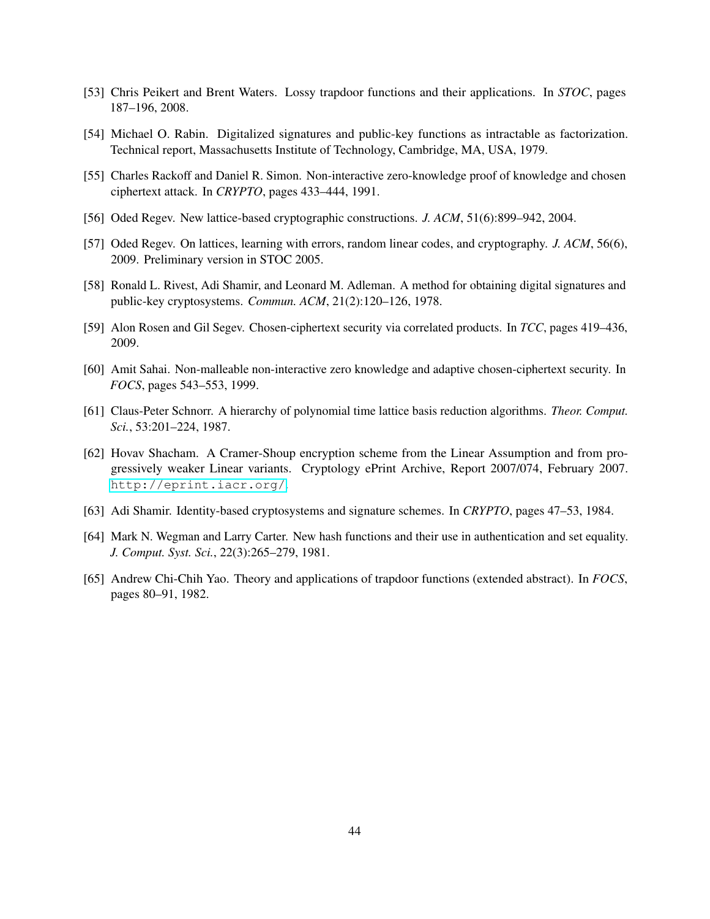[53] Chris Peikert and Brent Waters. Lossy trapdoor functions and their applications. In *STOC*, pages 187–196, 2008.

[54] Michael O. Rabin. Digitalized signatures and public-key functions as intractable as factorization. Technical report, Massachusetts Institute of Technology, Cambridge, MA, USA, 1979.

[55] Charles Rackoff and Daniel R. Simon. Non-interactive zero-knowledge proof of knowledge and chosen ciphertext attack. In *CRYPTO*, pages 433–444, 1991.

[56] Oded Regev. New lattice-based cryptographic constructions. *J. ACM*, 51(6):899–942, 2004.

[57] Oded Regev. On lattices, learning with errors, random linear codes, and cryptography. *J. ACM*, 56(6), 2009. Preliminary version in STOC 2005.

[58] Ronald L. Rivest, Adi Shamir, and Leonard M. Adleman. A method for obtaining digital signatures and public-key cryptosystems. *Commun. ACM*, 21(2):120–126, 1978.

[59] Alon Rosen and Gil Segev. Chosen-ciphertext security via correlated products. In *TCC*, pages 419–436, 2009.

[60] Amit Sahai. Non-malleable non-interactive zero knowledge and adaptive chosen-ciphertext security. In *FOCS*, pages 543–553, 1999.

[61] Claus-Peter Schnorr. A hierarchy of polynomial time lattice basis reduction algorithms. *Theor. Comput. Sci.*, 53:201–224, 1987.

[62] Hovav Shacham. A Cramer-Shoup encryption scheme from the Linear Assumption and from progressively weaker Linear variants. Cryptology ePrint Archive, Report 2007/074, February 2007. http://eprint.iacr.org/.

[63] Adi Shamir. Identity-based cryptosystems and signature schemes. In *CRYPTO*, pages 47–53, 1984.

[64] Mark N. Wegman and Larry Carter. New hash functions and their use in authentication and set equality. *J. Comput. Syst. Sci.*, 22(3):265–279, 1981.

[65] Andrew Chi-Chih Yao. Theory and applications of trapdoor functions (extended abstract). In *FOCS*, pages 80–91, 1982.